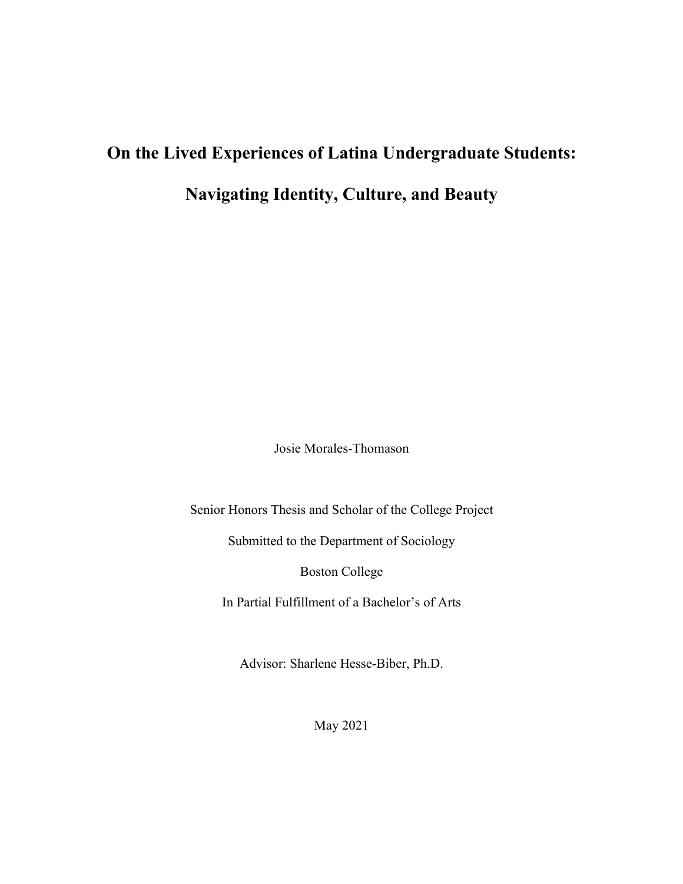# On the Lived Experiences of Latina Undergraduate Students:

# Navigating Identity, Culture, and Beauty

Josie Morales-Thomason

Senior Honors Thesis and Scholar of the College Project

Submitted to the Department of Sociology

Boston College

In Partial Fulfillment of a Bachelor's of Arts

Advisor: Sharlene Hesse-Biber, Ph.D.

May 2021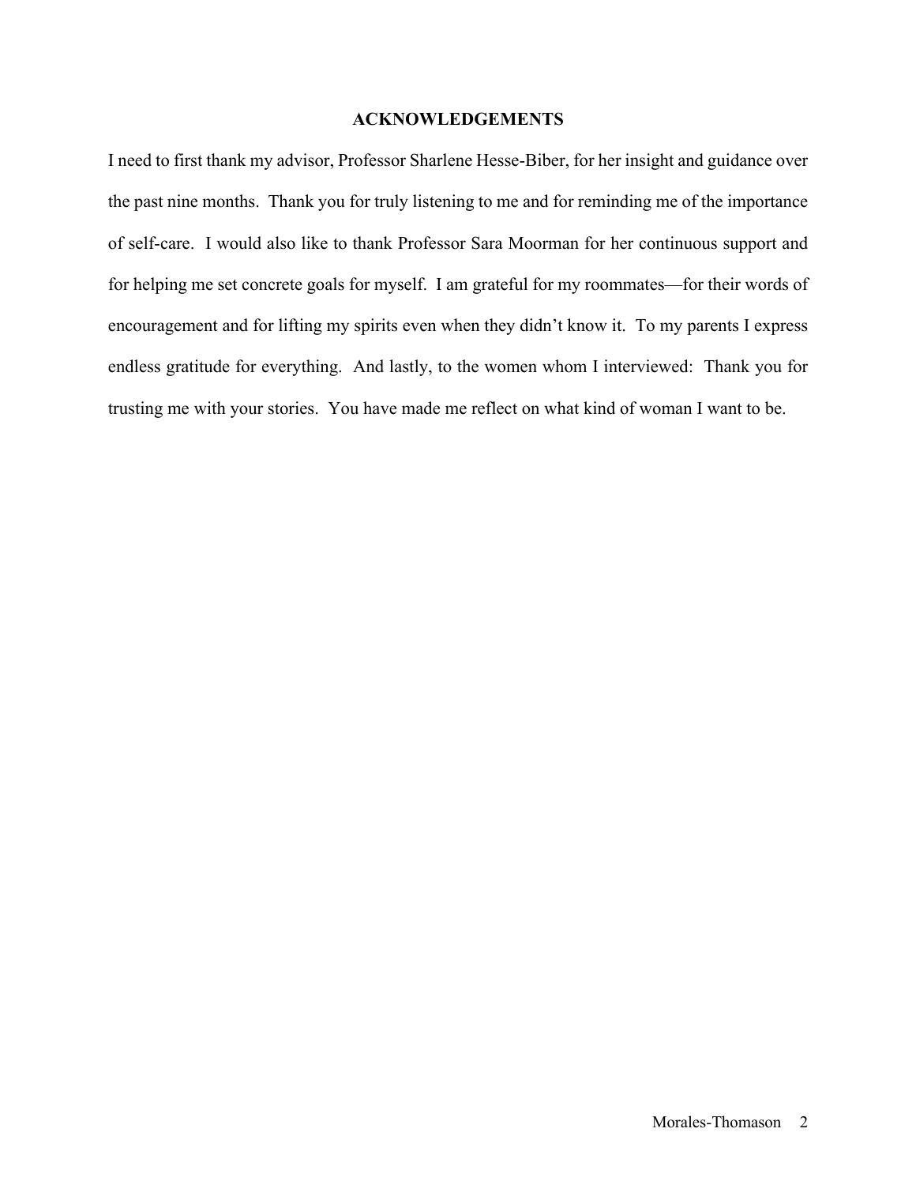## ACKNOWLEDGEMENTS

I need to first thank my advisor, Professor Sharlene Hesse-Biber, for her insight and guidance over the past nine months. Thank you for truly listening to me and for reminding me of the importance of self-care. I would also like to thank Professor Sara Moorman for her continuous support and for helping me set concrete goals for myself. I am grateful for my roommates—for their words of encouragement and for lifting my spirits even when they didn't know it. To my parents I express endless gratitude for everything. And lastly, to the women whom I interviewed: Thank you for trusting me with your stories. You have made me reflect on what kind of woman I want to be.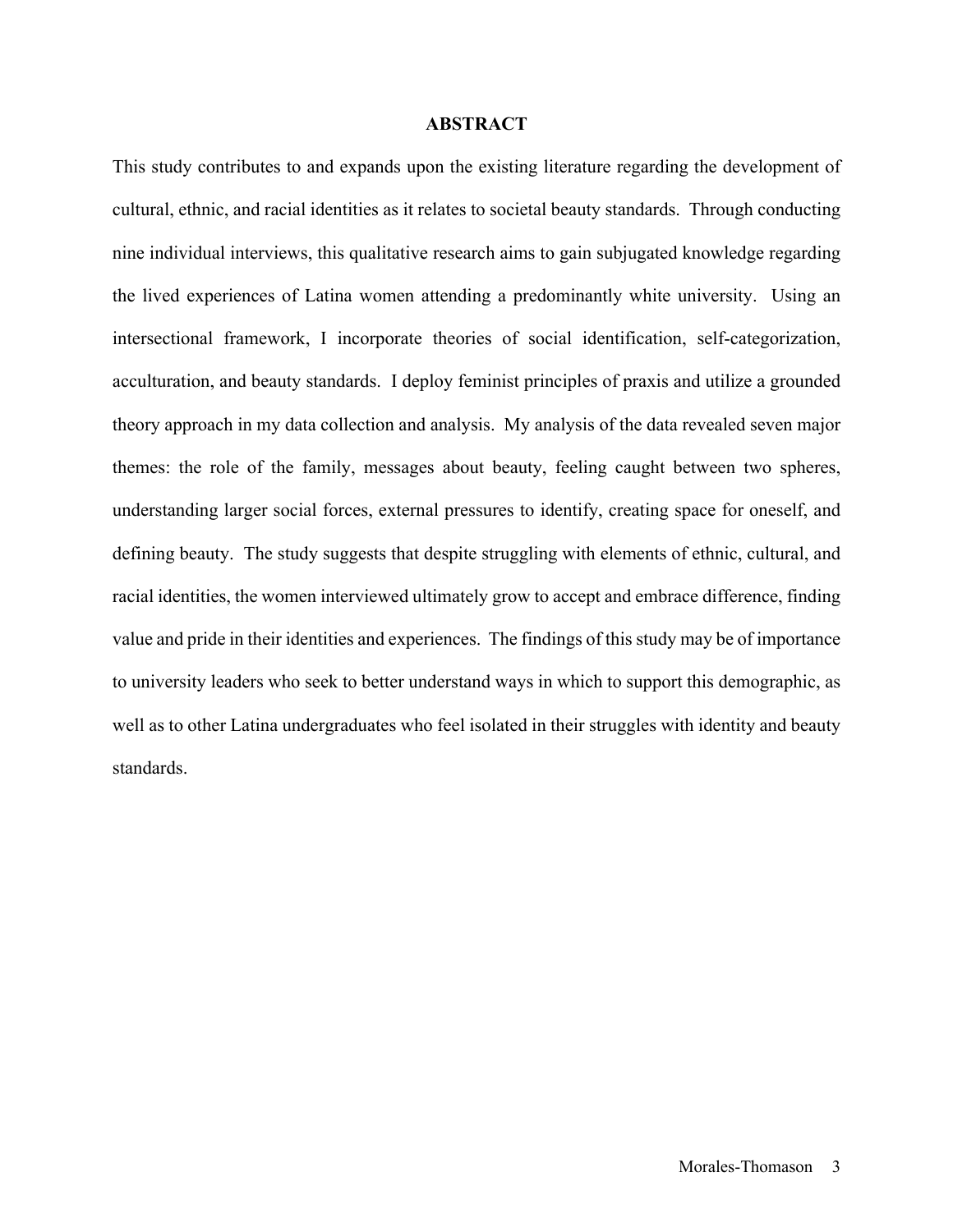## ABSTRACT

This study contributes to and expands upon the existing literature regarding the development of cultural, ethnic, and racial identities as it relates to societal beauty standards. Through conducting nine individual interviews, this qualitative research aims to gain subjugated knowledge regarding the lived experiences of Latina women attending a predominantly white university. Using an intersectional framework, I incorporate theories of social identification, self-categorization, acculturation, and beauty standards. I deploy feminist principles of praxis and utilize a grounded theory approach in my data collection and analysis. My analysis of the data revealed seven major themes: the role of the family, messages about beauty, feeling caught between two spheres, understanding larger social forces, external pressures to identify, creating space for oneself, and defining beauty. The study suggests that despite struggling with elements of ethnic, cultural, and racial identities, the women interviewed ultimately grow to accept and embrace difference, finding value and pride in their identities and experiences. The findings of this study may be of importance to university leaders who seek to better understand ways in which to support this demographic, as well as to other Latina undergraduates who feel isolated in their struggles with identity and beauty standards.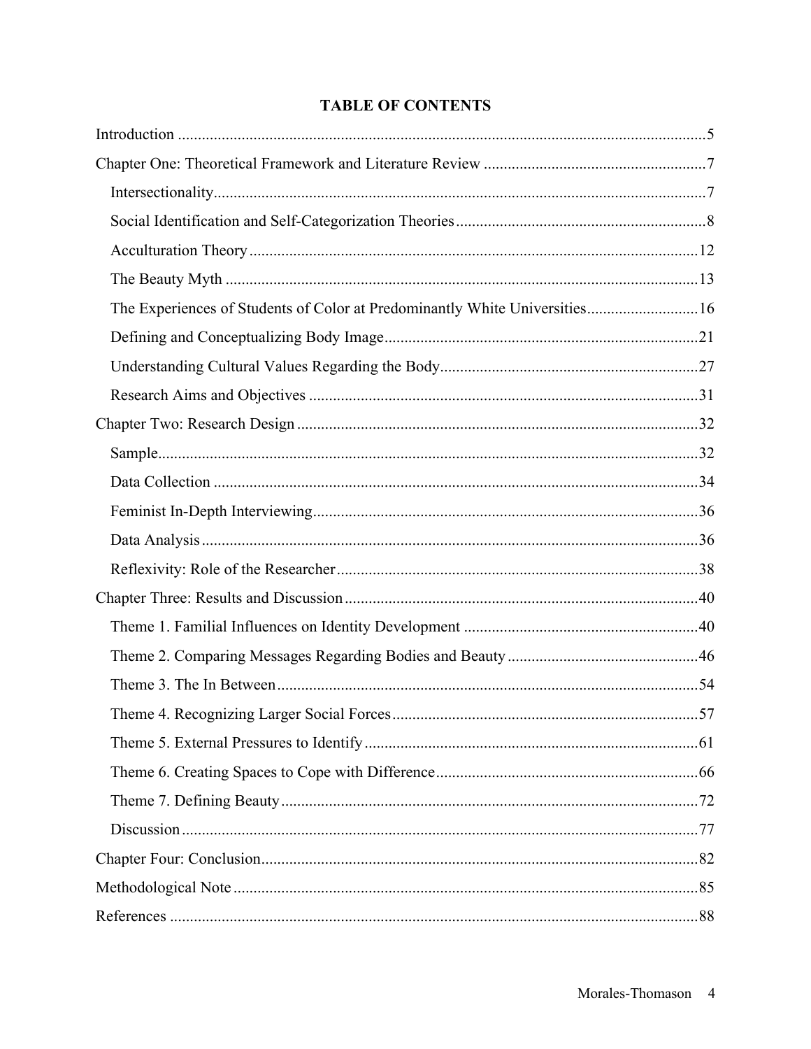# TABLE OF CONTENTS

Introduction ....................................................................................................................5

Chapter One: Theoretical Framework and Literature Review ........................................................7

- Intersectionality...........................................................................................................7
- Social Identification and Self-Categorization Theories ...............................................................8
- Acculturation Theory ................................................................................................12
- The Beauty Myth ......................................................................................................13
- The Experiences of Students of Color at Predominantly White Universities............................16
- Defining and Conceptualizing Body Image..............................................................................21
- Understanding Cultural Values Regarding the Body................................................................27
- Research Aims and Objectives .................................................................................31

Chapter Two: Research Design ....................................................................................................32

- Sample.......................................................................................................................32
- Data Collection .........................................................................................................34
- Feminist In-Depth Interviewing................................................................................36
- Data Analysis ............................................................................................................36
- Reflexivity: Role of the Researcher..........................................................................38

Chapter Three: Results and Discussion ........................................................................................40

- Theme 1. Familial Influences on Identity Development ..........................................................40
- Theme 2. Comparing Messages Regarding Bodies and Beauty ................................................46
- Theme 3. The In Between.........................................................................................54
- Theme 4. Recognizing Larger Social Forces............................................................................57
- Theme 5. External Pressures to Identify ...................................................................................61
- Theme 6. Creating Spaces to Cope with Difference.................................................................66
- Theme 7. Defining Beauty........................................................................................72
- Discussion .................................................................................................................77

Chapter Four: Conclusion.............................................................................................................82

Methodological Note ....................................................................................................................85

References ....................................................................................................................................88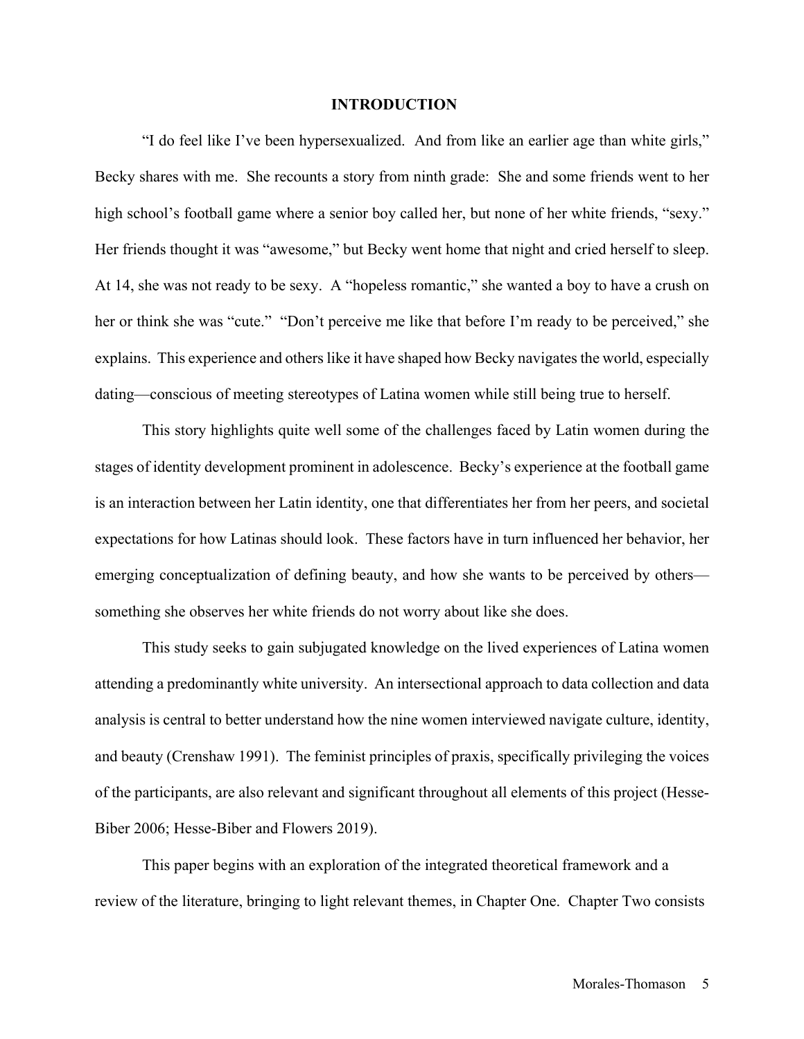# INTRODUCTION

"I do feel like I've been hypersexualized. And from like an earlier age than white girls," Becky shares with me. She recounts a story from ninth grade: She and some friends went to her high school's football game where a senior boy called her, but none of her white friends, "sexy." Her friends thought it was "awesome," but Becky went home that night and cried herself to sleep. At 14, she was not ready to be sexy. A "hopeless romantic," she wanted a boy to have a crush on her or think she was "cute." "Don't perceive me like that before I'm ready to be perceived," she explains. This experience and others like it have shaped how Becky navigates the world, especially dating—conscious of meeting stereotypes of Latina women while still being true to herself.

This story highlights quite well some of the challenges faced by Latin women during the stages of identity development prominent in adolescence. Becky's experience at the football game is an interaction between her Latin identity, one that differentiates her from her peers, and societal expectations for how Latinas should look. These factors have in turn influenced her behavior, her emerging conceptualization of defining beauty, and how she wants to be perceived by others—something she observes her white friends do not worry about like she does.

This study seeks to gain subjugated knowledge on the lived experiences of Latina women attending a predominantly white university. An intersectional approach to data collection and data analysis is central to better understand how the nine women interviewed navigate culture, identity, and beauty (Crenshaw 1991). The feminist principles of praxis, specifically privileging the voices of the participants, are also relevant and significant throughout all elements of this project (Hesse-Biber 2006; Hesse-Biber and Flowers 2019).

This paper begins with an exploration of the integrated theoretical framework and a review of the literature, bringing to light relevant themes, in Chapter One. Chapter Two consists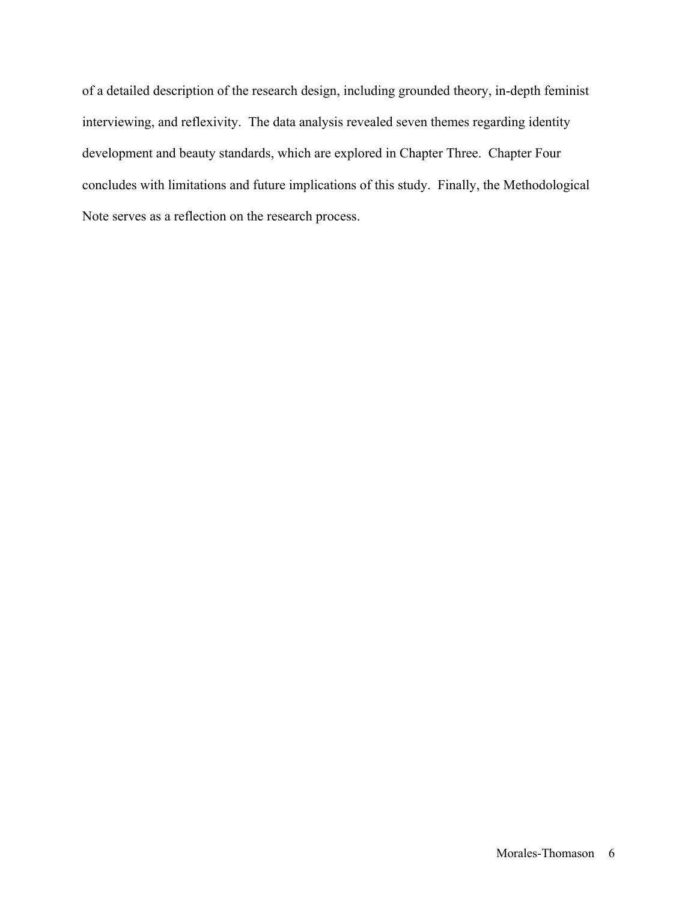of a detailed description of the research design, including grounded theory, in-depth feminist interviewing, and reflexivity. The data analysis revealed seven themes regarding identity development and beauty standards, which are explored in Chapter Three. Chapter Four concludes with limitations and future implications of this study. Finally, the Methodological Note serves as a reflection on the research process.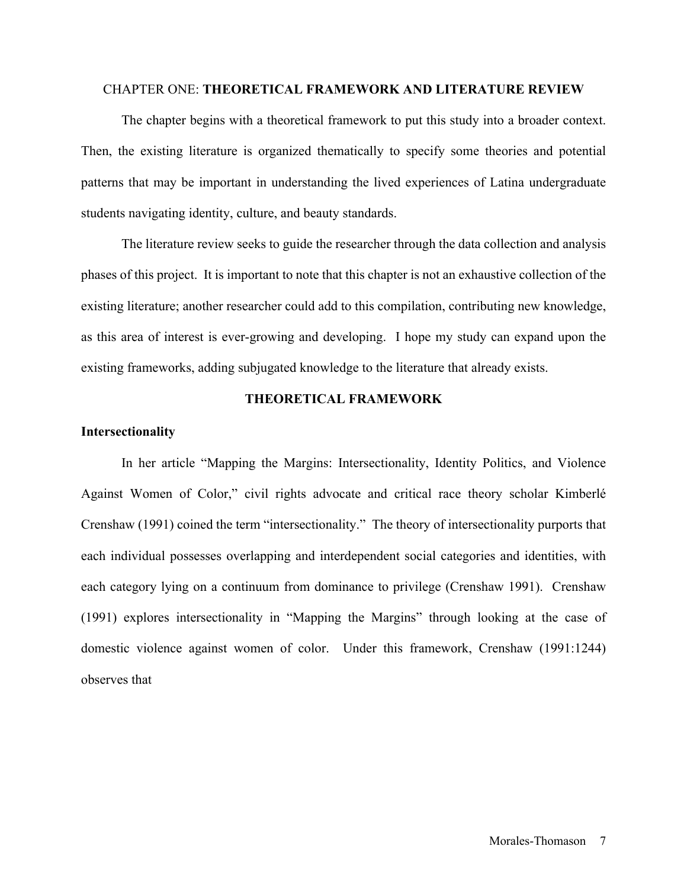CHAPTER ONE: **THEORETICAL FRAMEWORK AND LITERATURE REVIEW**

The chapter begins with a theoretical framework to put this study into a broader context. Then, the existing literature is organized thematically to specify some theories and potential patterns that may be important in understanding the lived experiences of Latina undergraduate students navigating identity, culture, and beauty standards.

The literature review seeks to guide the researcher through the data collection and analysis phases of this project. It is important to note that this chapter is not an exhaustive collection of the existing literature; another researcher could add to this compilation, contributing new knowledge, as this area of interest is ever-growing and developing. I hope my study can expand upon the existing frameworks, adding subjugated knowledge to the literature that already exists.

## THEORETICAL FRAMEWORK

### Intersectionality

In her article "Mapping the Margins: Intersectionality, Identity Politics, and Violence Against Women of Color," civil rights advocate and critical race theory scholar Kimberlé Crenshaw (1991) coined the term "intersectionality." The theory of intersectionality purports that each individual possesses overlapping and interdependent social categories and identities, with each category lying on a continuum from dominance to privilege (Crenshaw 1991). Crenshaw (1991) explores intersectionality in "Mapping the Margins" through looking at the case of domestic violence against women of color. Under this framework, Crenshaw (1991:1244) observes that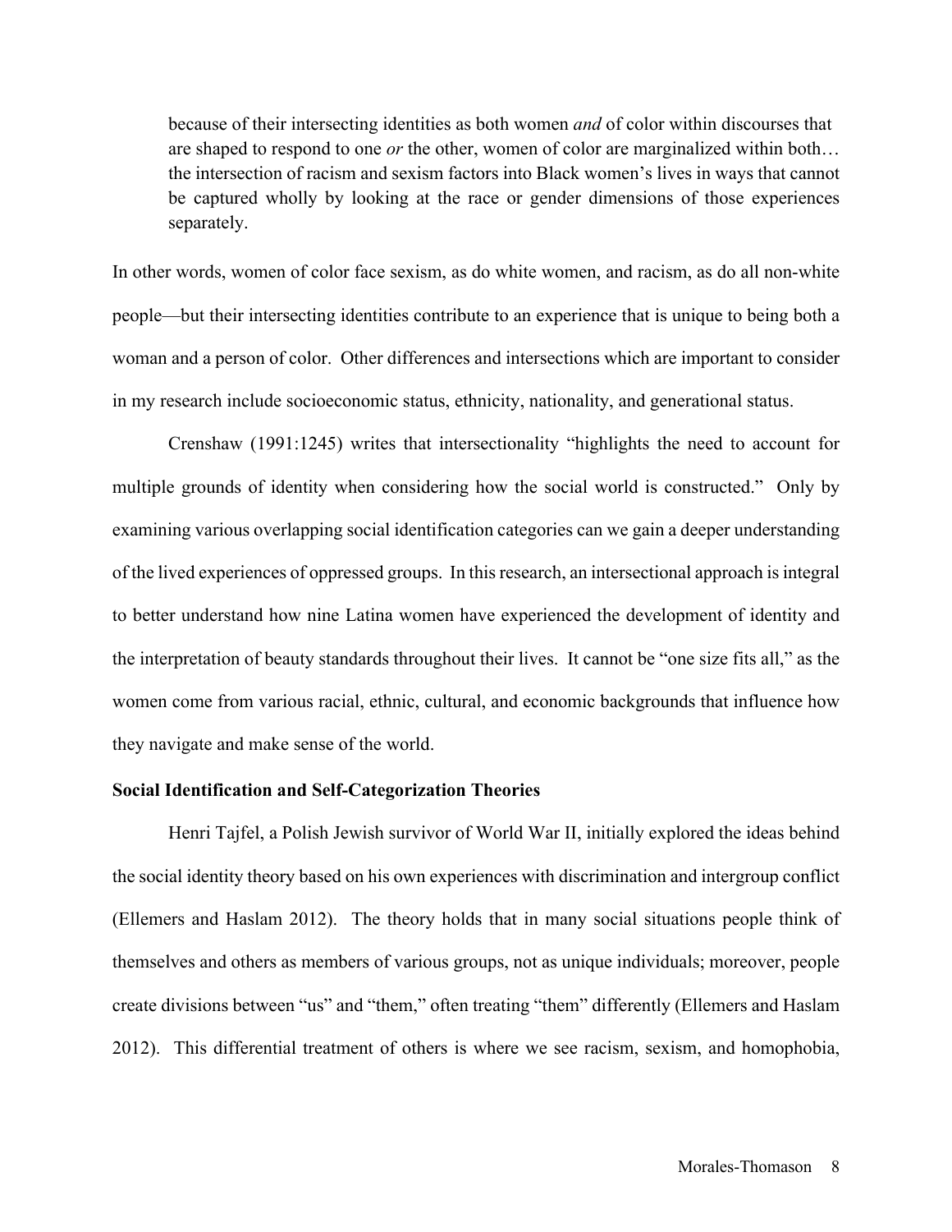> because of their intersecting identities as both women *and* of color within discourses that are shaped to respond to one *or* the other, women of color are marginalized within both… the intersection of racism and sexism factors into Black women's lives in ways that cannot be captured wholly by looking at the race or gender dimensions of those experiences separately.

In other words, women of color face sexism, as do white women, and racism, as do all non-white people—but their intersecting identities contribute to an experience that is unique to being both a woman and a person of color. Other differences and intersections which are important to consider in my research include socioeconomic status, ethnicity, nationality, and generational status.

Crenshaw (1991:1245) writes that intersectionality "highlights the need to account for multiple grounds of identity when considering how the social world is constructed." Only by examining various overlapping social identification categories can we gain a deeper understanding of the lived experiences of oppressed groups. In this research, an intersectional approach is integral to better understand how nine Latina women have experienced the development of identity and the interpretation of beauty standards throughout their lives. It cannot be "one size fits all," as the women come from various racial, ethnic, cultural, and economic backgrounds that influence how they navigate and make sense of the world.

**Social Identification and Self-Categorization Theories**

Henri Tajfel, a Polish Jewish survivor of World War II, initially explored the ideas behind the social identity theory based on his own experiences with discrimination and intergroup conflict (Ellemers and Haslam 2012). The theory holds that in many social situations people think of themselves and others as members of various groups, not as unique individuals; moreover, people create divisions between "us" and "them," often treating "them" differently (Ellemers and Haslam 2012). This differential treatment of others is where we see racism, sexism, and homophobia,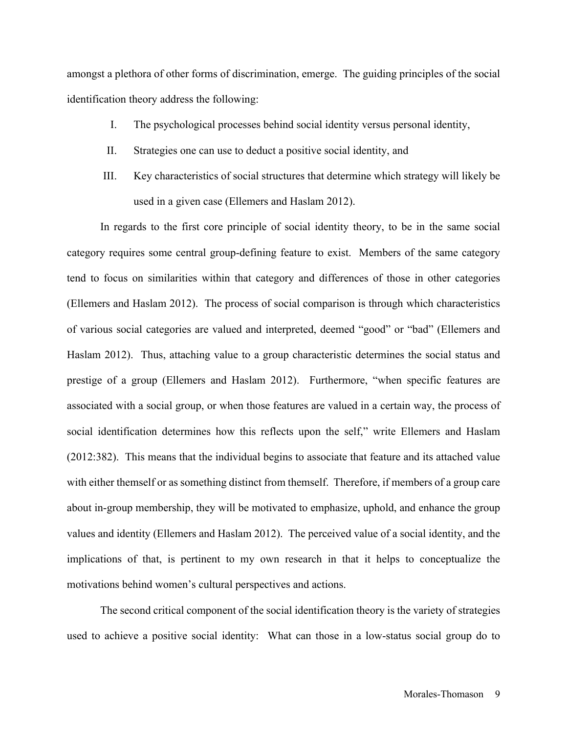amongst a plethora of other forms of discrimination, emerge. The guiding principles of the social identification theory address the following:

I. The psychological processes behind social identity versus personal identity,
II. Strategies one can use to deduct a positive social identity, and
III. Key characteristics of social structures that determine which strategy will likely be used in a given case (Ellemers and Haslam 2012).

In regards to the first core principle of social identity theory, to be in the same social category requires some central group-defining feature to exist. Members of the same category tend to focus on similarities within that category and differences of those in other categories (Ellemers and Haslam 2012). The process of social comparison is through which characteristics of various social categories are valued and interpreted, deemed "good" or "bad" (Ellemers and Haslam 2012). Thus, attaching value to a group characteristic determines the social status and prestige of a group (Ellemers and Haslam 2012). Furthermore, "when specific features are associated with a social group, or when those features are valued in a certain way, the process of social identification determines how this reflects upon the self," write Ellemers and Haslam (2012:382). This means that the individual begins to associate that feature and its attached value with either themself or as something distinct from themself. Therefore, if members of a group care about in-group membership, they will be motivated to emphasize, uphold, and enhance the group values and identity (Ellemers and Haslam 2012). The perceived value of a social identity, and the implications of that, is pertinent to my own research in that it helps to conceptualize the motivations behind women's cultural perspectives and actions.

The second critical component of the social identification theory is the variety of strategies used to achieve a positive social identity: What can those in a low-status social group do to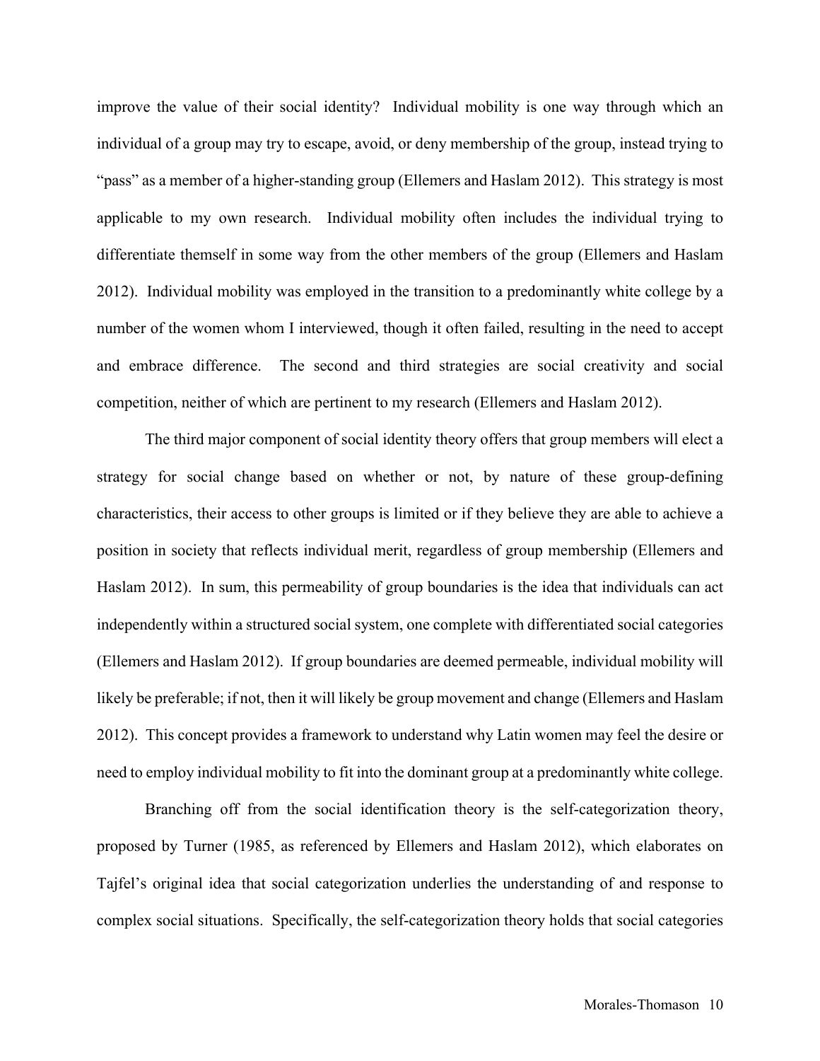improve the value of their social identity? Individual mobility is one way through which an individual of a group may try to escape, avoid, or deny membership of the group, instead trying to "pass" as a member of a higher-standing group (Ellemers and Haslam 2012). This strategy is most applicable to my own research. Individual mobility often includes the individual trying to differentiate themself in some way from the other members of the group (Ellemers and Haslam 2012). Individual mobility was employed in the transition to a predominantly white college by a number of the women whom I interviewed, though it often failed, resulting in the need to accept and embrace difference. The second and third strategies are social creativity and social competition, neither of which are pertinent to my research (Ellemers and Haslam 2012).

The third major component of social identity theory offers that group members will elect a strategy for social change based on whether or not, by nature of these group-defining characteristics, their access to other groups is limited or if they believe they are able to achieve a position in society that reflects individual merit, regardless of group membership (Ellemers and Haslam 2012). In sum, this permeability of group boundaries is the idea that individuals can act independently within a structured social system, one complete with differentiated social categories (Ellemers and Haslam 2012). If group boundaries are deemed permeable, individual mobility will likely be preferable; if not, then it will likely be group movement and change (Ellemers and Haslam 2012). This concept provides a framework to understand why Latin women may feel the desire or need to employ individual mobility to fit into the dominant group at a predominantly white college.

Branching off from the social identification theory is the self-categorization theory, proposed by Turner (1985, as referenced by Ellemers and Haslam 2012), which elaborates on Tajfel's original idea that social categorization underlies the understanding of and response to complex social situations. Specifically, the self-categorization theory holds that social categories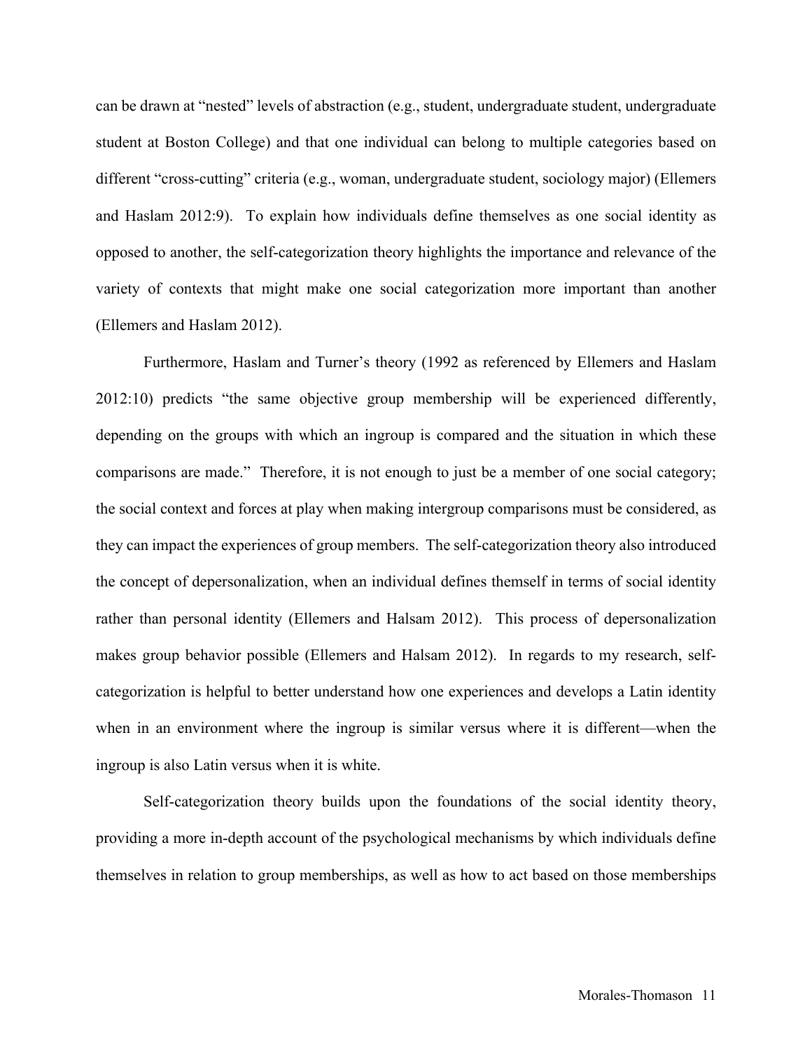can be drawn at "nested" levels of abstraction (e.g., student, undergraduate student, undergraduate student at Boston College) and that one individual can belong to multiple categories based on different "cross-cutting" criteria (e.g., woman, undergraduate student, sociology major) (Ellemers and Haslam 2012:9). To explain how individuals define themselves as one social identity as opposed to another, the self-categorization theory highlights the importance and relevance of the variety of contexts that might make one social categorization more important than another (Ellemers and Haslam 2012).

Furthermore, Haslam and Turner's theory (1992 as referenced by Ellemers and Haslam 2012:10) predicts "the same objective group membership will be experienced differently, depending on the groups with which an ingroup is compared and the situation in which these comparisons are made." Therefore, it is not enough to just be a member of one social category; the social context and forces at play when making intergroup comparisons must be considered, as they can impact the experiences of group members. The self-categorization theory also introduced the concept of depersonalization, when an individual defines themself in terms of social identity rather than personal identity (Ellemers and Halsam 2012). This process of depersonalization makes group behavior possible (Ellemers and Halsam 2012). In regards to my research, self-categorization is helpful to better understand how one experiences and develops a Latin identity when in an environment where the ingroup is similar versus where it is different—when the ingroup is also Latin versus when it is white.

Self-categorization theory builds upon the foundations of the social identity theory, providing a more in-depth account of the psychological mechanisms by which individuals define themselves in relation to group memberships, as well as how to act based on those memberships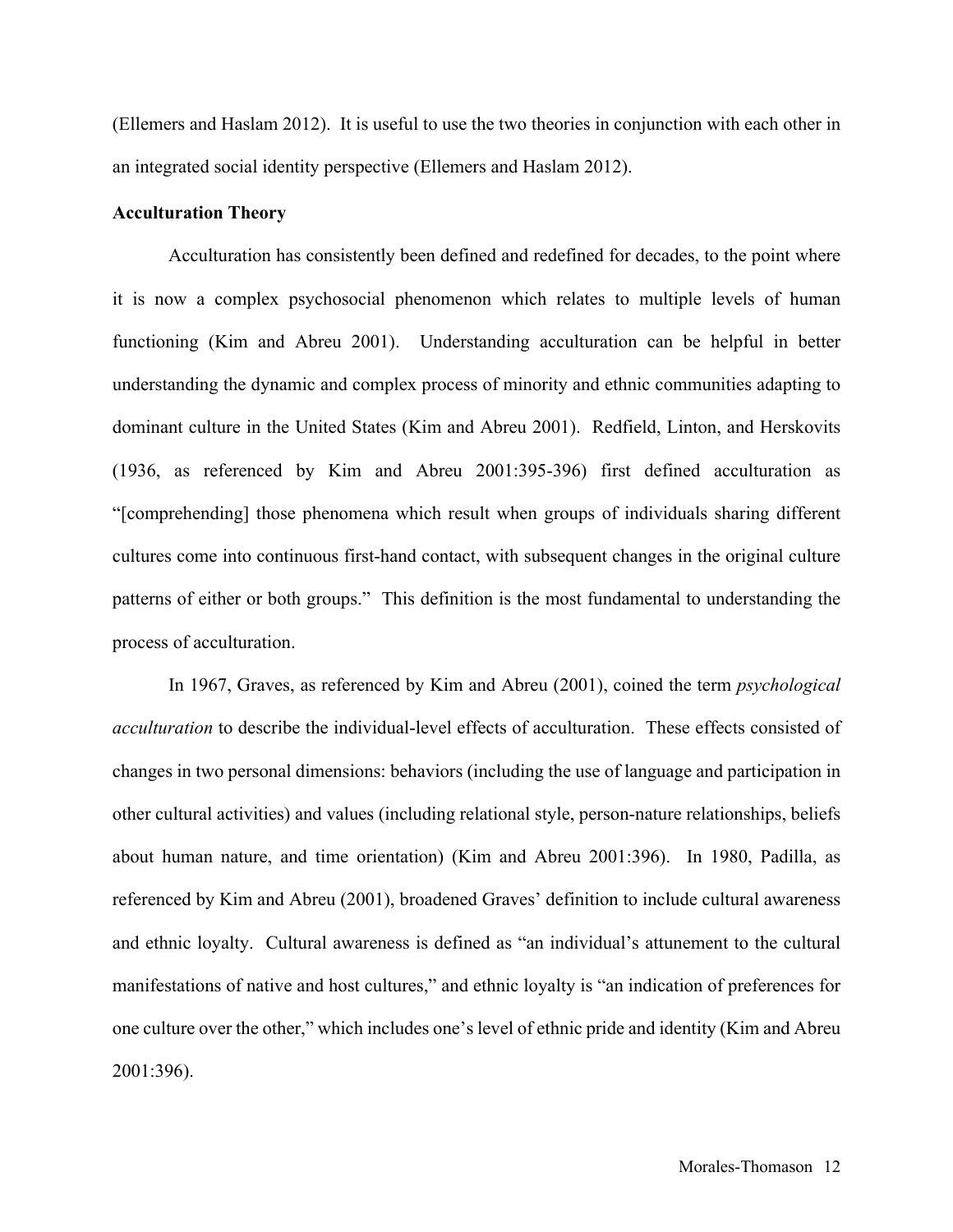(Ellemers and Haslam 2012). It is useful to use the two theories in conjunction with each other in an integrated social identity perspective (Ellemers and Haslam 2012).

**Acculturation Theory**

Acculturation has consistently been defined and redefined for decades, to the point where it is now a complex psychosocial phenomenon which relates to multiple levels of human functioning (Kim and Abreu 2001). Understanding acculturation can be helpful in better understanding the dynamic and complex process of minority and ethnic communities adapting to dominant culture in the United States (Kim and Abreu 2001). Redfield, Linton, and Herskovits (1936, as referenced by Kim and Abreu 2001:395-396) first defined acculturation as "[comprehending] those phenomena which result when groups of individuals sharing different cultures come into continuous first-hand contact, with subsequent changes in the original culture patterns of either or both groups." This definition is the most fundamental to understanding the process of acculturation.

In 1967, Graves, as referenced by Kim and Abreu (2001), coined the term *psychological acculturation* to describe the individual-level effects of acculturation. These effects consisted of changes in two personal dimensions: behaviors (including the use of language and participation in other cultural activities) and values (including relational style, person-nature relationships, beliefs about human nature, and time orientation) (Kim and Abreu 2001:396). In 1980, Padilla, as referenced by Kim and Abreu (2001), broadened Graves' definition to include cultural awareness and ethnic loyalty. Cultural awareness is defined as "an individual's attunement to the cultural manifestations of native and host cultures," and ethnic loyalty is "an indication of preferences for one culture over the other," which includes one's level of ethnic pride and identity (Kim and Abreu 2001:396).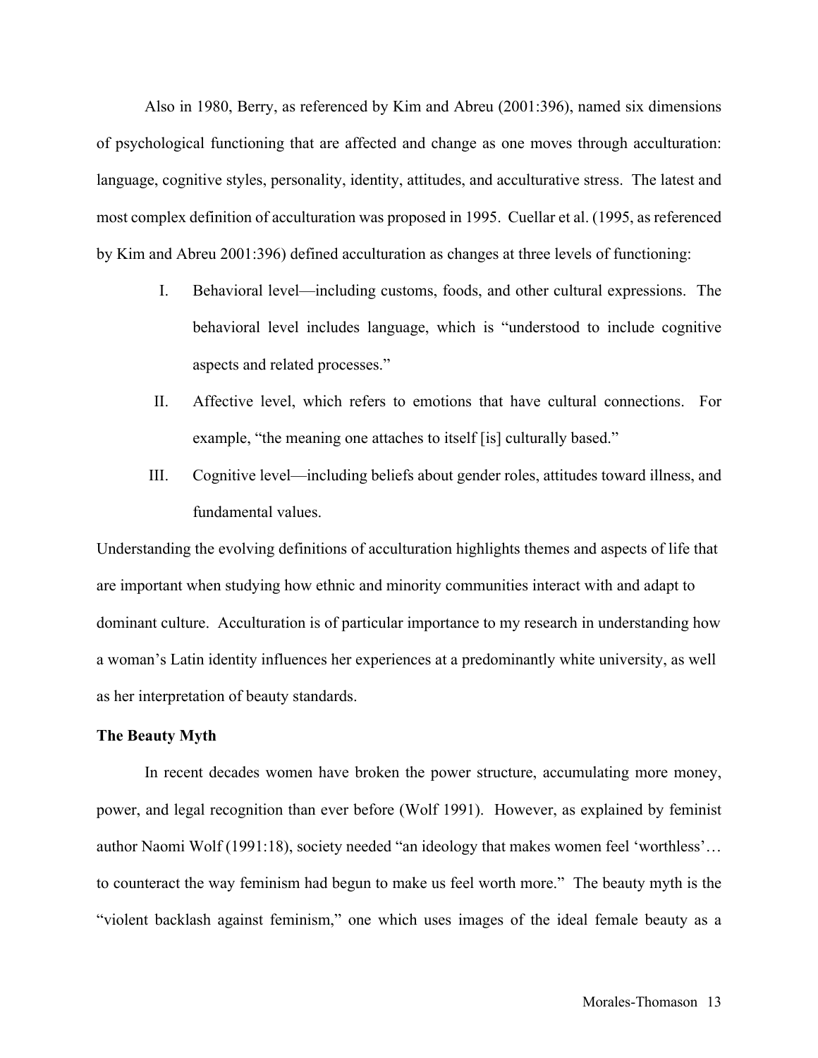Also in 1980, Berry, as referenced by Kim and Abreu (2001:396), named six dimensions of psychological functioning that are affected and change as one moves through acculturation: language, cognitive styles, personality, identity, attitudes, and acculturative stress. The latest and most complex definition of acculturation was proposed in 1995. Cuellar et al. (1995, as referenced by Kim and Abreu 2001:396) defined acculturation as changes at three levels of functioning:

I. Behavioral level—including customs, foods, and other cultural expressions. The behavioral level includes language, which is "understood to include cognitive aspects and related processes."

II. Affective level, which refers to emotions that have cultural connections. For example, "the meaning one attaches to itself [is] culturally based."

III. Cognitive level—including beliefs about gender roles, attitudes toward illness, and fundamental values.

Understanding the evolving definitions of acculturation highlights themes and aspects of life that are important when studying how ethnic and minority communities interact with and adapt to dominant culture. Acculturation is of particular importance to my research in understanding how a woman's Latin identity influences her experiences at a predominantly white university, as well as her interpretation of beauty standards.

**The Beauty Myth**

In recent decades women have broken the power structure, accumulating more money, power, and legal recognition than ever before (Wolf 1991). However, as explained by feminist author Naomi Wolf (1991:18), society needed "an ideology that makes women feel 'worthless'… to counteract the way feminism had begun to make us feel worth more." The beauty myth is the "violent backlash against feminism," one which uses images of the ideal female beauty as a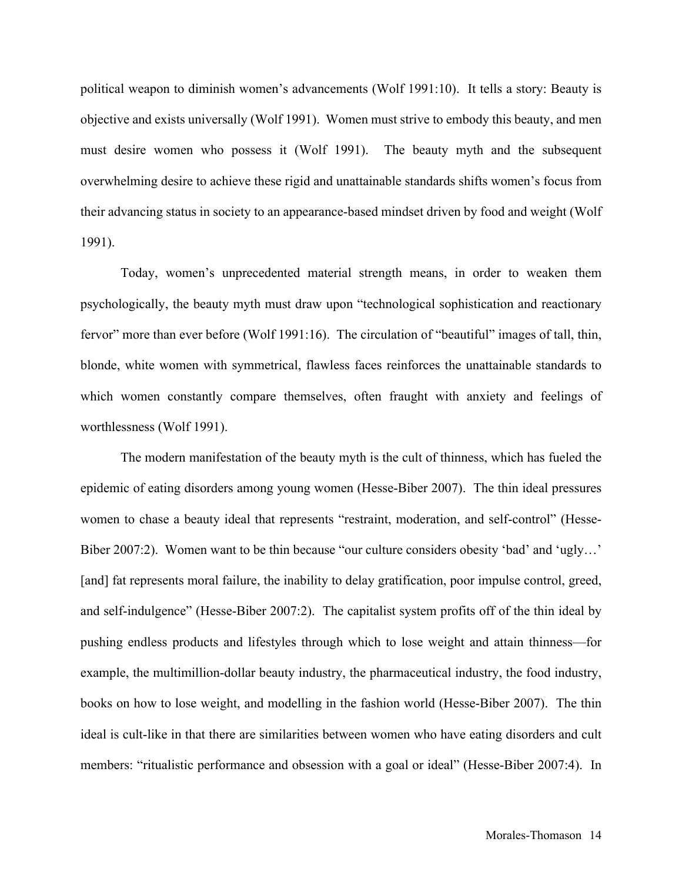political weapon to diminish women's advancements (Wolf 1991:10). It tells a story: Beauty is objective and exists universally (Wolf 1991). Women must strive to embody this beauty, and men must desire women who possess it (Wolf 1991). The beauty myth and the subsequent overwhelming desire to achieve these rigid and unattainable standards shifts women's focus from their advancing status in society to an appearance-based mindset driven by food and weight (Wolf 1991).

Today, women's unprecedented material strength means, in order to weaken them psychologically, the beauty myth must draw upon "technological sophistication and reactionary fervor" more than ever before (Wolf 1991:16). The circulation of "beautiful" images of tall, thin, blonde, white women with symmetrical, flawless faces reinforces the unattainable standards to which women constantly compare themselves, often fraught with anxiety and feelings of worthlessness (Wolf 1991).

The modern manifestation of the beauty myth is the cult of thinness, which has fueled the epidemic of eating disorders among young women (Hesse-Biber 2007). The thin ideal pressures women to chase a beauty ideal that represents "restraint, moderation, and self-control" (Hesse-Biber 2007:2). Women want to be thin because "our culture considers obesity 'bad' and 'ugly…' [and] fat represents moral failure, the inability to delay gratification, poor impulse control, greed, and self-indulgence" (Hesse-Biber 2007:2). The capitalist system profits off of the thin ideal by pushing endless products and lifestyles through which to lose weight and attain thinness—for example, the multimillion-dollar beauty industry, the pharmaceutical industry, the food industry, books on how to lose weight, and modelling in the fashion world (Hesse-Biber 2007). The thin ideal is cult-like in that there are similarities between women who have eating disorders and cult members: "ritualistic performance and obsession with a goal or ideal" (Hesse-Biber 2007:4). In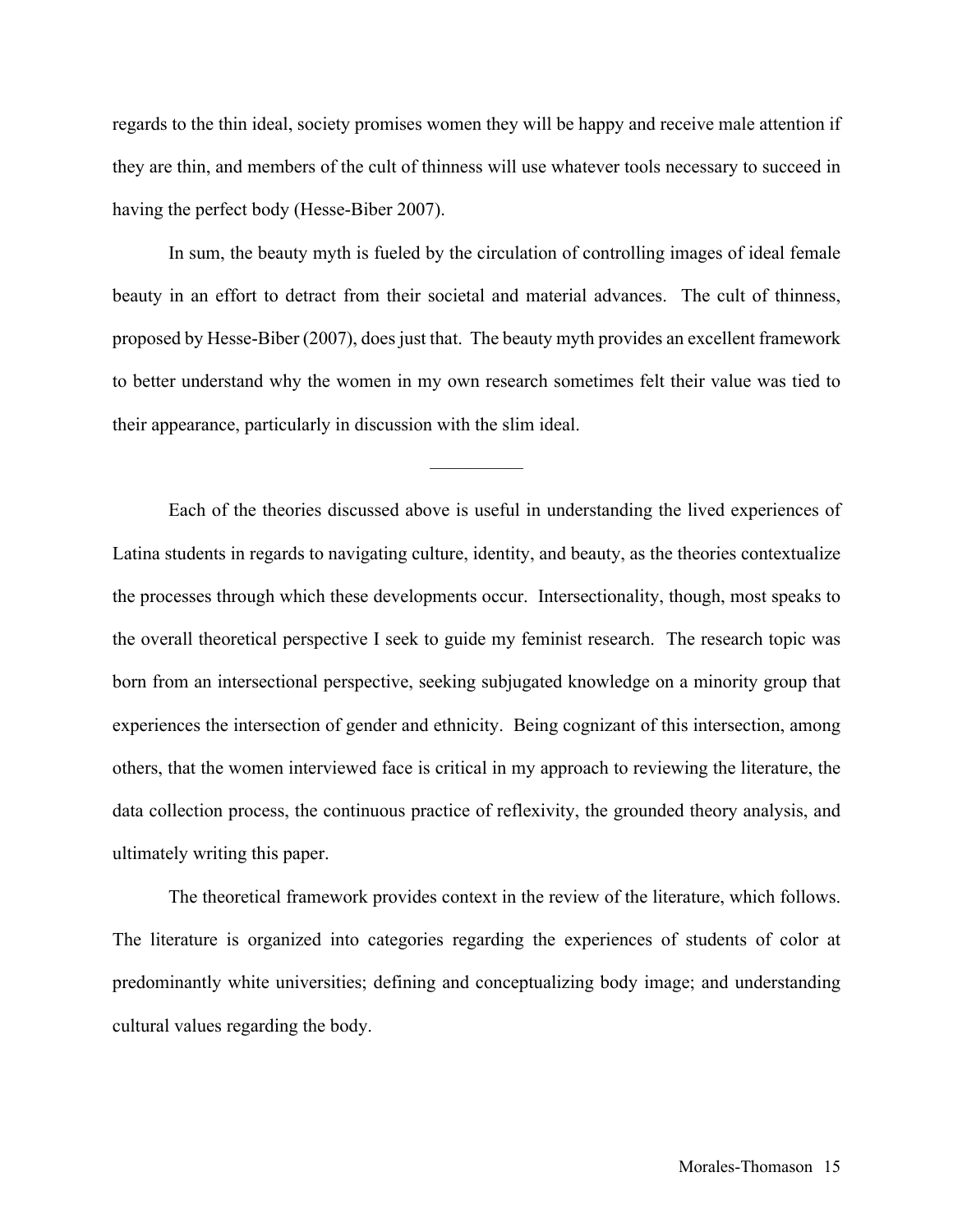regards to the thin ideal, society promises women they will be happy and receive male attention if they are thin, and members of the cult of thinness will use whatever tools necessary to succeed in having the perfect body (Hesse-Biber 2007).

In sum, the beauty myth is fueled by the circulation of controlling images of ideal female beauty in an effort to detract from their societal and material advances. The cult of thinness, proposed by Hesse-Biber (2007), does just that. The beauty myth provides an excellent framework to better understand why the women in my own research sometimes felt their value was tied to their appearance, particularly in discussion with the slim ideal.

__________

Each of the theories discussed above is useful in understanding the lived experiences of Latina students in regards to navigating culture, identity, and beauty, as the theories contextualize the processes through which these developments occur. Intersectionality, though, most speaks to the overall theoretical perspective I seek to guide my feminist research. The research topic was born from an intersectional perspective, seeking subjugated knowledge on a minority group that experiences the intersection of gender and ethnicity. Being cognizant of this intersection, among others, that the women interviewed face is critical in my approach to reviewing the literature, the data collection process, the continuous practice of reflexivity, the grounded theory analysis, and ultimately writing this paper.

The theoretical framework provides context in the review of the literature, which follows. The literature is organized into categories regarding the experiences of students of color at predominantly white universities; defining and conceptualizing body image; and understanding cultural values regarding the body.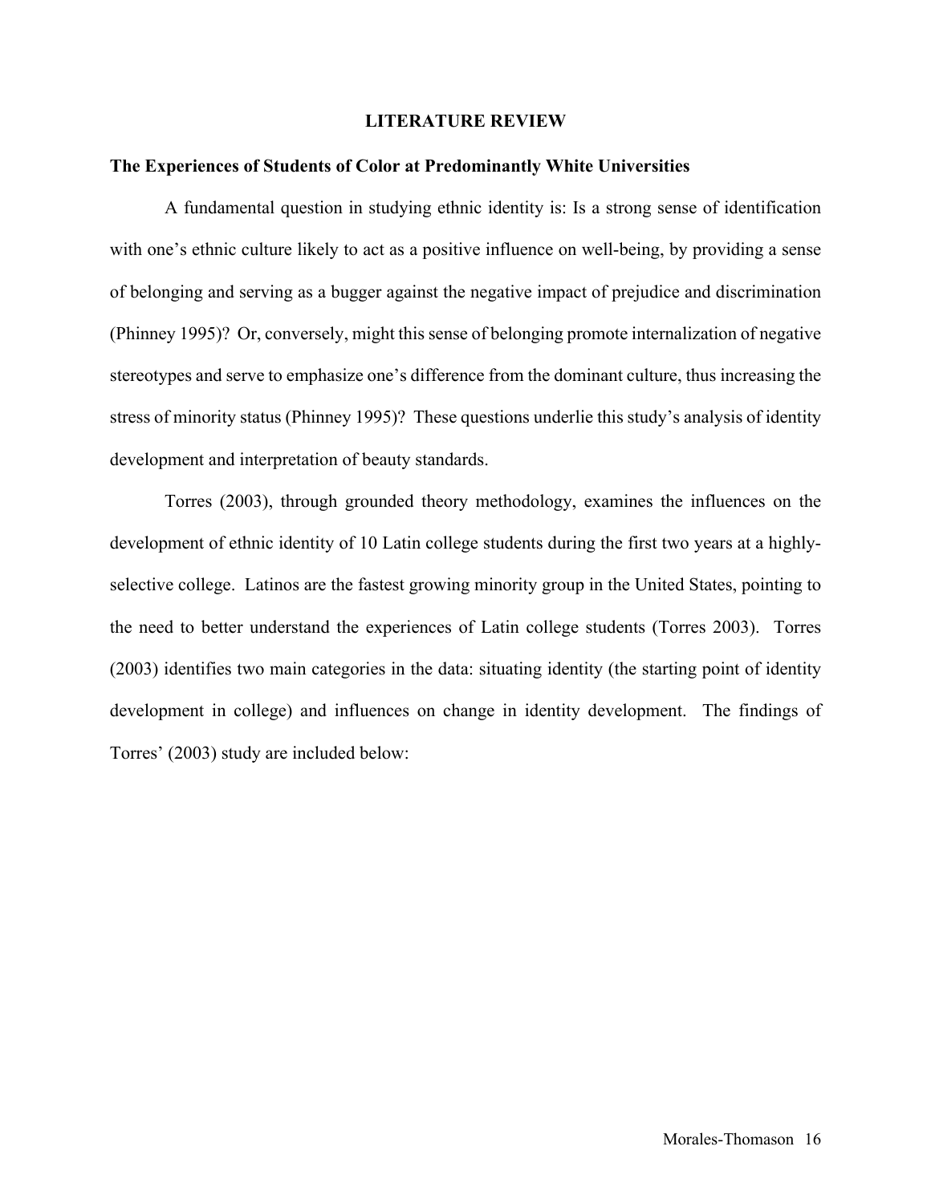# LITERATURE REVIEW

## The Experiences of Students of Color at Predominantly White Universities

A fundamental question in studying ethnic identity is: Is a strong sense of identification with one's ethnic culture likely to act as a positive influence on well-being, by providing a sense of belonging and serving as a bugger against the negative impact of prejudice and discrimination (Phinney 1995)? Or, conversely, might this sense of belonging promote internalization of negative stereotypes and serve to emphasize one's difference from the dominant culture, thus increasing the stress of minority status (Phinney 1995)? These questions underlie this study's analysis of identity development and interpretation of beauty standards.

Torres (2003), through grounded theory methodology, examines the influences on the development of ethnic identity of 10 Latin college students during the first two years at a highly-selective college. Latinos are the fastest growing minority group in the United States, pointing to the need to better understand the experiences of Latin college students (Torres 2003). Torres (2003) identifies two main categories in the data: situating identity (the starting point of identity development in college) and influences on change in identity development. The findings of Torres' (2003) study are included below: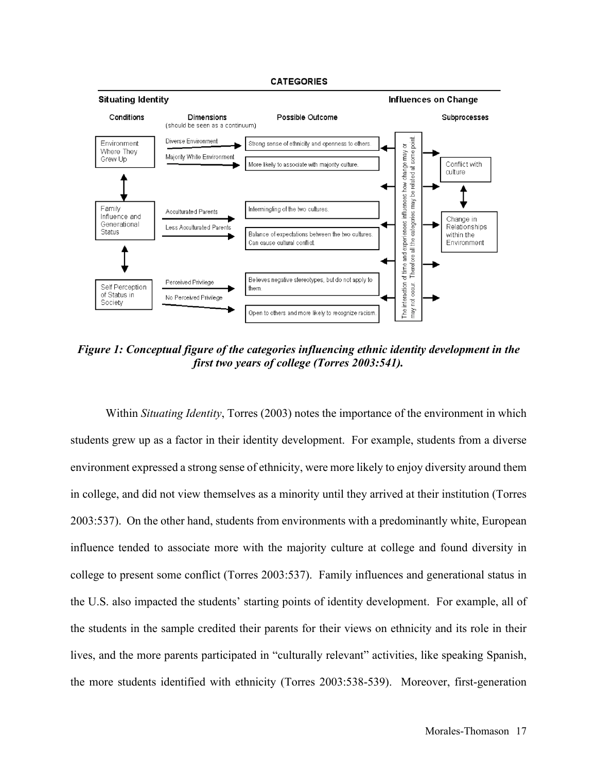**CATEGORIES**

| Situating Identity | | | Influences on Change | |
|---|---|---|---|---|
| **Conditions** | **Dimensions** (should be seen as a continuum) | **Possible Outcome** | | **Subprocesses** |
| Environment Where They Grew Up | Diverse Environment | Strong sense of ethnicity and openness to others. | The interaction of time and experiences influences how change may or may not occur. Therefore all the categories may be related at some point. | Conflict with culture |
| | Majority White Environment | More likely to associate with majority culture. | | |
| Family Influence and Generational Status | Acculturated Parents | Intermingling of the two cultures. | | Change in Relationships within the Environment |
| | Less Acculturated Parents | Balance of expectations between the two cultures. Can cause cultural conflict. | | |
| Self Perception of Status in Society | Perceived Privilege | Believes negative stereotypes, but do not apply to them. | | |
| | No Perceived Privilege | Open to others and more likely to recognize racism. | | |

***Figure 1: Conceptual figure of the categories influencing ethnic identity development in the first two years of college (Torres 2003:541).***

Within *Situating Identity*, Torres (2003) notes the importance of the environment in which students grew up as a factor in their identity development. For example, students from a diverse environment expressed a strong sense of ethnicity, were more likely to enjoy diversity around them in college, and did not view themselves as a minority until they arrived at their institution (Torres 2003:537). On the other hand, students from environments with a predominantly white, European influence tended to associate more with the majority culture at college and found diversity in college to present some conflict (Torres 2003:537). Family influences and generational status in the U.S. also impacted the students' starting points of identity development. For example, all of the students in the sample credited their parents for their views on ethnicity and its role in their lives, and the more parents participated in "culturally relevant" activities, like speaking Spanish, the more students identified with ethnicity (Torres 2003:538-539). Moreover, first-generation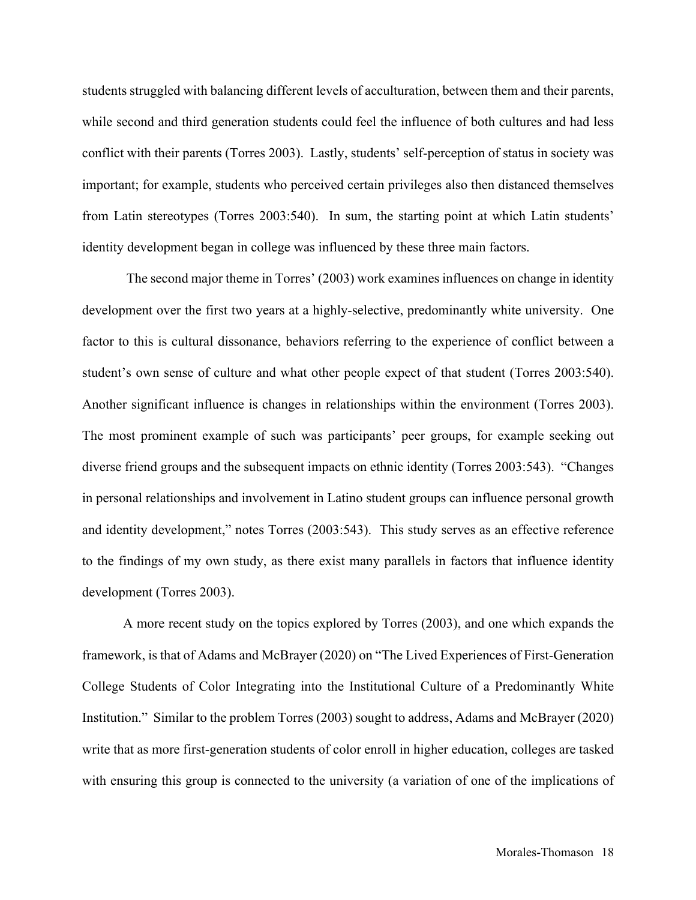students struggled with balancing different levels of acculturation, between them and their parents, while second and third generation students could feel the influence of both cultures and had less conflict with their parents (Torres 2003). Lastly, students' self-perception of status in society was important; for example, students who perceived certain privileges also then distanced themselves from Latin stereotypes (Torres 2003:540). In sum, the starting point at which Latin students' identity development began in college was influenced by these three main factors.

The second major theme in Torres' (2003) work examines influences on change in identity development over the first two years at a highly-selective, predominantly white university. One factor to this is cultural dissonance, behaviors referring to the experience of conflict between a student's own sense of culture and what other people expect of that student (Torres 2003:540). Another significant influence is changes in relationships within the environment (Torres 2003). The most prominent example of such was participants' peer groups, for example seeking out diverse friend groups and the subsequent impacts on ethnic identity (Torres 2003:543). "Changes in personal relationships and involvement in Latino student groups can influence personal growth and identity development," notes Torres (2003:543). This study serves as an effective reference to the findings of my own study, as there exist many parallels in factors that influence identity development (Torres 2003).

A more recent study on the topics explored by Torres (2003), and one which expands the framework, is that of Adams and McBrayer (2020) on "The Lived Experiences of First-Generation College Students of Color Integrating into the Institutional Culture of a Predominantly White Institution." Similar to the problem Torres (2003) sought to address, Adams and McBrayer (2020) write that as more first-generation students of color enroll in higher education, colleges are tasked with ensuring this group is connected to the university (a variation of one of the implications of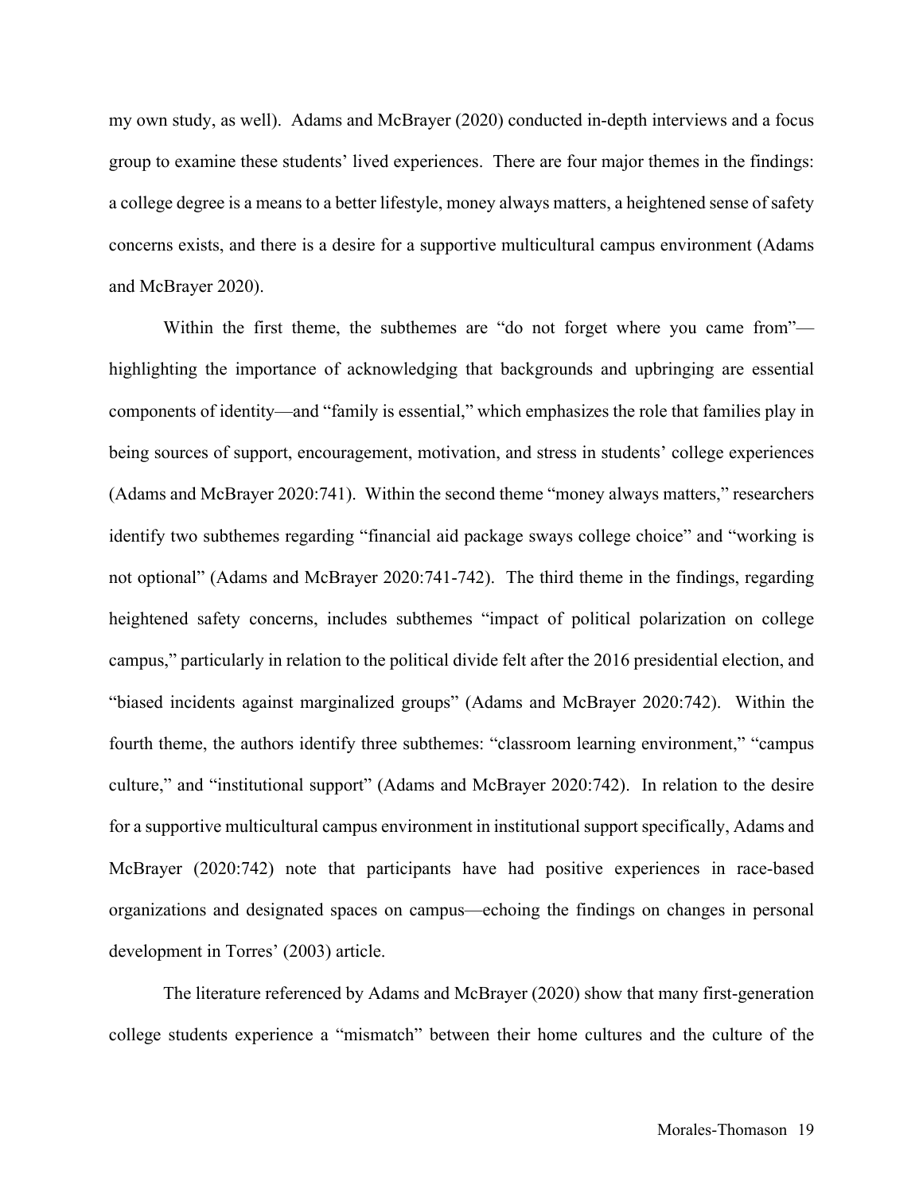my own study, as well). Adams and McBrayer (2020) conducted in-depth interviews and a focus group to examine these students' lived experiences. There are four major themes in the findings: a college degree is a means to a better lifestyle, money always matters, a heightened sense of safety concerns exists, and there is a desire for a supportive multicultural campus environment (Adams and McBrayer 2020).

Within the first theme, the subthemes are "do not forget where you came from"—highlighting the importance of acknowledging that backgrounds and upbringing are essential components of identity—and "family is essential," which emphasizes the role that families play in being sources of support, encouragement, motivation, and stress in students' college experiences (Adams and McBrayer 2020:741). Within the second theme "money always matters," researchers identify two subthemes regarding "financial aid package sways college choice" and "working is not optional" (Adams and McBrayer 2020:741-742). The third theme in the findings, regarding heightened safety concerns, includes subthemes "impact of political polarization on college campus," particularly in relation to the political divide felt after the 2016 presidential election, and "biased incidents against marginalized groups" (Adams and McBrayer 2020:742). Within the fourth theme, the authors identify three subthemes: "classroom learning environment," "campus culture," and "institutional support" (Adams and McBrayer 2020:742). In relation to the desire for a supportive multicultural campus environment in institutional support specifically, Adams and McBrayer (2020:742) note that participants have had positive experiences in race-based organizations and designated spaces on campus—echoing the findings on changes in personal development in Torres' (2003) article.

The literature referenced by Adams and McBrayer (2020) show that many first-generation college students experience a "mismatch" between their home cultures and the culture of the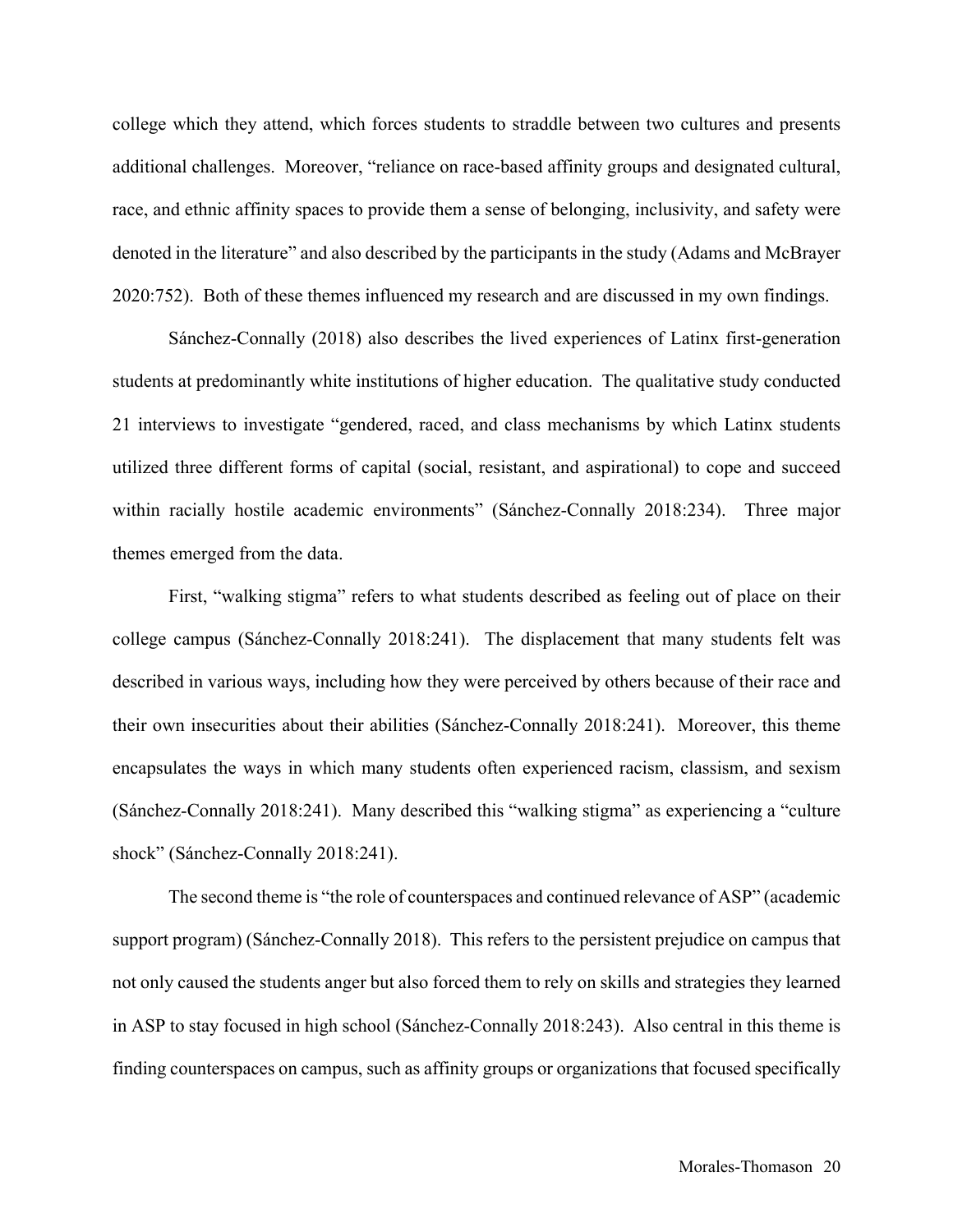college which they attend, which forces students to straddle between two cultures and presents additional challenges. Moreover, "reliance on race-based affinity groups and designated cultural, race, and ethnic affinity spaces to provide them a sense of belonging, inclusivity, and safety were denoted in the literature" and also described by the participants in the study (Adams and McBrayer 2020:752). Both of these themes influenced my research and are discussed in my own findings.

Sánchez-Connally (2018) also describes the lived experiences of Latinx first-generation students at predominantly white institutions of higher education. The qualitative study conducted 21 interviews to investigate "gendered, raced, and class mechanisms by which Latinx students utilized three different forms of capital (social, resistant, and aspirational) to cope and succeed within racially hostile academic environments" (Sánchez-Connally 2018:234). Three major themes emerged from the data.

First, "walking stigma" refers to what students described as feeling out of place on their college campus (Sánchez-Connally 2018:241). The displacement that many students felt was described in various ways, including how they were perceived by others because of their race and their own insecurities about their abilities (Sánchez-Connally 2018:241). Moreover, this theme encapsulates the ways in which many students often experienced racism, classism, and sexism (Sánchez-Connally 2018:241). Many described this "walking stigma" as experiencing a "culture shock" (Sánchez-Connally 2018:241).

The second theme is "the role of counterspaces and continued relevance of ASP" (academic support program) (Sánchez-Connally 2018). This refers to the persistent prejudice on campus that not only caused the students anger but also forced them to rely on skills and strategies they learned in ASP to stay focused in high school (Sánchez-Connally 2018:243). Also central in this theme is finding counterspaces on campus, such as affinity groups or organizations that focused specifically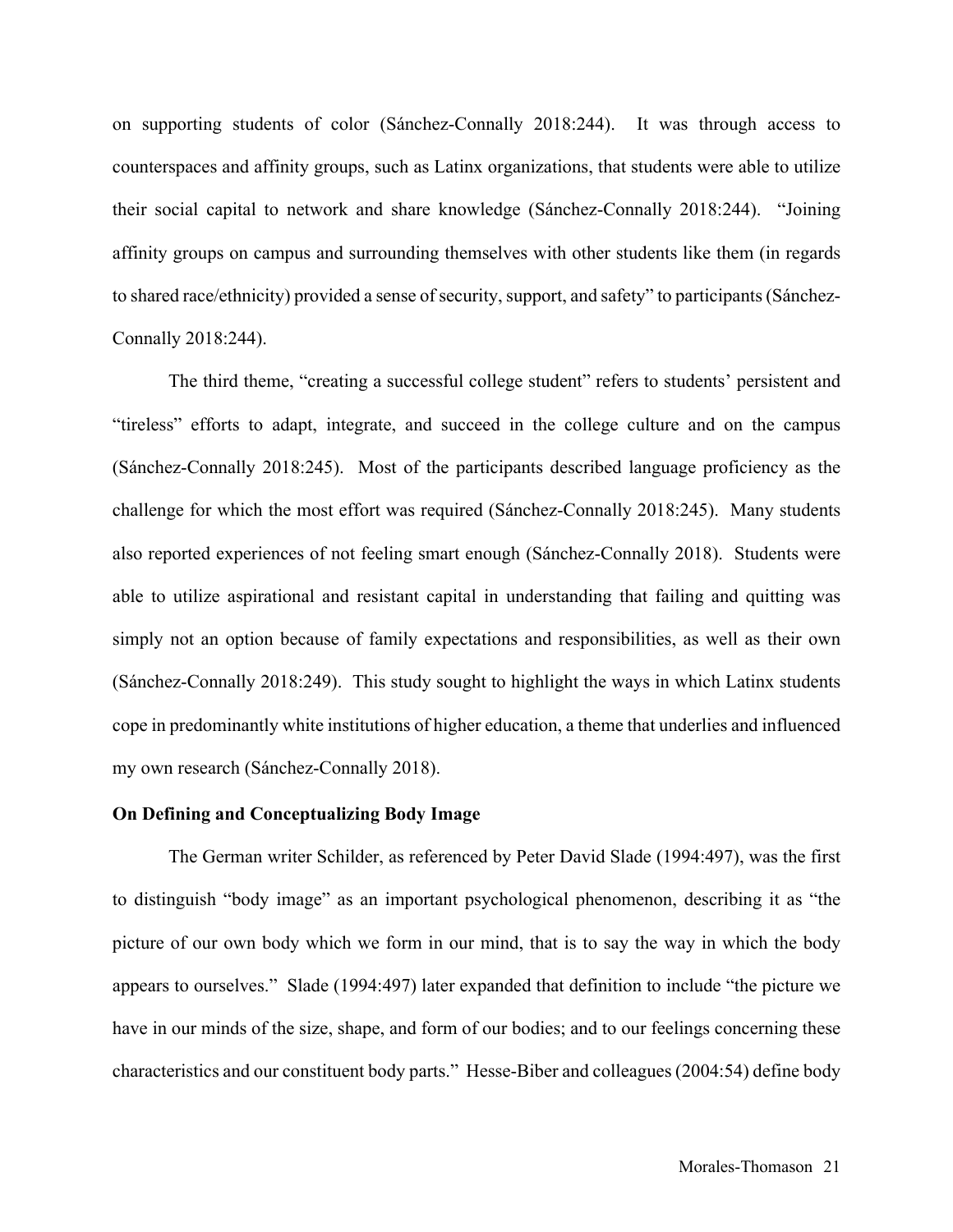on supporting students of color (Sánchez-Connally 2018:244). It was through access to counterspaces and affinity groups, such as Latinx organizations, that students were able to utilize their social capital to network and share knowledge (Sánchez-Connally 2018:244). "Joining affinity groups on campus and surrounding themselves with other students like them (in regards to shared race/ethnicity) provided a sense of security, support, and safety" to participants (Sánchez-Connally 2018:244).

The third theme, "creating a successful college student" refers to students' persistent and "tireless" efforts to adapt, integrate, and succeed in the college culture and on the campus (Sánchez-Connally 2018:245). Most of the participants described language proficiency as the challenge for which the most effort was required (Sánchez-Connally 2018:245). Many students also reported experiences of not feeling smart enough (Sánchez-Connally 2018). Students were able to utilize aspirational and resistant capital in understanding that failing and quitting was simply not an option because of family expectations and responsibilities, as well as their own (Sánchez-Connally 2018:249). This study sought to highlight the ways in which Latinx students cope in predominantly white institutions of higher education, a theme that underlies and influenced my own research (Sánchez-Connally 2018).

**On Defining and Conceptualizing Body Image**

The German writer Schilder, as referenced by Peter David Slade (1994:497), was the first to distinguish "body image" as an important psychological phenomenon, describing it as "the picture of our own body which we form in our mind, that is to say the way in which the body appears to ourselves." Slade (1994:497) later expanded that definition to include "the picture we have in our minds of the size, shape, and form of our bodies; and to our feelings concerning these characteristics and our constituent body parts." Hesse-Biber and colleagues (2004:54) define body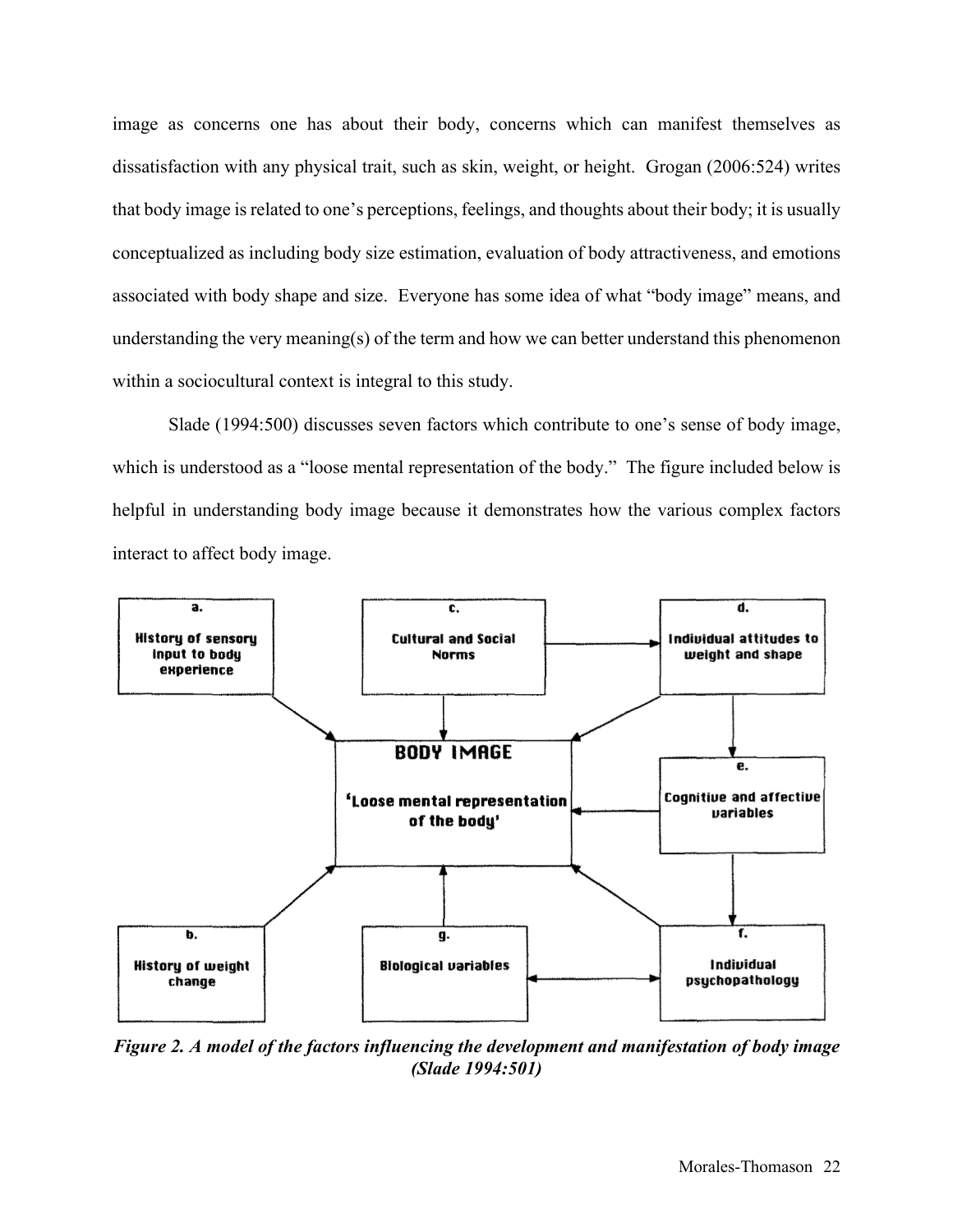image as concerns one has about their body, concerns which can manifest themselves as dissatisfaction with any physical trait, such as skin, weight, or height. Grogan (2006:524) writes that body image is related to one's perceptions, feelings, and thoughts about their body; it is usually conceptualized as including body size estimation, evaluation of body attractiveness, and emotions associated with body shape and size. Everyone has some idea of what "body image" means, and understanding the very meaning(s) of the term and how we can better understand this phenomenon within a sociocultural context is integral to this study.

Slade (1994:500) discusses seven factors which contribute to one's sense of body image, which is understood as a "loose mental representation of the body." The figure included below is helpful in understanding body image because it demonstrates how the various complex factors interact to affect body image.

a. History of sensory input to body experience

c. Cultural and Social Norms

d. Individual attitudes to weight and shape

BODY IMAGE
'Loose mental representation of the body'

e. Cognitive and affective variables

b. History of weight change

g. Biological variables

f. Individual psychopathology

***Figure 2. A model of the factors influencing the development and manifestation of body image (Slade 1994:501)***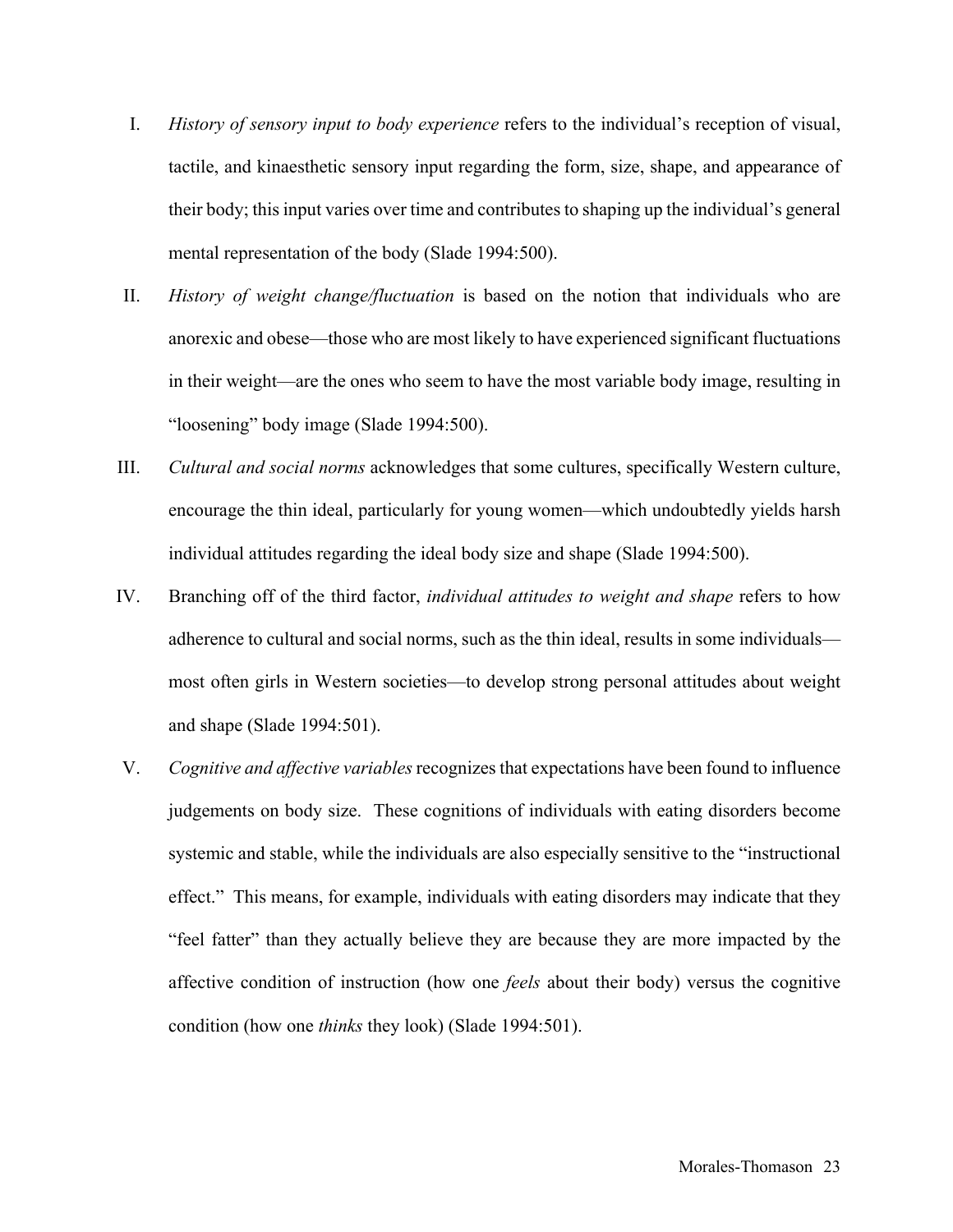I. *History of sensory input to body experience* refers to the individual's reception of visual, tactile, and kinaesthetic sensory input regarding the form, size, shape, and appearance of their body; this input varies over time and contributes to shaping up the individual's general mental representation of the body (Slade 1994:500).

II. *History of weight change/fluctuation* is based on the notion that individuals who are anorexic and obese—those who are most likely to have experienced significant fluctuations in their weight—are the ones who seem to have the most variable body image, resulting in "loosening" body image (Slade 1994:500).

III. *Cultural and social norms* acknowledges that some cultures, specifically Western culture, encourage the thin ideal, particularly for young women—which undoubtedly yields harsh individual attitudes regarding the ideal body size and shape (Slade 1994:500).

IV. Branching off of the third factor, *individual attitudes to weight and shape* refers to how adherence to cultural and social norms, such as the thin ideal, results in some individuals—most often girls in Western societies—to develop strong personal attitudes about weight and shape (Slade 1994:501).

V. *Cognitive and affective variables* recognizes that expectations have been found to influence judgements on body size. These cognitions of individuals with eating disorders become systemic and stable, while the individuals are also especially sensitive to the "instructional effect." This means, for example, individuals with eating disorders may indicate that they "feel fatter" than they actually believe they are because they are more impacted by the affective condition of instruction (how one *feels* about their body) versus the cognitive condition (how one *thinks* they look) (Slade 1994:501).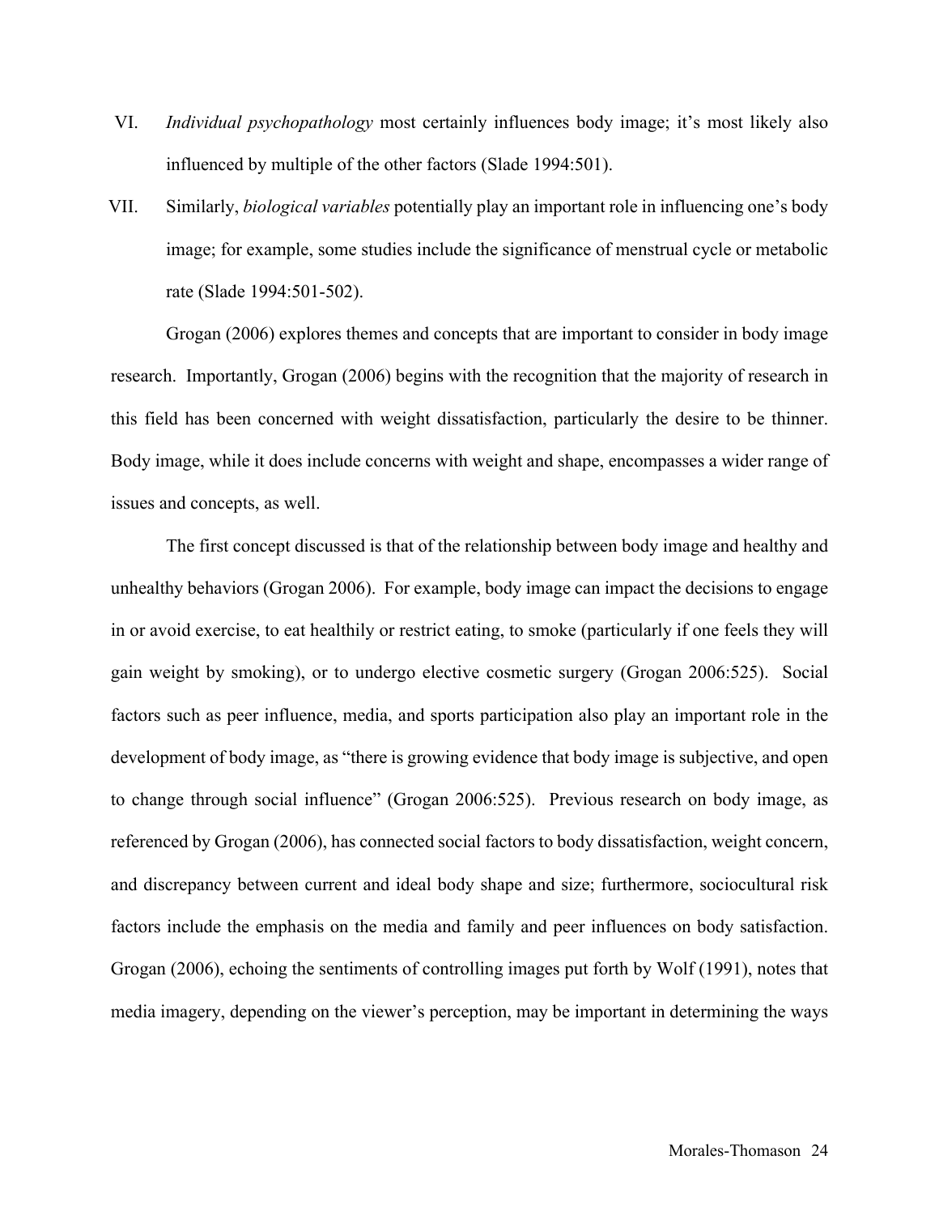VI. *Individual psychopathology* most certainly influences body image; it's most likely also influenced by multiple of the other factors (Slade 1994:501).

VII. Similarly, *biological variables* potentially play an important role in influencing one's body image; for example, some studies include the significance of menstrual cycle or metabolic rate (Slade 1994:501-502).

Grogan (2006) explores themes and concepts that are important to consider in body image research. Importantly, Grogan (2006) begins with the recognition that the majority of research in this field has been concerned with weight dissatisfaction, particularly the desire to be thinner. Body image, while it does include concerns with weight and shape, encompasses a wider range of issues and concepts, as well.

The first concept discussed is that of the relationship between body image and healthy and unhealthy behaviors (Grogan 2006). For example, body image can impact the decisions to engage in or avoid exercise, to eat healthily or restrict eating, to smoke (particularly if one feels they will gain weight by smoking), or to undergo elective cosmetic surgery (Grogan 2006:525). Social factors such as peer influence, media, and sports participation also play an important role in the development of body image, as "there is growing evidence that body image is subjective, and open to change through social influence" (Grogan 2006:525). Previous research on body image, as referenced by Grogan (2006), has connected social factors to body dissatisfaction, weight concern, and discrepancy between current and ideal body shape and size; furthermore, sociocultural risk factors include the emphasis on the media and family and peer influences on body satisfaction. Grogan (2006), echoing the sentiments of controlling images put forth by Wolf (1991), notes that media imagery, depending on the viewer's perception, may be important in determining the ways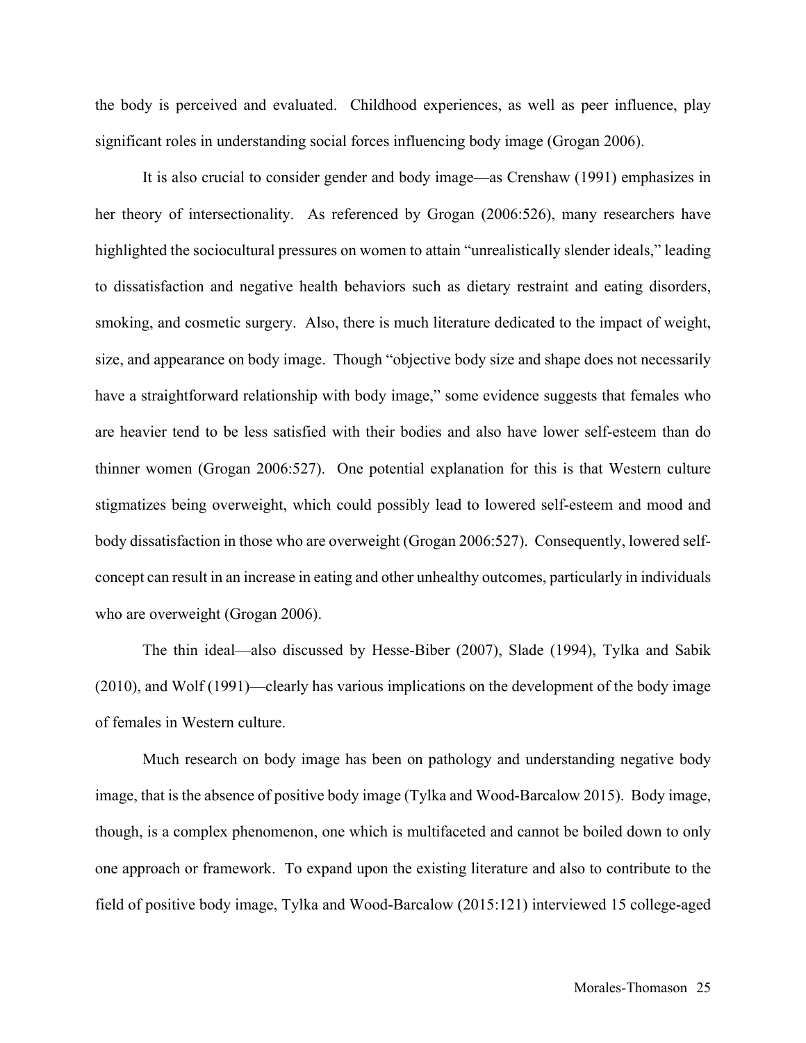the body is perceived and evaluated. Childhood experiences, as well as peer influence, play significant roles in understanding social forces influencing body image (Grogan 2006).

It is also crucial to consider gender and body image—as Crenshaw (1991) emphasizes in her theory of intersectionality. As referenced by Grogan (2006:526), many researchers have highlighted the sociocultural pressures on women to attain "unrealistically slender ideals," leading to dissatisfaction and negative health behaviors such as dietary restraint and eating disorders, smoking, and cosmetic surgery. Also, there is much literature dedicated to the impact of weight, size, and appearance on body image. Though "objective body size and shape does not necessarily have a straightforward relationship with body image," some evidence suggests that females who are heavier tend to be less satisfied with their bodies and also have lower self-esteem than do thinner women (Grogan 2006:527). One potential explanation for this is that Western culture stigmatizes being overweight, which could possibly lead to lowered self-esteem and mood and body dissatisfaction in those who are overweight (Grogan 2006:527). Consequently, lowered self-concept can result in an increase in eating and other unhealthy outcomes, particularly in individuals who are overweight (Grogan 2006).

The thin ideal—also discussed by Hesse-Biber (2007), Slade (1994), Tylka and Sabik (2010), and Wolf (1991)—clearly has various implications on the development of the body image of females in Western culture.

Much research on body image has been on pathology and understanding negative body image, that is the absence of positive body image (Tylka and Wood-Barcalow 2015). Body image, though, is a complex phenomenon, one which is multifaceted and cannot be boiled down to only one approach or framework. To expand upon the existing literature and also to contribute to the field of positive body image, Tylka and Wood-Barcalow (2015:121) interviewed 15 college-aged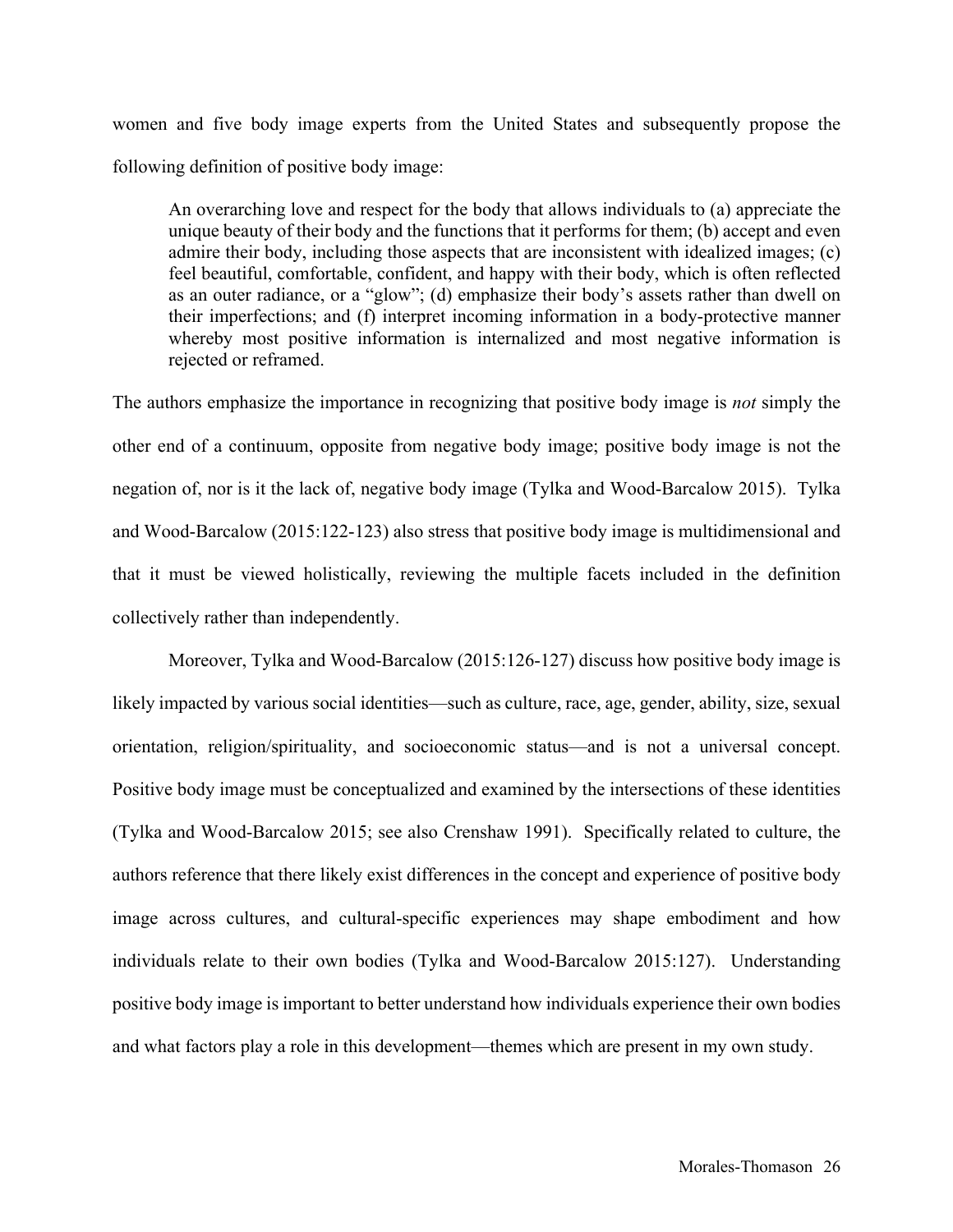women and five body image experts from the United States and subsequently propose the following definition of positive body image:

> An overarching love and respect for the body that allows individuals to (a) appreciate the unique beauty of their body and the functions that it performs for them; (b) accept and even admire their body, including those aspects that are inconsistent with idealized images; (c) feel beautiful, comfortable, confident, and happy with their body, which is often reflected as an outer radiance, or a "glow"; (d) emphasize their body's assets rather than dwell on their imperfections; and (f) interpret incoming information in a body-protective manner whereby most positive information is internalized and most negative information is rejected or reframed.

The authors emphasize the importance in recognizing that positive body image is *not* simply the other end of a continuum, opposite from negative body image; positive body image is not the negation of, nor is it the lack of, negative body image (Tylka and Wood-Barcalow 2015). Tylka and Wood-Barcalow (2015:122-123) also stress that positive body image is multidimensional and that it must be viewed holistically, reviewing the multiple facets included in the definition collectively rather than independently.

Moreover, Tylka and Wood-Barcalow (2015:126-127) discuss how positive body image is likely impacted by various social identities—such as culture, race, age, gender, ability, size, sexual orientation, religion/spirituality, and socioeconomic status—and is not a universal concept. Positive body image must be conceptualized and examined by the intersections of these identities (Tylka and Wood-Barcalow 2015; see also Crenshaw 1991). Specifically related to culture, the authors reference that there likely exist differences in the concept and experience of positive body image across cultures, and cultural-specific experiences may shape embodiment and how individuals relate to their own bodies (Tylka and Wood-Barcalow 2015:127). Understanding positive body image is important to better understand how individuals experience their own bodies and what factors play a role in this development—themes which are present in my own study.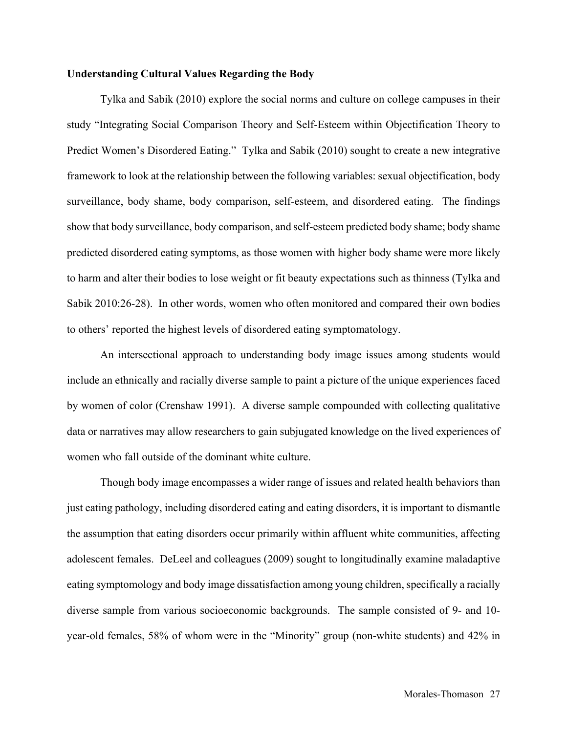**Understanding Cultural Values Regarding the Body**

Tylka and Sabik (2010) explore the social norms and culture on college campuses in their study "Integrating Social Comparison Theory and Self-Esteem within Objectification Theory to Predict Women's Disordered Eating." Tylka and Sabik (2010) sought to create a new integrative framework to look at the relationship between the following variables: sexual objectification, body surveillance, body shame, body comparison, self-esteem, and disordered eating. The findings show that body surveillance, body comparison, and self-esteem predicted body shame; body shame predicted disordered eating symptoms, as those women with higher body shame were more likely to harm and alter their bodies to lose weight or fit beauty expectations such as thinness (Tylka and Sabik 2010:26-28). In other words, women who often monitored and compared their own bodies to others' reported the highest levels of disordered eating symptomatology.

An intersectional approach to understanding body image issues among students would include an ethnically and racially diverse sample to paint a picture of the unique experiences faced by women of color (Crenshaw 1991). A diverse sample compounded with collecting qualitative data or narratives may allow researchers to gain subjugated knowledge on the lived experiences of women who fall outside of the dominant white culture.

Though body image encompasses a wider range of issues and related health behaviors than just eating pathology, including disordered eating and eating disorders, it is important to dismantle the assumption that eating disorders occur primarily within affluent white communities, affecting adolescent females. DeLeel and colleagues (2009) sought to longitudinally examine maladaptive eating symptomology and body image dissatisfaction among young children, specifically a racially diverse sample from various socioeconomic backgrounds. The sample consisted of 9- and 10-year-old females, 58% of whom were in the "Minority" group (non-white students) and 42% in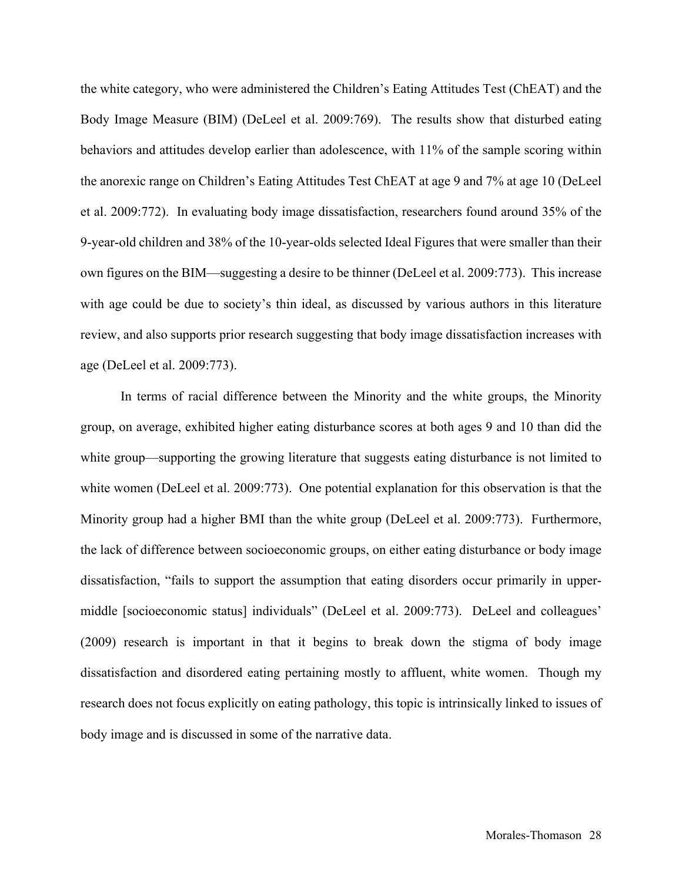the white category, who were administered the Children's Eating Attitudes Test (ChEAT) and the Body Image Measure (BIM) (DeLeel et al. 2009:769). The results show that disturbed eating behaviors and attitudes develop earlier than adolescence, with 11% of the sample scoring within the anorexic range on Children's Eating Attitudes Test ChEAT at age 9 and 7% at age 10 (DeLeel et al. 2009:772). In evaluating body image dissatisfaction, researchers found around 35% of the 9-year-old children and 38% of the 10-year-olds selected Ideal Figures that were smaller than their own figures on the BIM—suggesting a desire to be thinner (DeLeel et al. 2009:773). This increase with age could be due to society's thin ideal, as discussed by various authors in this literature review, and also supports prior research suggesting that body image dissatisfaction increases with age (DeLeel et al. 2009:773).

In terms of racial difference between the Minority and the white groups, the Minority group, on average, exhibited higher eating disturbance scores at both ages 9 and 10 than did the white group—supporting the growing literature that suggests eating disturbance is not limited to white women (DeLeel et al. 2009:773). One potential explanation for this observation is that the Minority group had a higher BMI than the white group (DeLeel et al. 2009:773). Furthermore, the lack of difference between socioeconomic groups, on either eating disturbance or body image dissatisfaction, "fails to support the assumption that eating disorders occur primarily in upper-middle [socioeconomic status] individuals" (DeLeel et al. 2009:773). DeLeel and colleagues' (2009) research is important in that it begins to break down the stigma of body image dissatisfaction and disordered eating pertaining mostly to affluent, white women. Though my research does not focus explicitly on eating pathology, this topic is intrinsically linked to issues of body image and is discussed in some of the narrative data.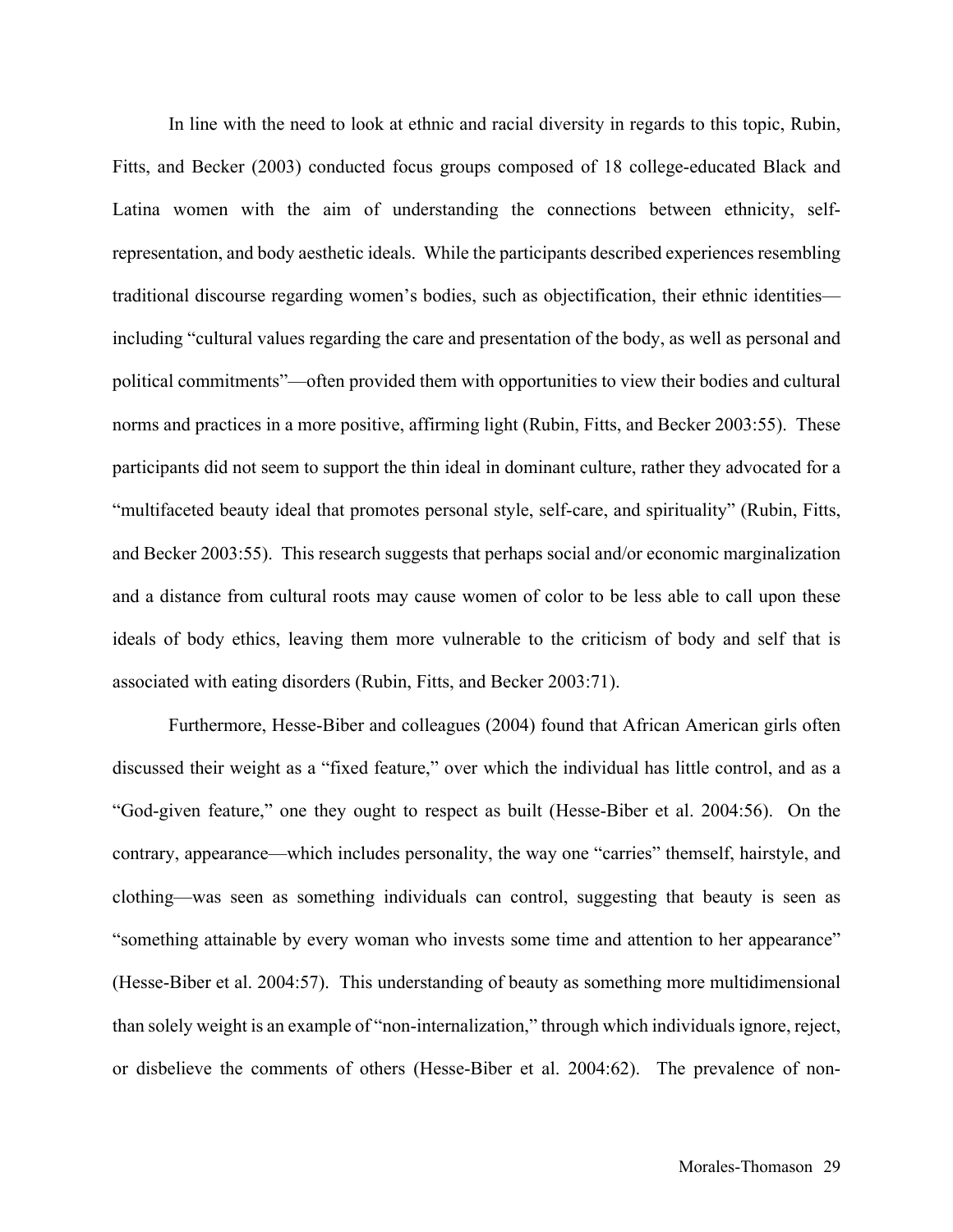In line with the need to look at ethnic and racial diversity in regards to this topic, Rubin, Fitts, and Becker (2003) conducted focus groups composed of 18 college-educated Black and Latina women with the aim of understanding the connections between ethnicity, self-representation, and body aesthetic ideals. While the participants described experiences resembling traditional discourse regarding women's bodies, such as objectification, their ethnic identities—including "cultural values regarding the care and presentation of the body, as well as personal and political commitments"—often provided them with opportunities to view their bodies and cultural norms and practices in a more positive, affirming light (Rubin, Fitts, and Becker 2003:55). These participants did not seem to support the thin ideal in dominant culture, rather they advocated for a "multifaceted beauty ideal that promotes personal style, self-care, and spirituality" (Rubin, Fitts, and Becker 2003:55). This research suggests that perhaps social and/or economic marginalization and a distance from cultural roots may cause women of color to be less able to call upon these ideals of body ethics, leaving them more vulnerable to the criticism of body and self that is associated with eating disorders (Rubin, Fitts, and Becker 2003:71).

Furthermore, Hesse-Biber and colleagues (2004) found that African American girls often discussed their weight as a "fixed feature," over which the individual has little control, and as a "God-given feature," one they ought to respect as built (Hesse-Biber et al. 2004:56). On the contrary, appearance—which includes personality, the way one "carries" themself, hairstyle, and clothing—was seen as something individuals can control, suggesting that beauty is seen as "something attainable by every woman who invests some time and attention to her appearance" (Hesse-Biber et al. 2004:57). This understanding of beauty as something more multidimensional than solely weight is an example of "non-internalization," through which individuals ignore, reject, or disbelieve the comments of others (Hesse-Biber et al. 2004:62). The prevalence of non-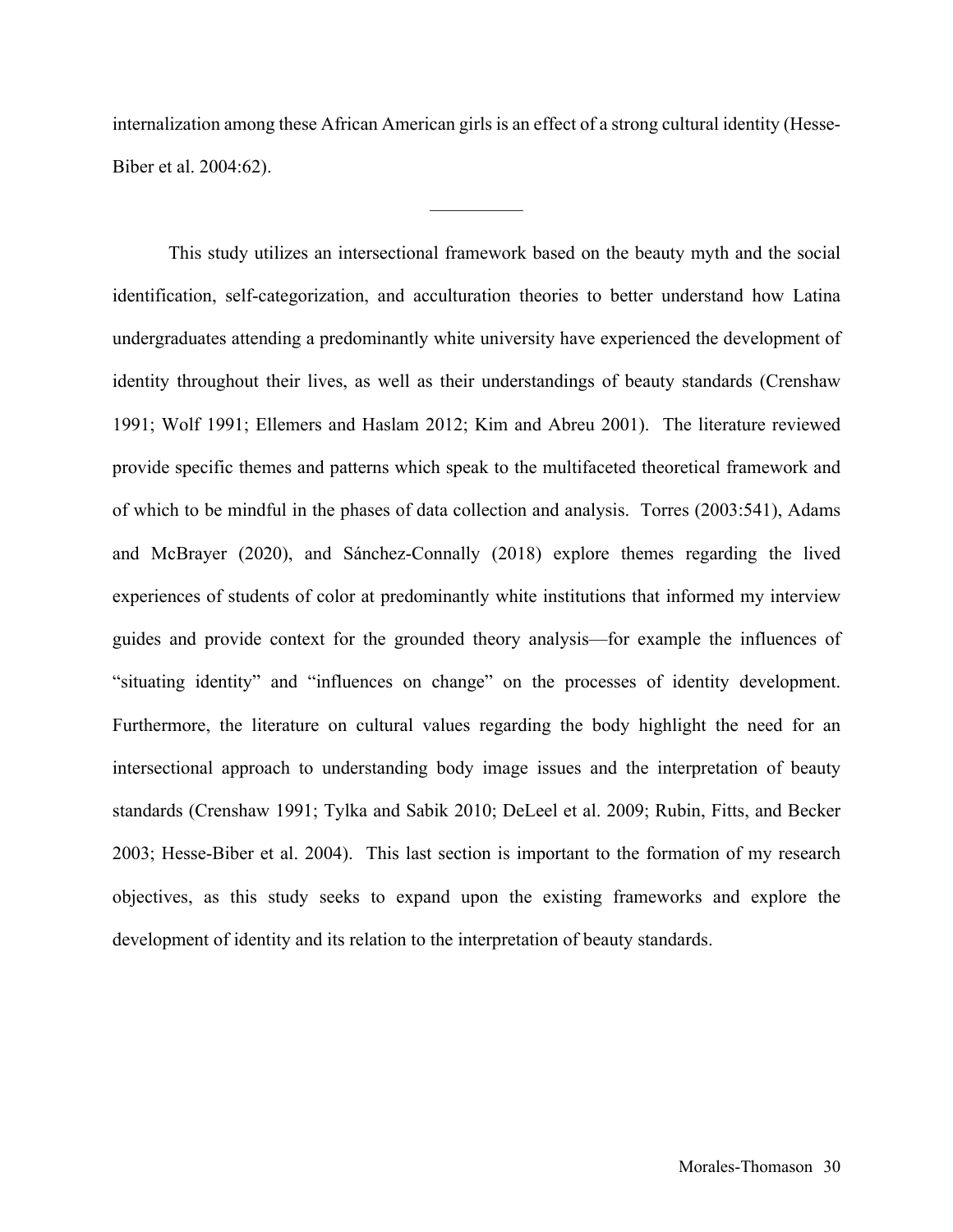internalization among these African American girls is an effect of a strong cultural identity (Hesse-Biber et al. 2004:62).

---

This study utilizes an intersectional framework based on the beauty myth and the social identification, self-categorization, and acculturation theories to better understand how Latina undergraduates attending a predominantly white university have experienced the development of identity throughout their lives, as well as their understandings of beauty standards (Crenshaw 1991; Wolf 1991; Ellemers and Haslam 2012; Kim and Abreu 2001). The literature reviewed provide specific themes and patterns which speak to the multifaceted theoretical framework and of which to be mindful in the phases of data collection and analysis. Torres (2003:541), Adams and McBrayer (2020), and Sánchez-Connally (2018) explore themes regarding the lived experiences of students of color at predominantly white institutions that informed my interview guides and provide context for the grounded theory analysis—for example the influences of "situating identity" and "influences on change" on the processes of identity development. Furthermore, the literature on cultural values regarding the body highlight the need for an intersectional approach to understanding body image issues and the interpretation of beauty standards (Crenshaw 1991; Tylka and Sabik 2010; DeLeel et al. 2009; Rubin, Fitts, and Becker 2003; Hesse-Biber et al. 2004). This last section is important to the formation of my research objectives, as this study seeks to expand upon the existing frameworks and explore the development of identity and its relation to the interpretation of beauty standards.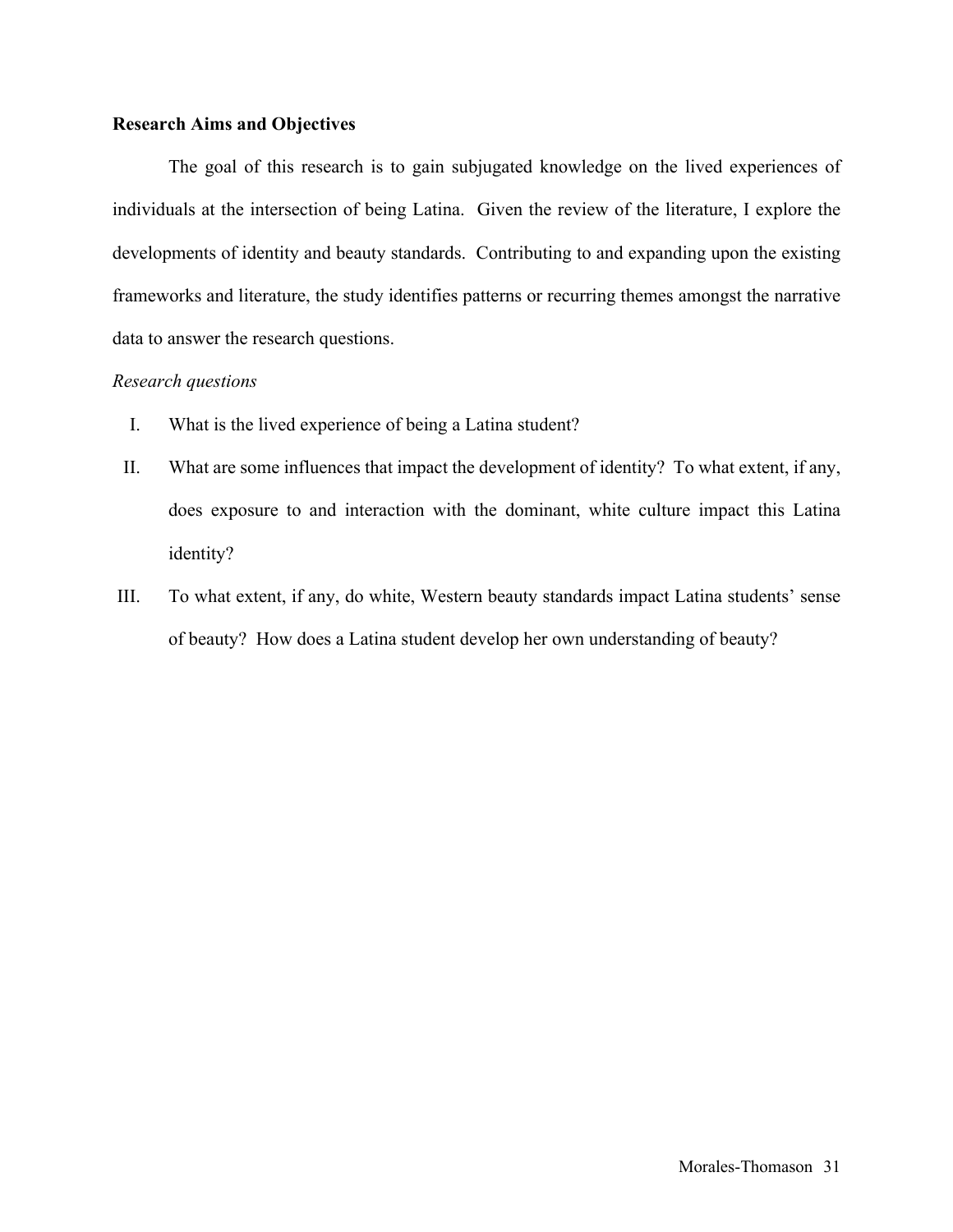**Research Aims and Objectives**

The goal of this research is to gain subjugated knowledge on the lived experiences of individuals at the intersection of being Latina. Given the review of the literature, I explore the developments of identity and beauty standards. Contributing to and expanding upon the existing frameworks and literature, the study identifies patterns or recurring themes amongst the narrative data to answer the research questions.

*Research questions*

I. What is the lived experience of being a Latina student?

II. What are some influences that impact the development of identity? To what extent, if any, does exposure to and interaction with the dominant, white culture impact this Latina identity?

III. To what extent, if any, do white, Western beauty standards impact Latina students' sense of beauty? How does a Latina student develop her own understanding of beauty?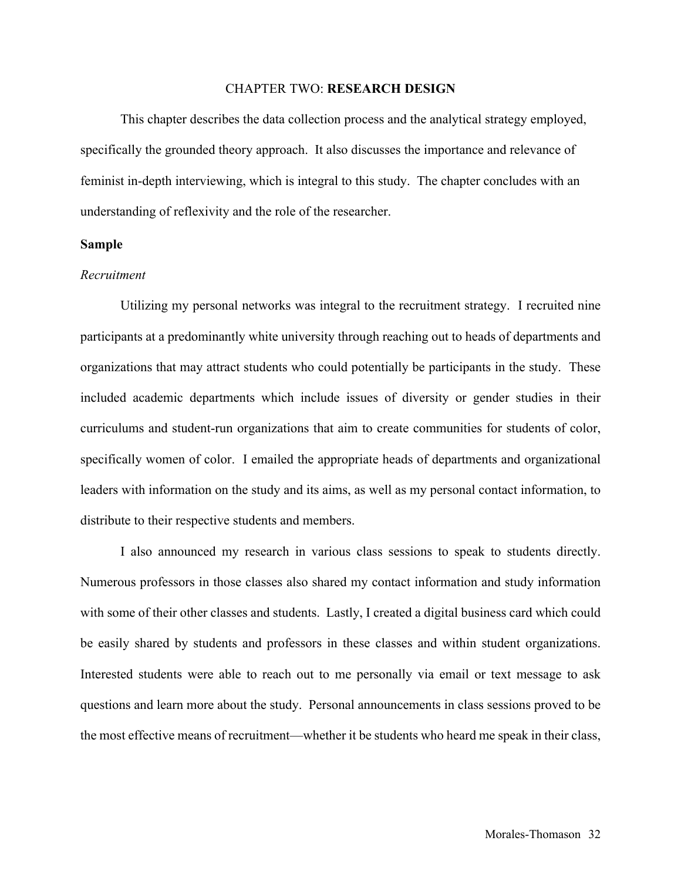# CHAPTER TWO: **RESEARCH DESIGN**

This chapter describes the data collection process and the analytical strategy employed, specifically the grounded theory approach. It also discusses the importance and relevance of feminist in-depth interviewing, which is integral to this study. The chapter concludes with an understanding of reflexivity and the role of the researcher.

## Sample

### *Recruitment*

Utilizing my personal networks was integral to the recruitment strategy. I recruited nine participants at a predominantly white university through reaching out to heads of departments and organizations that may attract students who could potentially be participants in the study. These included academic departments which include issues of diversity or gender studies in their curriculums and student-run organizations that aim to create communities for students of color, specifically women of color. I emailed the appropriate heads of departments and organizational leaders with information on the study and its aims, as well as my personal contact information, to distribute to their respective students and members.

I also announced my research in various class sessions to speak to students directly. Numerous professors in those classes also shared my contact information and study information with some of their other classes and students. Lastly, I created a digital business card which could be easily shared by students and professors in these classes and within student organizations. Interested students were able to reach out to me personally via email or text message to ask questions and learn more about the study. Personal announcements in class sessions proved to be the most effective means of recruitment—whether it be students who heard me speak in their class,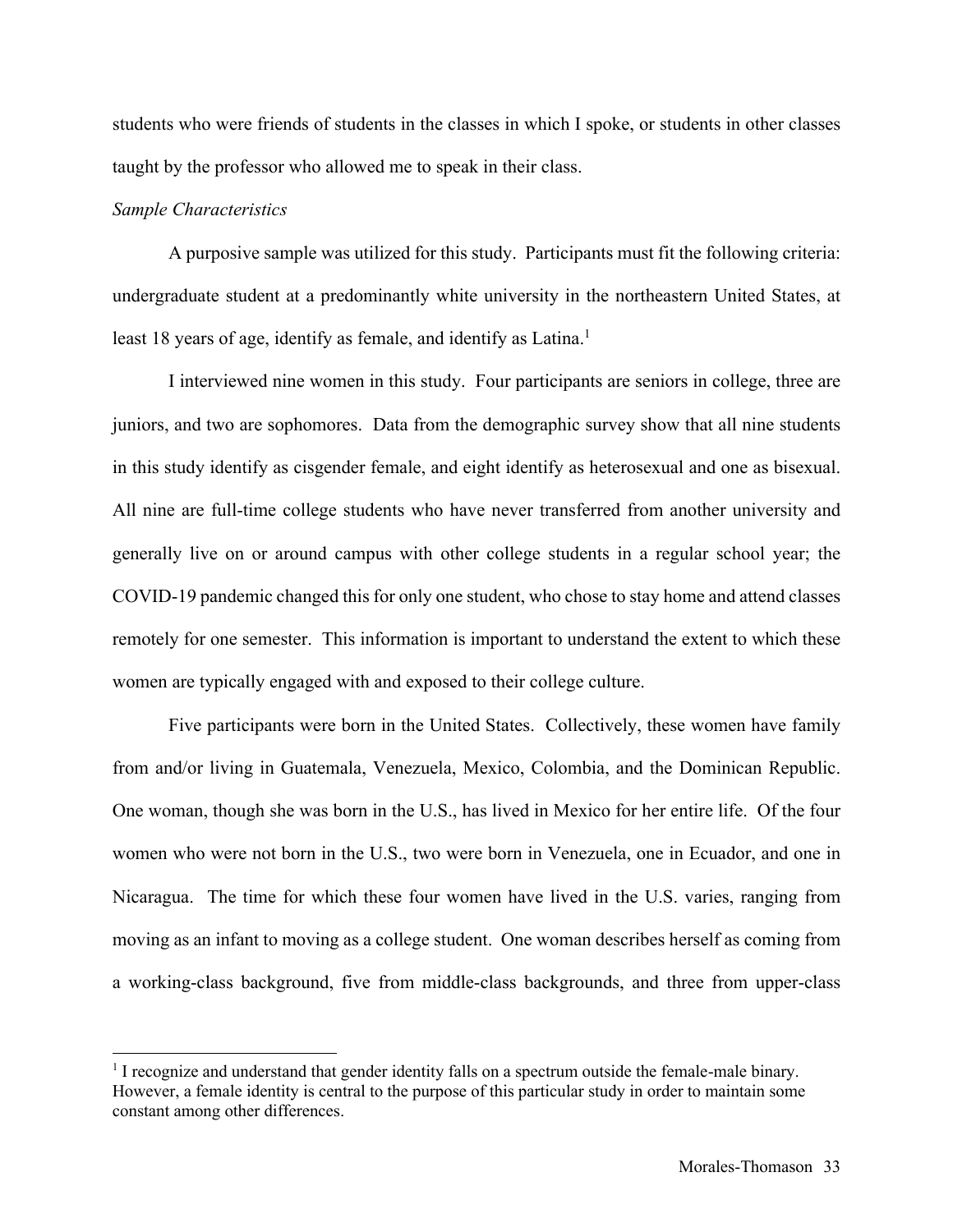students who were friends of students in the classes in which I spoke, or students in other classes taught by the professor who allowed me to speak in their class.

*Sample Characteristics*

A purposive sample was utilized for this study. Participants must fit the following criteria: undergraduate student at a predominantly white university in the northeastern United States, at least 18 years of age, identify as female, and identify as Latina.[1]

I interviewed nine women in this study. Four participants are seniors in college, three are juniors, and two are sophomores. Data from the demographic survey show that all nine students in this study identify as cisgender female, and eight identify as heterosexual and one as bisexual. All nine are full-time college students who have never transferred from another university and generally live on or around campus with other college students in a regular school year; the COVID-19 pandemic changed this for only one student, who chose to stay home and attend classes remotely for one semester. This information is important to understand the extent to which these women are typically engaged with and exposed to their college culture.

Five participants were born in the United States. Collectively, these women have family from and/or living in Guatemala, Venezuela, Mexico, Colombia, and the Dominican Republic. One woman, though she was born in the U.S., has lived in Mexico for her entire life. Of the four women who were not born in the U.S., two were born in Venezuela, one in Ecuador, and one in Nicaragua. The time for which these four women have lived in the U.S. varies, ranging from moving as an infant to moving as a college student. One woman describes herself as coming from a working-class background, five from middle-class backgrounds, and three from upper-class

[1] I recognize and understand that gender identity falls on a spectrum outside the female-male binary. However, a female identity is central to the purpose of this particular study in order to maintain some constant among other differences.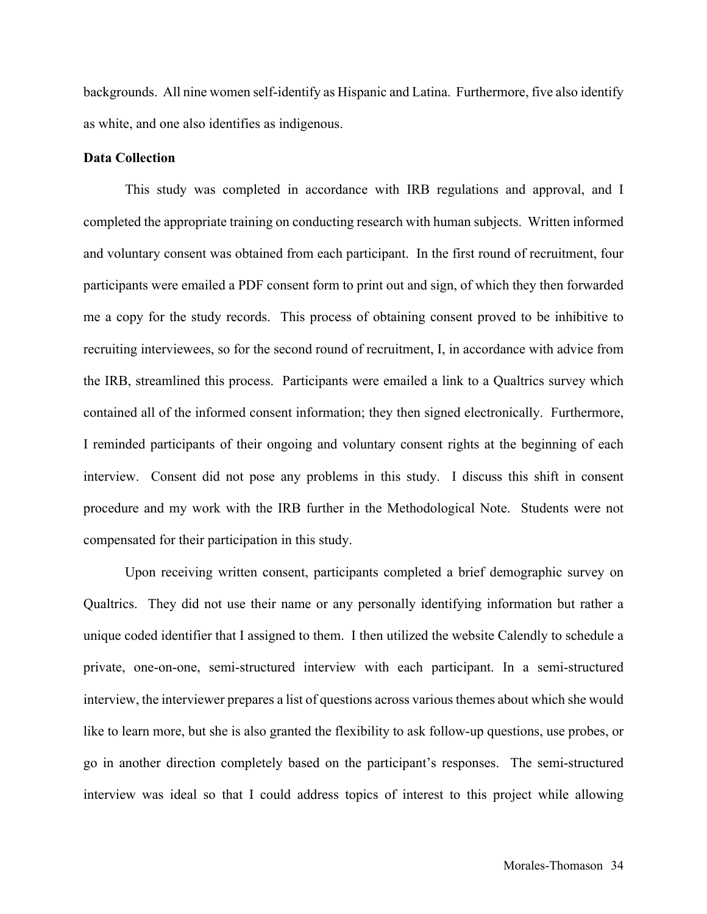backgrounds. All nine women self-identify as Hispanic and Latina. Furthermore, five also identify as white, and one also identifies as indigenous.

**Data Collection**

This study was completed in accordance with IRB regulations and approval, and I completed the appropriate training on conducting research with human subjects. Written informed and voluntary consent was obtained from each participant. In the first round of recruitment, four participants were emailed a PDF consent form to print out and sign, of which they then forwarded me a copy for the study records. This process of obtaining consent proved to be inhibitive to recruiting interviewees, so for the second round of recruitment, I, in accordance with advice from the IRB, streamlined this process. Participants were emailed a link to a Qualtrics survey which contained all of the informed consent information; they then signed electronically. Furthermore, I reminded participants of their ongoing and voluntary consent rights at the beginning of each interview. Consent did not pose any problems in this study. I discuss this shift in consent procedure and my work with the IRB further in the Methodological Note. Students were not compensated for their participation in this study.

Upon receiving written consent, participants completed a brief demographic survey on Qualtrics. They did not use their name or any personally identifying information but rather a unique coded identifier that I assigned to them. I then utilized the website Calendly to schedule a private, one-on-one, semi-structured interview with each participant. In a semi-structured interview, the interviewer prepares a list of questions across various themes about which she would like to learn more, but she is also granted the flexibility to ask follow-up questions, use probes, or go in another direction completely based on the participant's responses. The semi-structured interview was ideal so that I could address topics of interest to this project while allowing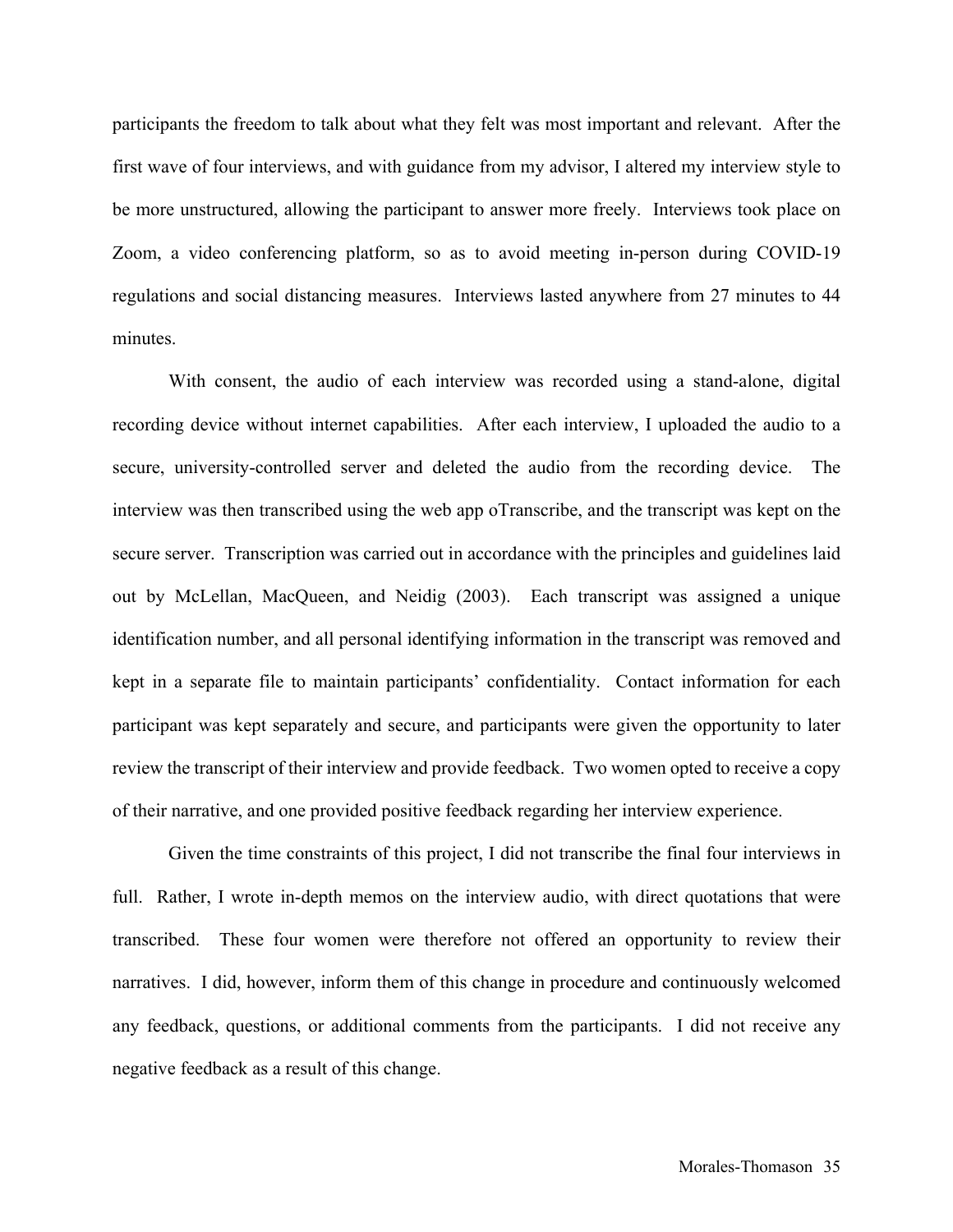participants the freedom to talk about what they felt was most important and relevant. After the first wave of four interviews, and with guidance from my advisor, I altered my interview style to be more unstructured, allowing the participant to answer more freely. Interviews took place on Zoom, a video conferencing platform, so as to avoid meeting in-person during COVID-19 regulations and social distancing measures. Interviews lasted anywhere from 27 minutes to 44 minutes.

With consent, the audio of each interview was recorded using a stand-alone, digital recording device without internet capabilities. After each interview, I uploaded the audio to a secure, university-controlled server and deleted the audio from the recording device. The interview was then transcribed using the web app oTranscribe, and the transcript was kept on the secure server. Transcription was carried out in accordance with the principles and guidelines laid out by McLellan, MacQueen, and Neidig (2003). Each transcript was assigned a unique identification number, and all personal identifying information in the transcript was removed and kept in a separate file to maintain participants' confidentiality. Contact information for each participant was kept separately and secure, and participants were given the opportunity to later review the transcript of their interview and provide feedback. Two women opted to receive a copy of their narrative, and one provided positive feedback regarding her interview experience.

Given the time constraints of this project, I did not transcribe the final four interviews in full. Rather, I wrote in-depth memos on the interview audio, with direct quotations that were transcribed. These four women were therefore not offered an opportunity to review their narratives. I did, however, inform them of this change in procedure and continuously welcomed any feedback, questions, or additional comments from the participants. I did not receive any negative feedback as a result of this change.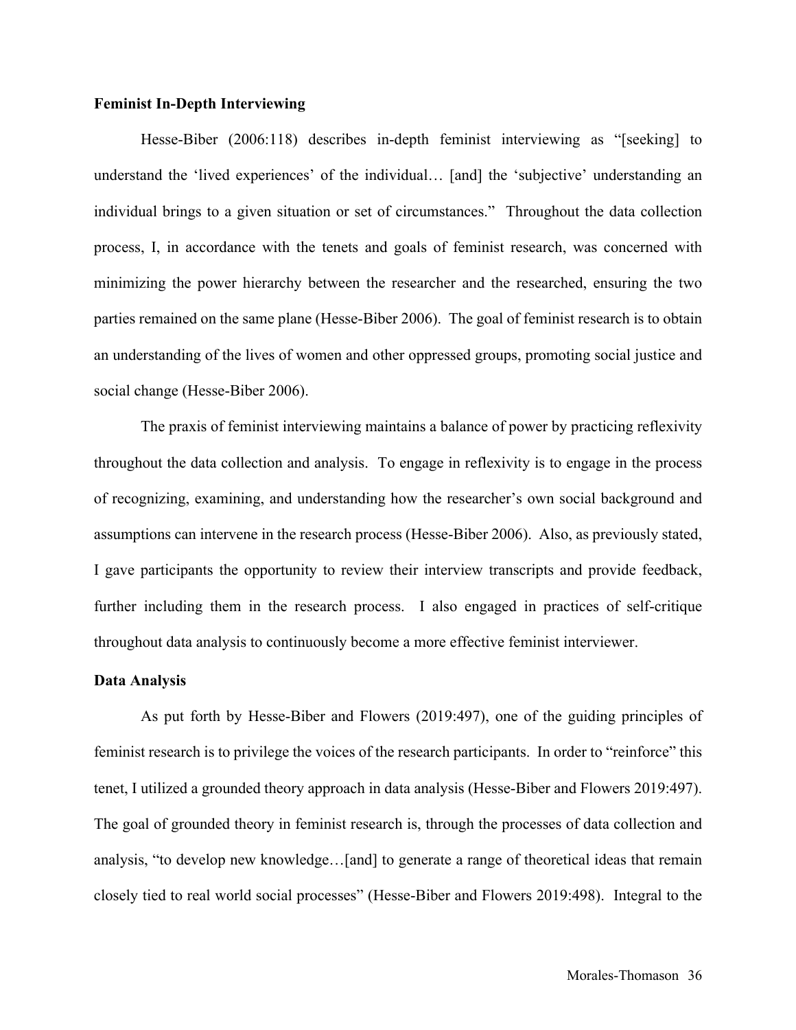**Feminist In-Depth Interviewing**

Hesse-Biber (2006:118) describes in-depth feminist interviewing as "[seeking] to understand the 'lived experiences' of the individual… [and] the 'subjective' understanding an individual brings to a given situation or set of circumstances." Throughout the data collection process, I, in accordance with the tenets and goals of feminist research, was concerned with minimizing the power hierarchy between the researcher and the researched, ensuring the two parties remained on the same plane (Hesse-Biber 2006). The goal of feminist research is to obtain an understanding of the lives of women and other oppressed groups, promoting social justice and social change (Hesse-Biber 2006).

The praxis of feminist interviewing maintains a balance of power by practicing reflexivity throughout the data collection and analysis. To engage in reflexivity is to engage in the process of recognizing, examining, and understanding how the researcher's own social background and assumptions can intervene in the research process (Hesse-Biber 2006). Also, as previously stated, I gave participants the opportunity to review their interview transcripts and provide feedback, further including them in the research process. I also engaged in practices of self-critique throughout data analysis to continuously become a more effective feminist interviewer.

**Data Analysis**

As put forth by Hesse-Biber and Flowers (2019:497), one of the guiding principles of feminist research is to privilege the voices of the research participants. In order to "reinforce" this tenet, I utilized a grounded theory approach in data analysis (Hesse-Biber and Flowers 2019:497). The goal of grounded theory in feminist research is, through the processes of data collection and analysis, "to develop new knowledge…[and] to generate a range of theoretical ideas that remain closely tied to real world social processes" (Hesse-Biber and Flowers 2019:498). Integral to the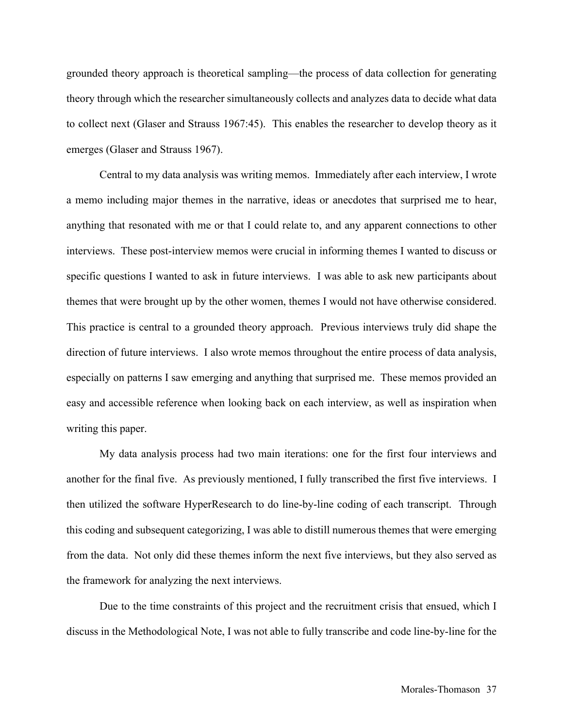grounded theory approach is theoretical sampling—the process of data collection for generating theory through which the researcher simultaneously collects and analyzes data to decide what data to collect next (Glaser and Strauss 1967:45). This enables the researcher to develop theory as it emerges (Glaser and Strauss 1967).

Central to my data analysis was writing memos. Immediately after each interview, I wrote a memo including major themes in the narrative, ideas or anecdotes that surprised me to hear, anything that resonated with me or that I could relate to, and any apparent connections to other interviews. These post-interview memos were crucial in informing themes I wanted to discuss or specific questions I wanted to ask in future interviews. I was able to ask new participants about themes that were brought up by the other women, themes I would not have otherwise considered. This practice is central to a grounded theory approach. Previous interviews truly did shape the direction of future interviews. I also wrote memos throughout the entire process of data analysis, especially on patterns I saw emerging and anything that surprised me. These memos provided an easy and accessible reference when looking back on each interview, as well as inspiration when writing this paper.

My data analysis process had two main iterations: one for the first four interviews and another for the final five. As previously mentioned, I fully transcribed the first five interviews. I then utilized the software HyperResearch to do line-by-line coding of each transcript. Through this coding and subsequent categorizing, I was able to distill numerous themes that were emerging from the data. Not only did these themes inform the next five interviews, but they also served as the framework for analyzing the next interviews.

Due to the time constraints of this project and the recruitment crisis that ensued, which I discuss in the Methodological Note, I was not able to fully transcribe and code line-by-line for the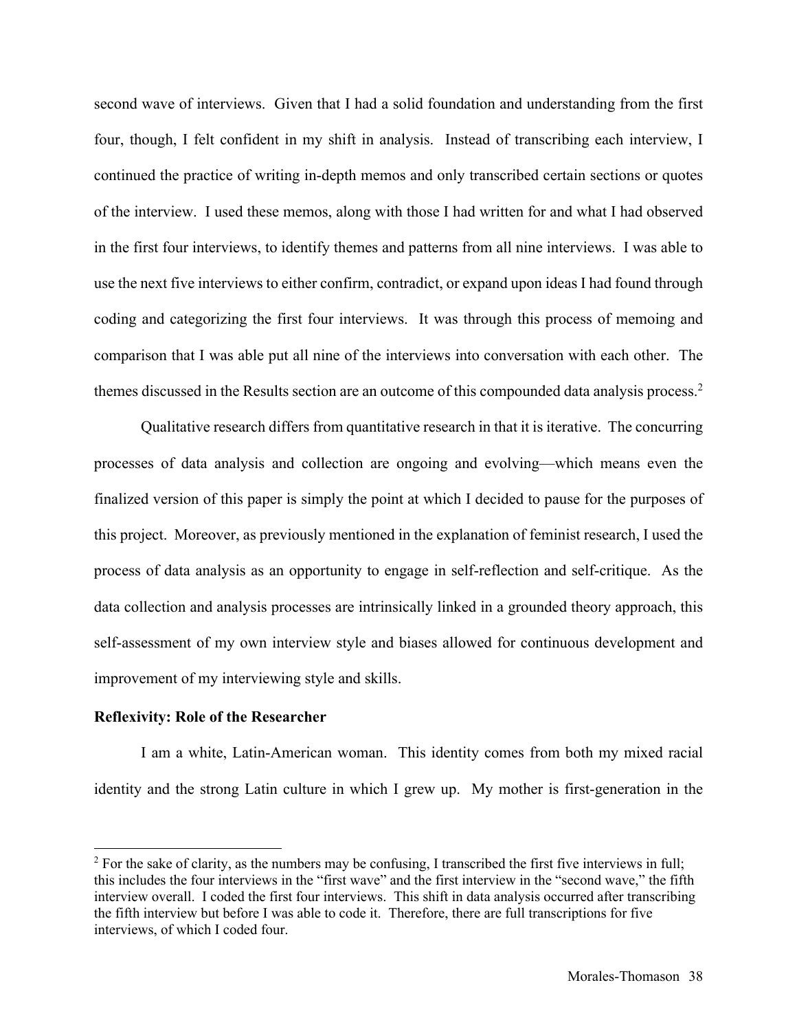second wave of interviews. Given that I had a solid foundation and understanding from the first four, though, I felt confident in my shift in analysis. Instead of transcribing each interview, I continued the practice of writing in-depth memos and only transcribed certain sections or quotes of the interview. I used these memos, along with those I had written for and what I had observed in the first four interviews, to identify themes and patterns from all nine interviews. I was able to use the next five interviews to either confirm, contradict, or expand upon ideas I had found through coding and categorizing the first four interviews. It was through this process of memoing and comparison that I was able put all nine of the interviews into conversation with each other. The themes discussed in the Results section are an outcome of this compounded data analysis process.[2]

Qualitative research differs from quantitative research in that it is iterative. The concurring processes of data analysis and collection are ongoing and evolving—which means even the finalized version of this paper is simply the point at which I decided to pause for the purposes of this project. Moreover, as previously mentioned in the explanation of feminist research, I used the process of data analysis as an opportunity to engage in self-reflection and self-critique. As the data collection and analysis processes are intrinsically linked in a grounded theory approach, this self-assessment of my own interview style and biases allowed for continuous development and improvement of my interviewing style and skills.

**Reflexivity: Role of the Researcher**

I am a white, Latin-American woman. This identity comes from both my mixed racial identity and the strong Latin culture in which I grew up. My mother is first-generation in the

[2] For the sake of clarity, as the numbers may be confusing, I transcribed the first five interviews in full; this includes the four interviews in the "first wave" and the first interview in the "second wave," the fifth interview overall. I coded the first four interviews. This shift in data analysis occurred after transcribing the fifth interview but before I was able to code it. Therefore, there are full transcriptions for five interviews, of which I coded four.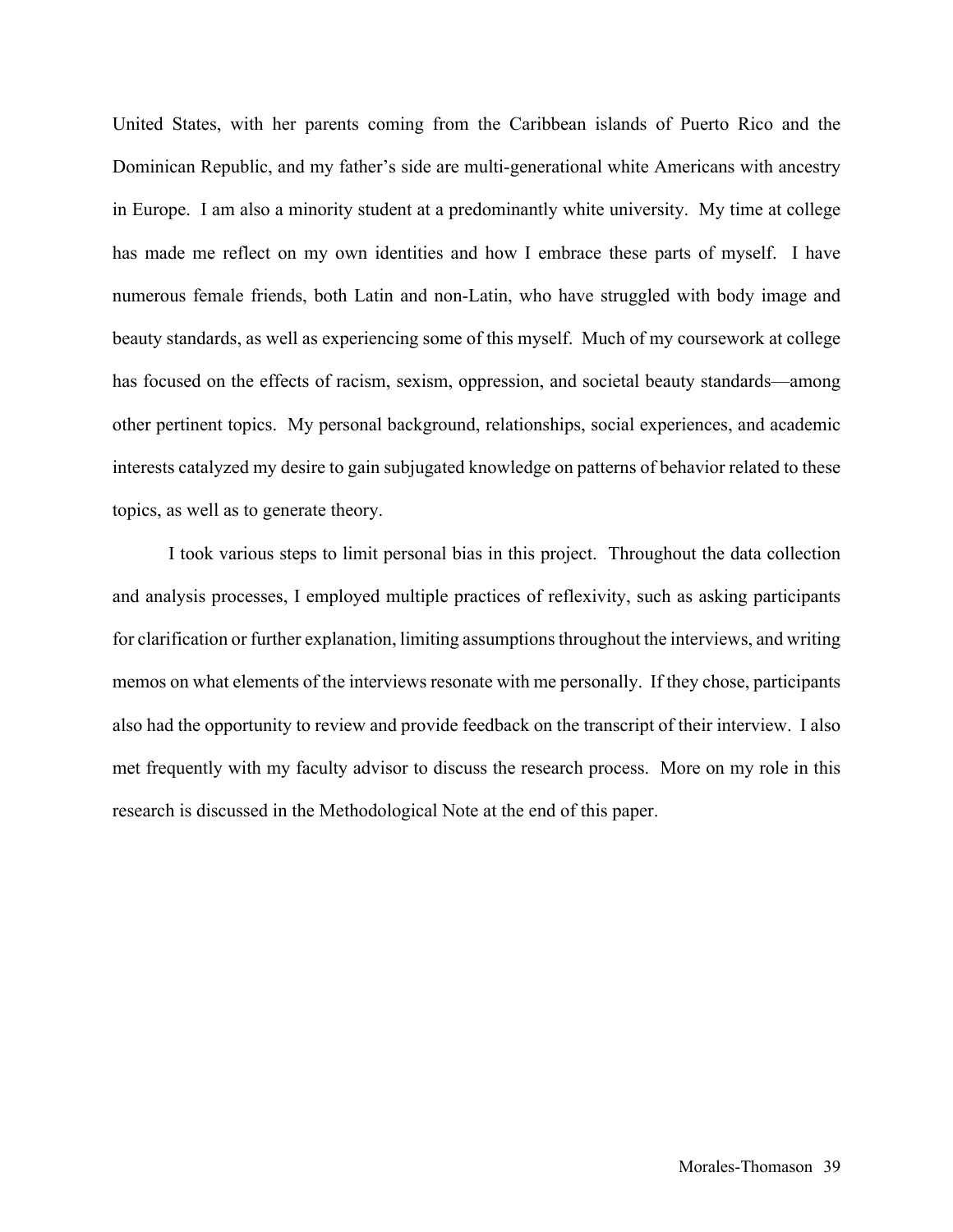United States, with her parents coming from the Caribbean islands of Puerto Rico and the Dominican Republic, and my father's side are multi-generational white Americans with ancestry in Europe. I am also a minority student at a predominantly white university. My time at college has made me reflect on my own identities and how I embrace these parts of myself. I have numerous female friends, both Latin and non-Latin, who have struggled with body image and beauty standards, as well as experiencing some of this myself. Much of my coursework at college has focused on the effects of racism, sexism, oppression, and societal beauty standards—among other pertinent topics. My personal background, relationships, social experiences, and academic interests catalyzed my desire to gain subjugated knowledge on patterns of behavior related to these topics, as well as to generate theory.

I took various steps to limit personal bias in this project. Throughout the data collection and analysis processes, I employed multiple practices of reflexivity, such as asking participants for clarification or further explanation, limiting assumptions throughout the interviews, and writing memos on what elements of the interviews resonate with me personally. If they chose, participants also had the opportunity to review and provide feedback on the transcript of their interview. I also met frequently with my faculty advisor to discuss the research process. More on my role in this research is discussed in the Methodological Note at the end of this paper.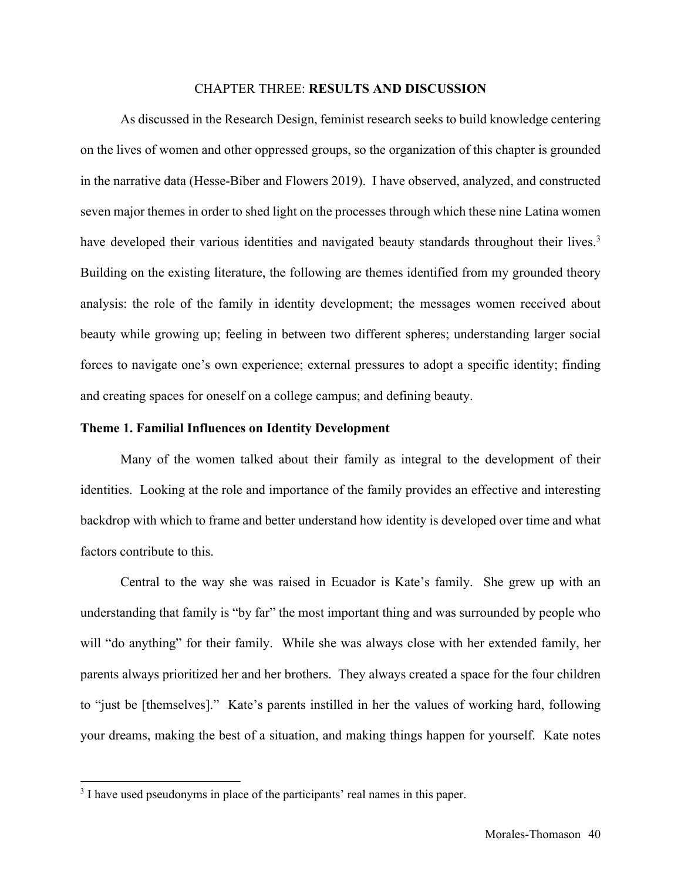## CHAPTER THREE: **RESULTS AND DISCUSSION**

As discussed in the Research Design, feminist research seeks to build knowledge centering on the lives of women and other oppressed groups, so the organization of this chapter is grounded in the narrative data (Hesse-Biber and Flowers 2019). I have observed, analyzed, and constructed seven major themes in order to shed light on the processes through which these nine Latina women have developed their various identities and navigated beauty standards throughout their lives.[3] Building on the existing literature, the following are themes identified from my grounded theory analysis: the role of the family in identity development; the messages women received about beauty while growing up; feeling in between two different spheres; understanding larger social forces to navigate one's own experience; external pressures to adopt a specific identity; finding and creating spaces for oneself on a college campus; and defining beauty.

### Theme 1. Familial Influences on Identity Development

Many of the women talked about their family as integral to the development of their identities. Looking at the role and importance of the family provides an effective and interesting backdrop with which to frame and better understand how identity is developed over time and what factors contribute to this.

Central to the way she was raised in Ecuador is Kate's family. She grew up with an understanding that family is "by far" the most important thing and was surrounded by people who will "do anything" for their family. While she was always close with her extended family, her parents always prioritized her and her brothers. They always created a space for the four children to "just be [themselves]." Kate's parents instilled in her the values of working hard, following your dreams, making the best of a situation, and making things happen for yourself. Kate notes

[3] I have used pseudonyms in place of the participants' real names in this paper.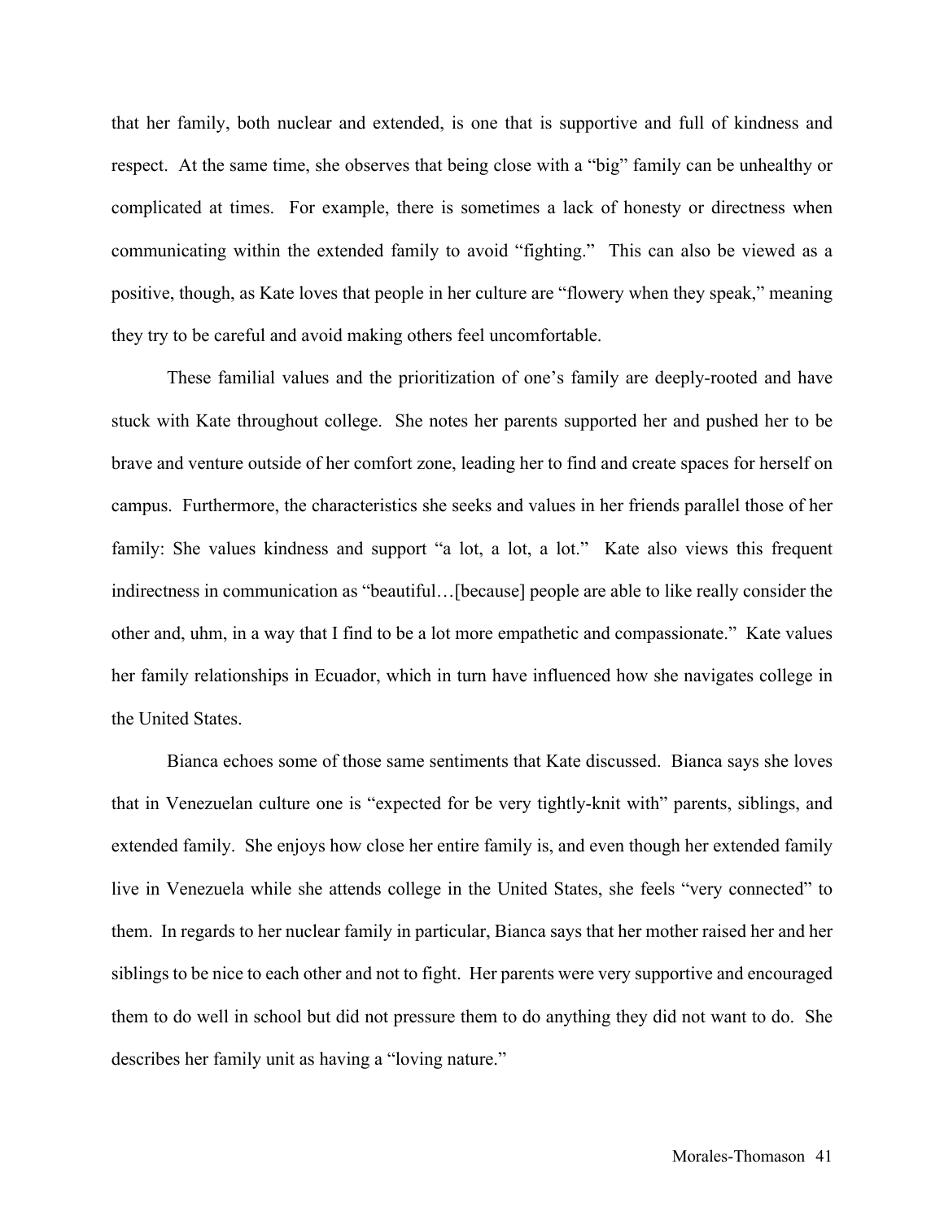that her family, both nuclear and extended, is one that is supportive and full of kindness and respect. At the same time, she observes that being close with a "big" family can be unhealthy or complicated at times. For example, there is sometimes a lack of honesty or directness when communicating within the extended family to avoid "fighting." This can also be viewed as a positive, though, as Kate loves that people in her culture are "flowery when they speak," meaning they try to be careful and avoid making others feel uncomfortable.

These familial values and the prioritization of one's family are deeply-rooted and have stuck with Kate throughout college. She notes her parents supported her and pushed her to be brave and venture outside of her comfort zone, leading her to find and create spaces for herself on campus. Furthermore, the characteristics she seeks and values in her friends parallel those of her family: She values kindness and support "a lot, a lot, a lot." Kate also views this frequent indirectness in communication as "beautiful…[because] people are able to like really consider the other and, uhm, in a way that I find to be a lot more empathetic and compassionate." Kate values her family relationships in Ecuador, which in turn have influenced how she navigates college in the United States.

Bianca echoes some of those same sentiments that Kate discussed. Bianca says she loves that in Venezuelan culture one is "expected for be very tightly-knit with" parents, siblings, and extended family. She enjoys how close her entire family is, and even though her extended family live in Venezuela while she attends college in the United States, she feels "very connected" to them. In regards to her nuclear family in particular, Bianca says that her mother raised her and her siblings to be nice to each other and not to fight. Her parents were very supportive and encouraged them to do well in school but did not pressure them to do anything they did not want to do. She describes her family unit as having a "loving nature."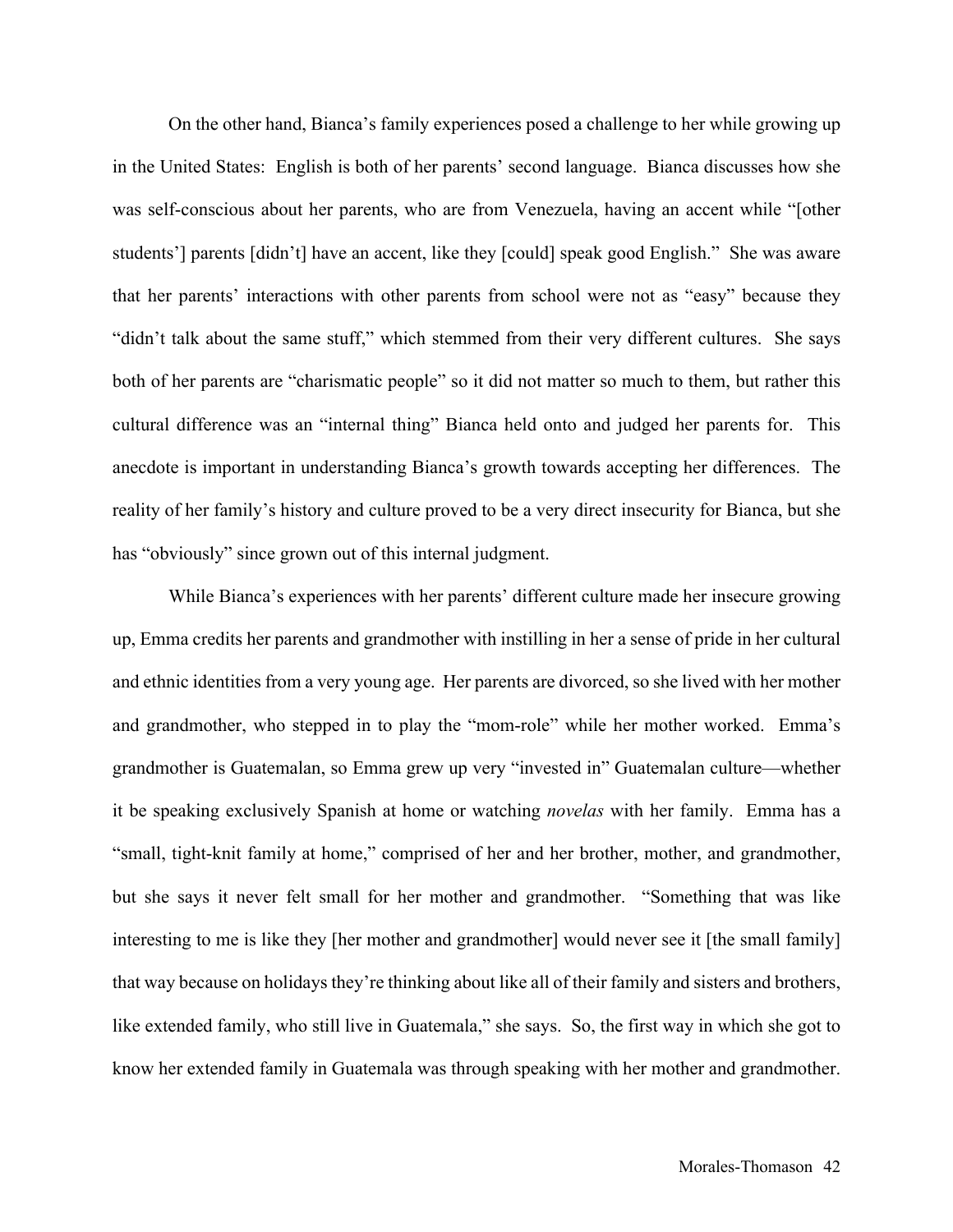On the other hand, Bianca's family experiences posed a challenge to her while growing up in the United States: English is both of her parents' second language. Bianca discusses how she was self-conscious about her parents, who are from Venezuela, having an accent while "[other students'] parents [didn't] have an accent, like they [could] speak good English." She was aware that her parents' interactions with other parents from school were not as "easy" because they "didn't talk about the same stuff," which stemmed from their very different cultures. She says both of her parents are "charismatic people" so it did not matter so much to them, but rather this cultural difference was an "internal thing" Bianca held onto and judged her parents for. This anecdote is important in understanding Bianca's growth towards accepting her differences. The reality of her family's history and culture proved to be a very direct insecurity for Bianca, but she has "obviously" since grown out of this internal judgment.

While Bianca's experiences with her parents' different culture made her insecure growing up, Emma credits her parents and grandmother with instilling in her a sense of pride in her cultural and ethnic identities from a very young age. Her parents are divorced, so she lived with her mother and grandmother, who stepped in to play the "mom-role" while her mother worked. Emma's grandmother is Guatemalan, so Emma grew up very "invested in" Guatemalan culture—whether it be speaking exclusively Spanish at home or watching *novelas* with her family. Emma has a "small, tight-knit family at home," comprised of her and her brother, mother, and grandmother, but she says it never felt small for her mother and grandmother. "Something that was like interesting to me is like they [her mother and grandmother] would never see it [the small family] that way because on holidays they're thinking about like all of their family and sisters and brothers, like extended family, who still live in Guatemala," she says. So, the first way in which she got to know her extended family in Guatemala was through speaking with her mother and grandmother.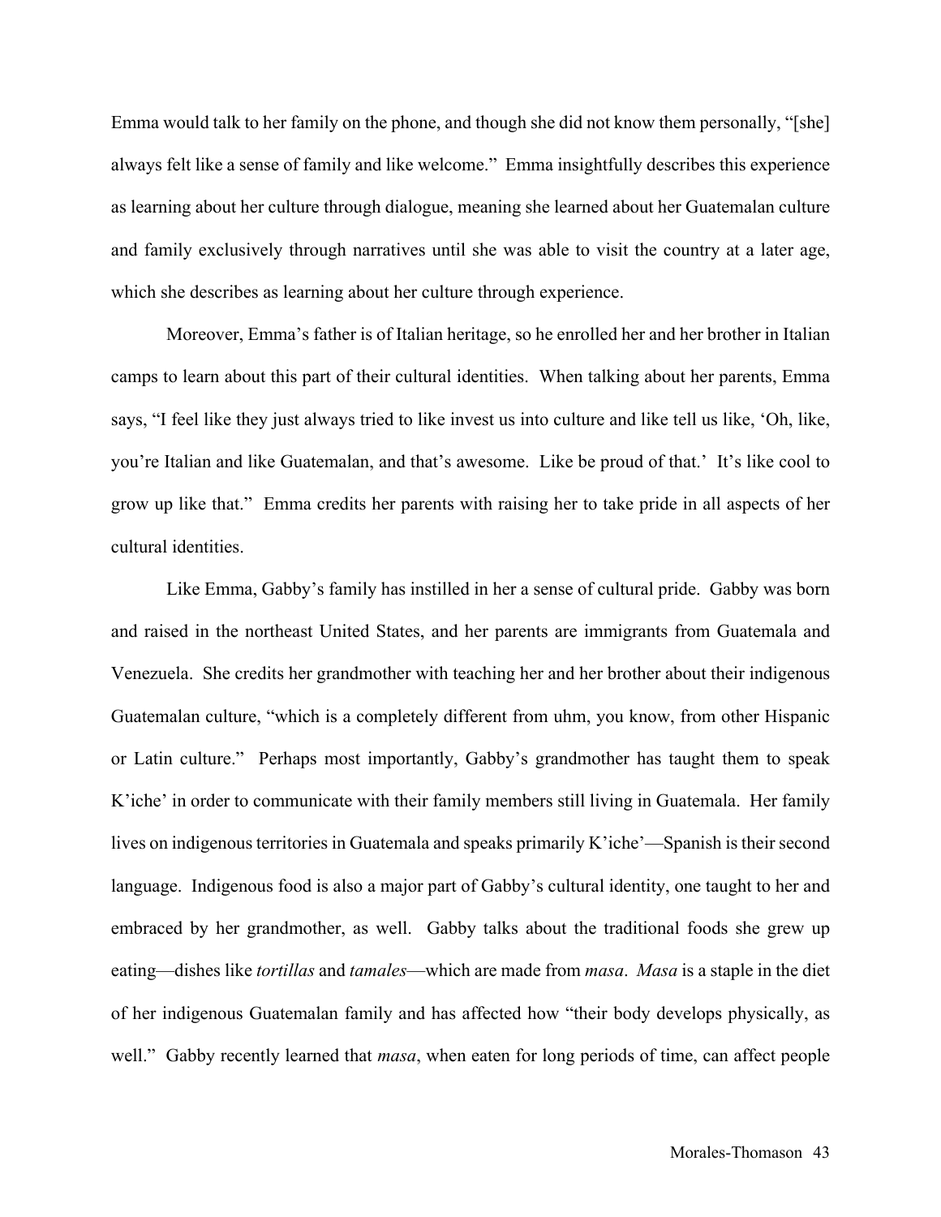Emma would talk to her family on the phone, and though she did not know them personally, "[she] always felt like a sense of family and like welcome." Emma insightfully describes this experience as learning about her culture through dialogue, meaning she learned about her Guatemalan culture and family exclusively through narratives until she was able to visit the country at a later age, which she describes as learning about her culture through experience.

Moreover, Emma's father is of Italian heritage, so he enrolled her and her brother in Italian camps to learn about this part of their cultural identities. When talking about her parents, Emma says, "I feel like they just always tried to like invest us into culture and like tell us like, 'Oh, like, you're Italian and like Guatemalan, and that's awesome. Like be proud of that.' It's like cool to grow up like that." Emma credits her parents with raising her to take pride in all aspects of her cultural identities.

Like Emma, Gabby's family has instilled in her a sense of cultural pride. Gabby was born and raised in the northeast United States, and her parents are immigrants from Guatemala and Venezuela. She credits her grandmother with teaching her and her brother about their indigenous Guatemalan culture, "which is a completely different from uhm, you know, from other Hispanic or Latin culture." Perhaps most importantly, Gabby's grandmother has taught them to speak K'iche' in order to communicate with their family members still living in Guatemala. Her family lives on indigenous territories in Guatemala and speaks primarily K'iche'—Spanish is their second language. Indigenous food is also a major part of Gabby's cultural identity, one taught to her and embraced by her grandmother, as well. Gabby talks about the traditional foods she grew up eating—dishes like *tortillas* and *tamales*—which are made from *masa*. *Masa* is a staple in the diet of her indigenous Guatemalan family and has affected how "their body develops physically, as well." Gabby recently learned that *masa*, when eaten for long periods of time, can affect people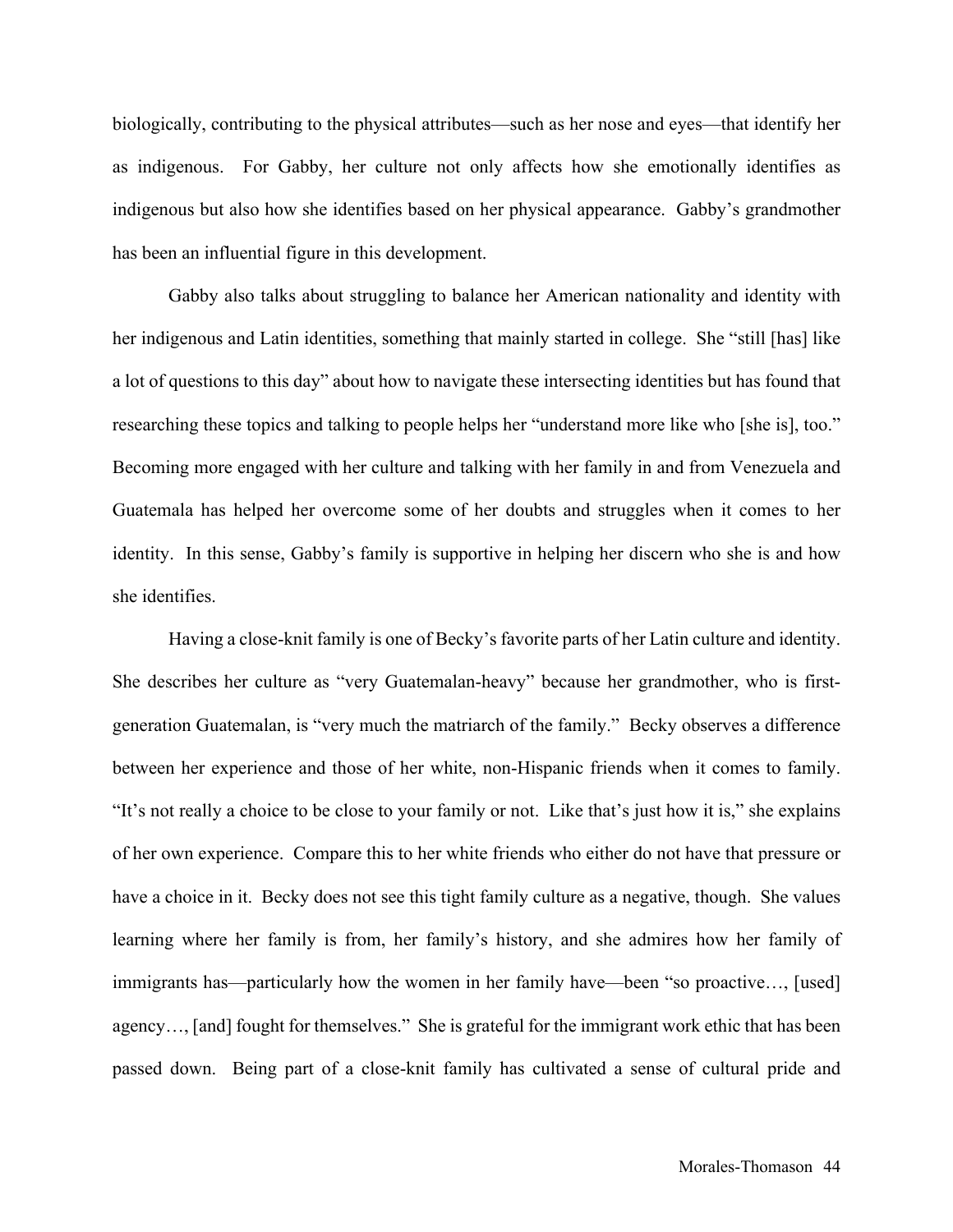biologically, contributing to the physical attributes—such as her nose and eyes—that identify her as indigenous. For Gabby, her culture not only affects how she emotionally identifies as indigenous but also how she identifies based on her physical appearance. Gabby's grandmother has been an influential figure in this development.

Gabby also talks about struggling to balance her American nationality and identity with her indigenous and Latin identities, something that mainly started in college. She "still [has] like a lot of questions to this day" about how to navigate these intersecting identities but has found that researching these topics and talking to people helps her "understand more like who [she is], too." Becoming more engaged with her culture and talking with her family in and from Venezuela and Guatemala has helped her overcome some of her doubts and struggles when it comes to her identity. In this sense, Gabby's family is supportive in helping her discern who she is and how she identifies.

Having a close-knit family is one of Becky's favorite parts of her Latin culture and identity. She describes her culture as "very Guatemalan-heavy" because her grandmother, who is first-generation Guatemalan, is "very much the matriarch of the family." Becky observes a difference between her experience and those of her white, non-Hispanic friends when it comes to family. "It's not really a choice to be close to your family or not. Like that's just how it is," she explains of her own experience. Compare this to her white friends who either do not have that pressure or have a choice in it. Becky does not see this tight family culture as a negative, though. She values learning where her family is from, her family's history, and she admires how her family of immigrants has—particularly how the women in her family have—been "so proactive…, [used] agency…, [and] fought for themselves." She is grateful for the immigrant work ethic that has been passed down. Being part of a close-knit family has cultivated a sense of cultural pride and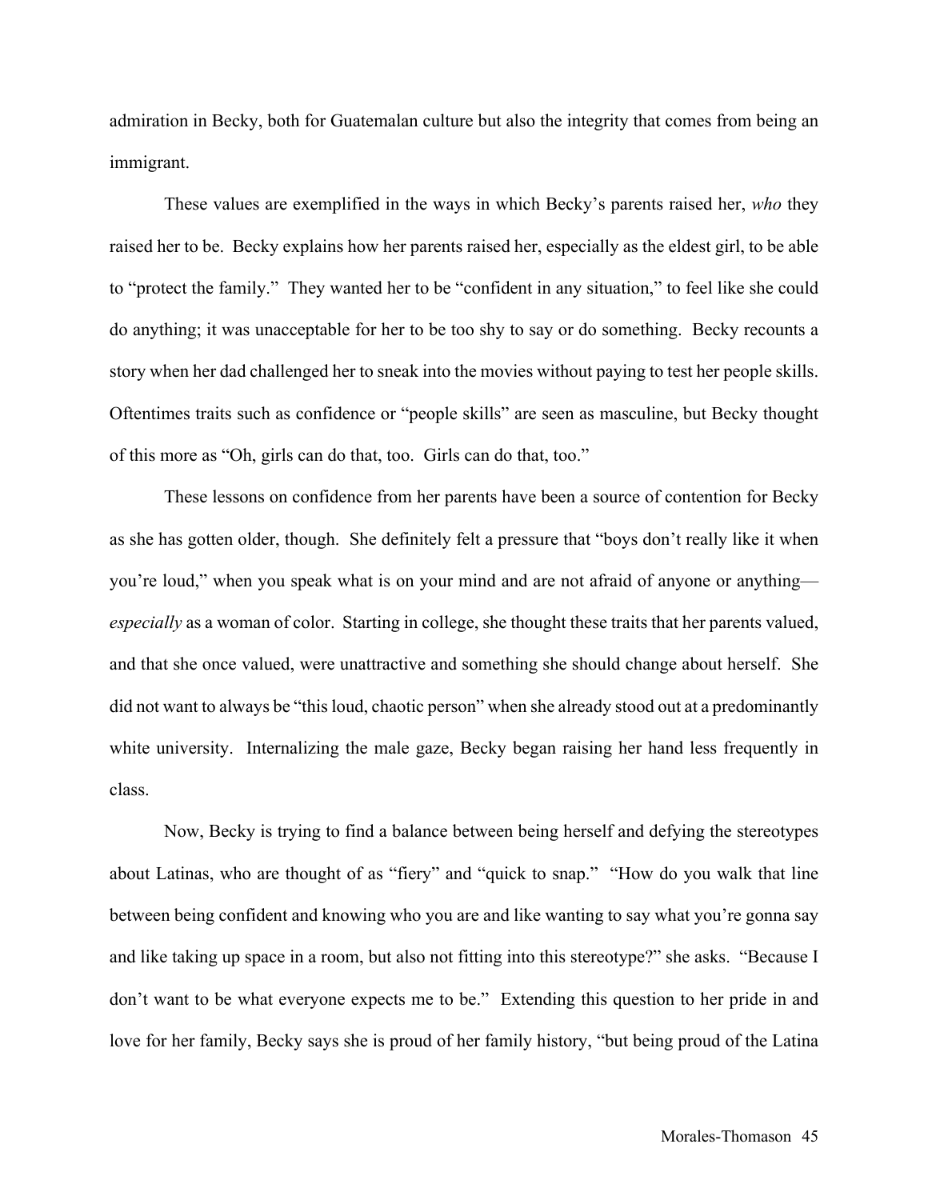admiration in Becky, both for Guatemalan culture but also the integrity that comes from being an immigrant.

These values are exemplified in the ways in which Becky's parents raised her, *who* they raised her to be. Becky explains how her parents raised her, especially as the eldest girl, to be able to "protect the family." They wanted her to be "confident in any situation," to feel like she could do anything; it was unacceptable for her to be too shy to say or do something. Becky recounts a story when her dad challenged her to sneak into the movies without paying to test her people skills. Oftentimes traits such as confidence or "people skills" are seen as masculine, but Becky thought of this more as "Oh, girls can do that, too. Girls can do that, too."

These lessons on confidence from her parents have been a source of contention for Becky as she has gotten older, though. She definitely felt a pressure that "boys don't really like it when you're loud," when you speak what is on your mind and are not afraid of anyone or anything—*especially* as a woman of color. Starting in college, she thought these traits that her parents valued, and that she once valued, were unattractive and something she should change about herself. She did not want to always be "this loud, chaotic person" when she already stood out at a predominantly white university. Internalizing the male gaze, Becky began raising her hand less frequently in class.

Now, Becky is trying to find a balance between being herself and defying the stereotypes about Latinas, who are thought of as "fiery" and "quick to snap." "How do you walk that line between being confident and knowing who you are and like wanting to say what you're gonna say and like taking up space in a room, but also not fitting into this stereotype?" she asks. "Because I don't want to be what everyone expects me to be." Extending this question to her pride in and love for her family, Becky says she is proud of her family history, "but being proud of the Latina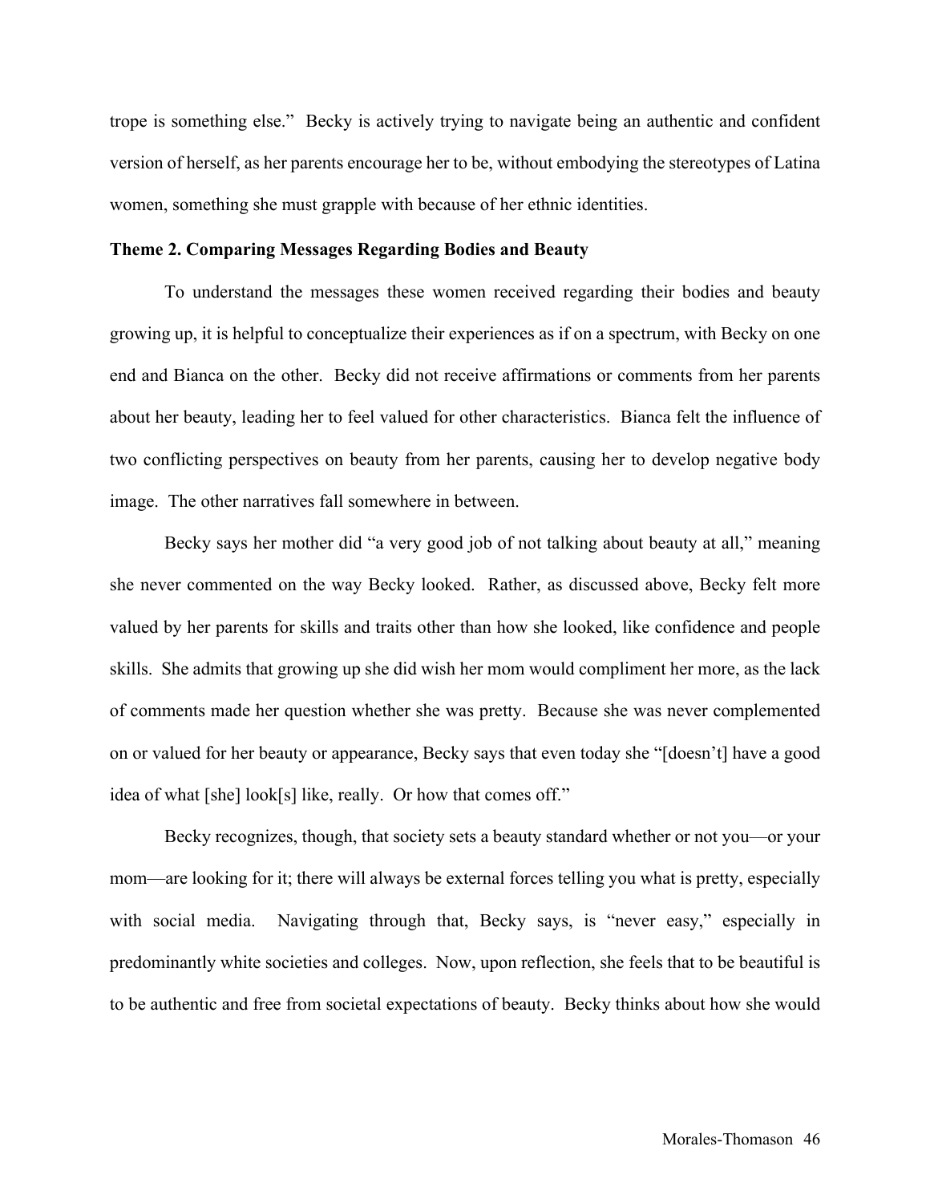trope is something else." Becky is actively trying to navigate being an authentic and confident version of herself, as her parents encourage her to be, without embodying the stereotypes of Latina women, something she must grapple with because of her ethnic identities.

**Theme 2. Comparing Messages Regarding Bodies and Beauty**

To understand the messages these women received regarding their bodies and beauty growing up, it is helpful to conceptualize their experiences as if on a spectrum, with Becky on one end and Bianca on the other. Becky did not receive affirmations or comments from her parents about her beauty, leading her to feel valued for other characteristics. Bianca felt the influence of two conflicting perspectives on beauty from her parents, causing her to develop negative body image. The other narratives fall somewhere in between.

Becky says her mother did "a very good job of not talking about beauty at all," meaning she never commented on the way Becky looked. Rather, as discussed above, Becky felt more valued by her parents for skills and traits other than how she looked, like confidence and people skills. She admits that growing up she did wish her mom would compliment her more, as the lack of comments made her question whether she was pretty. Because she was never complemented on or valued for her beauty or appearance, Becky says that even today she "[doesn't] have a good idea of what [she] look[s] like, really. Or how that comes off."

Becky recognizes, though, that society sets a beauty standard whether or not you—or your mom—are looking for it; there will always be external forces telling you what is pretty, especially with social media. Navigating through that, Becky says, is "never easy," especially in predominantly white societies and colleges. Now, upon reflection, she feels that to be beautiful is to be authentic and free from societal expectations of beauty. Becky thinks about how she would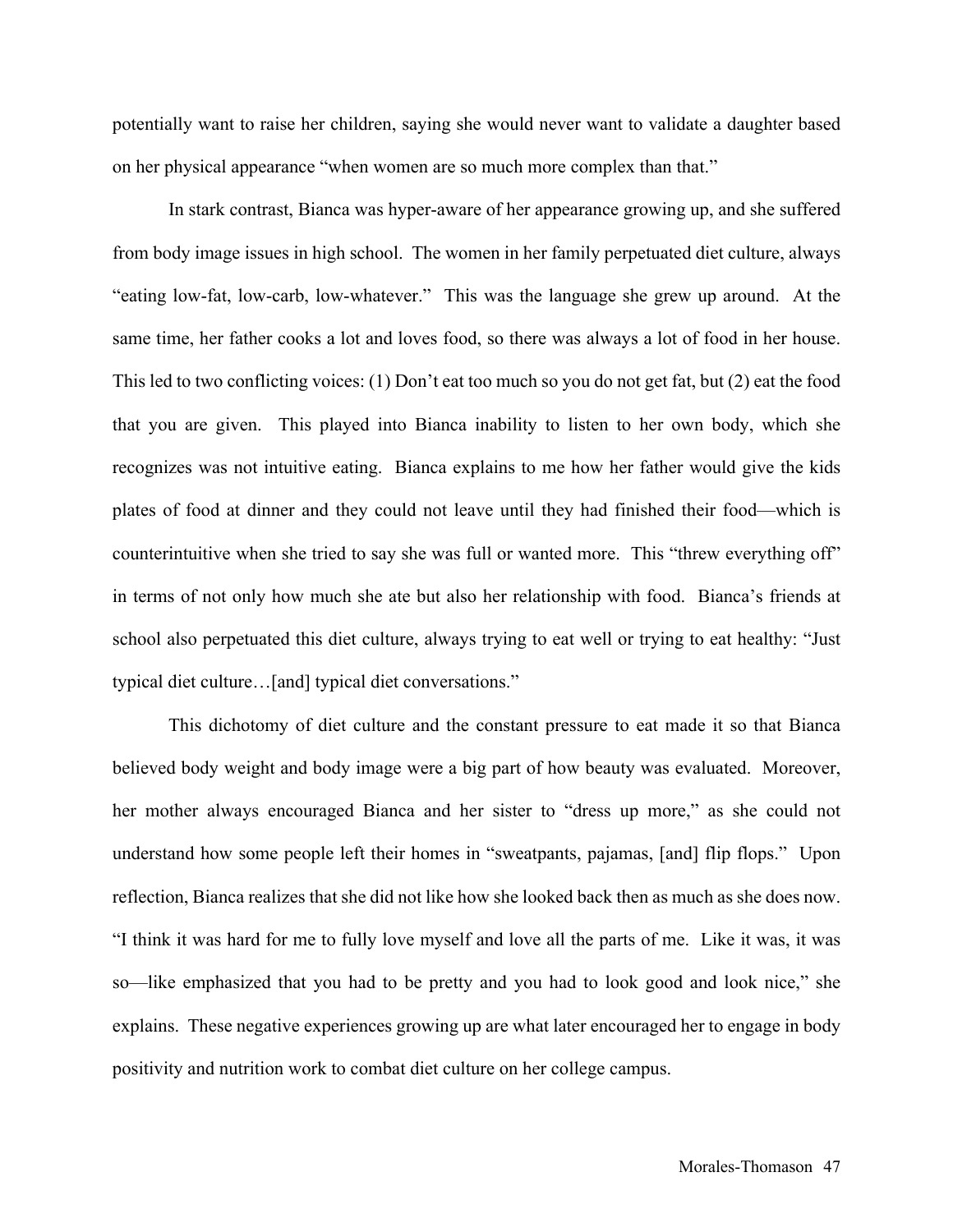potentially want to raise her children, saying she would never want to validate a daughter based on her physical appearance "when women are so much more complex than that."

In stark contrast, Bianca was hyper-aware of her appearance growing up, and she suffered from body image issues in high school. The women in her family perpetuated diet culture, always "eating low-fat, low-carb, low-whatever." This was the language she grew up around. At the same time, her father cooks a lot and loves food, so there was always a lot of food in her house. This led to two conflicting voices: (1) Don't eat too much so you do not get fat, but (2) eat the food that you are given. This played into Bianca inability to listen to her own body, which she recognizes was not intuitive eating. Bianca explains to me how her father would give the kids plates of food at dinner and they could not leave until they had finished their food—which is counterintuitive when she tried to say she was full or wanted more. This "threw everything off" in terms of not only how much she ate but also her relationship with food. Bianca's friends at school also perpetuated this diet culture, always trying to eat well or trying to eat healthy: "Just typical diet culture…[and] typical diet conversations."

This dichotomy of diet culture and the constant pressure to eat made it so that Bianca believed body weight and body image were a big part of how beauty was evaluated. Moreover, her mother always encouraged Bianca and her sister to "dress up more," as she could not understand how some people left their homes in "sweatpants, pajamas, [and] flip flops." Upon reflection, Bianca realizes that she did not like how she looked back then as much as she does now. "I think it was hard for me to fully love myself and love all the parts of me. Like it was, it was so—like emphasized that you had to be pretty and you had to look good and look nice," she explains. These negative experiences growing up are what later encouraged her to engage in body positivity and nutrition work to combat diet culture on her college campus.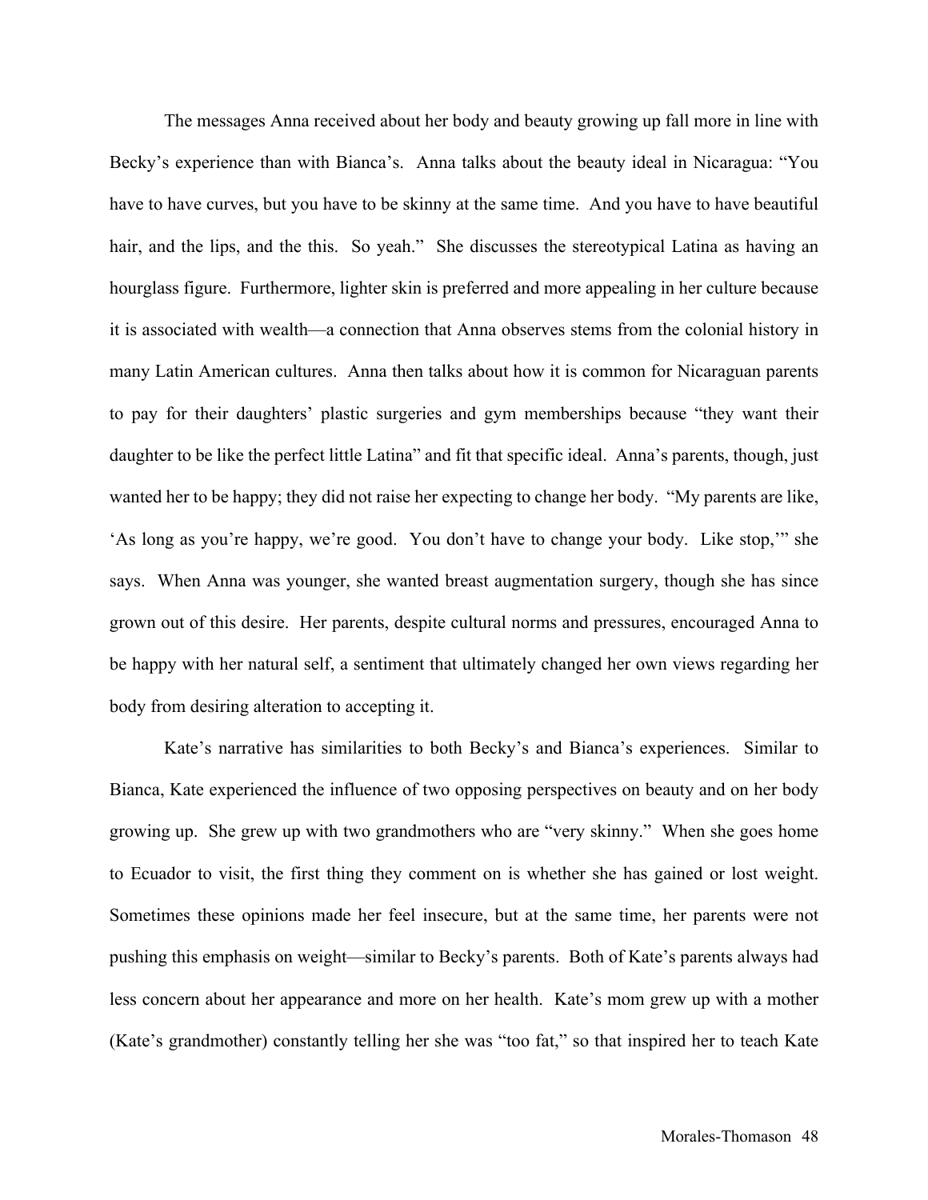The messages Anna received about her body and beauty growing up fall more in line with Becky's experience than with Bianca's. Anna talks about the beauty ideal in Nicaragua: "You have to have curves, but you have to be skinny at the same time. And you have to have beautiful hair, and the lips, and the this. So yeah." She discusses the stereotypical Latina as having an hourglass figure. Furthermore, lighter skin is preferred and more appealing in her culture because it is associated with wealth—a connection that Anna observes stems from the colonial history in many Latin American cultures. Anna then talks about how it is common for Nicaraguan parents to pay for their daughters' plastic surgeries and gym memberships because "they want their daughter to be like the perfect little Latina" and fit that specific ideal. Anna's parents, though, just wanted her to be happy; they did not raise her expecting to change her body. "My parents are like, 'As long as you're happy, we're good. You don't have to change your body. Like stop,'" she says. When Anna was younger, she wanted breast augmentation surgery, though she has since grown out of this desire. Her parents, despite cultural norms and pressures, encouraged Anna to be happy with her natural self, a sentiment that ultimately changed her own views regarding her body from desiring alteration to accepting it.

Kate's narrative has similarities to both Becky's and Bianca's experiences. Similar to Bianca, Kate experienced the influence of two opposing perspectives on beauty and on her body growing up. She grew up with two grandmothers who are "very skinny." When she goes home to Ecuador to visit, the first thing they comment on is whether she has gained or lost weight. Sometimes these opinions made her feel insecure, but at the same time, her parents were not pushing this emphasis on weight—similar to Becky's parents. Both of Kate's parents always had less concern about her appearance and more on her health. Kate's mom grew up with a mother (Kate's grandmother) constantly telling her she was "too fat," so that inspired her to teach Kate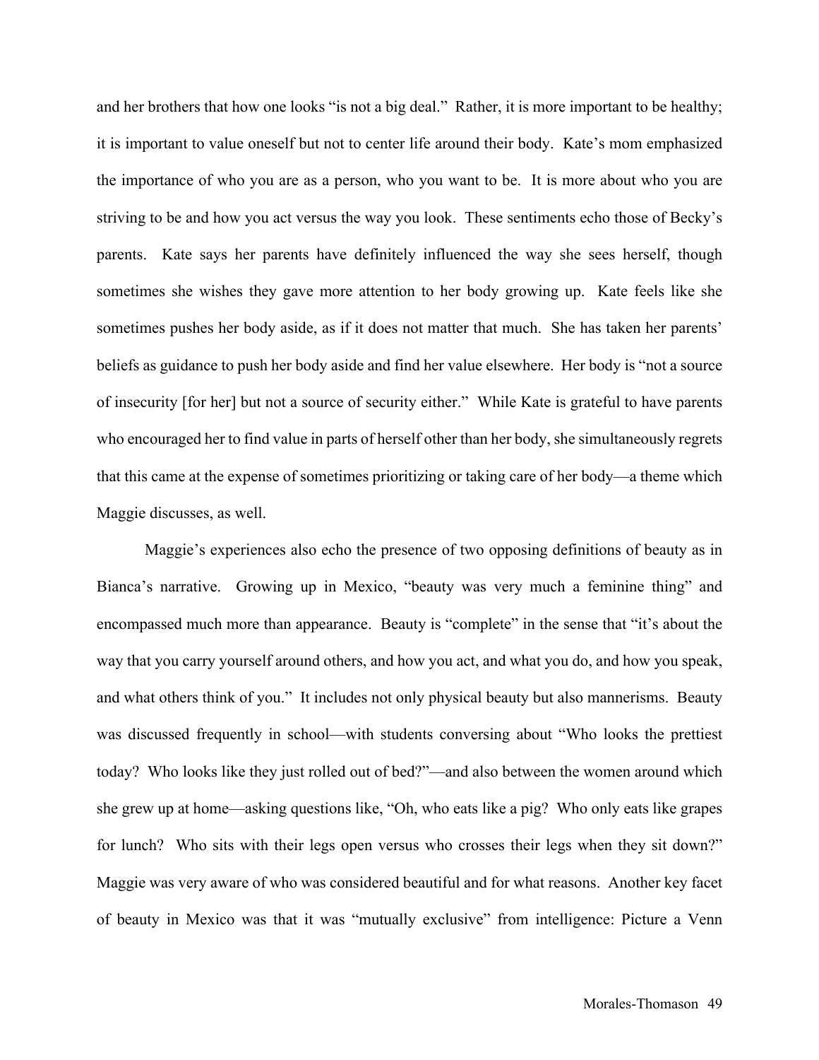and her brothers that how one looks "is not a big deal." Rather, it is more important to be healthy; it is important to value oneself but not to center life around their body. Kate's mom emphasized the importance of who you are as a person, who you want to be. It is more about who you are striving to be and how you act versus the way you look. These sentiments echo those of Becky's parents. Kate says her parents have definitely influenced the way she sees herself, though sometimes she wishes they gave more attention to her body growing up. Kate feels like she sometimes pushes her body aside, as if it does not matter that much. She has taken her parents' beliefs as guidance to push her body aside and find her value elsewhere. Her body is "not a source of insecurity [for her] but not a source of security either." While Kate is grateful to have parents who encouraged her to find value in parts of herself other than her body, she simultaneously regrets that this came at the expense of sometimes prioritizing or taking care of her body—a theme which Maggie discusses, as well.

Maggie's experiences also echo the presence of two opposing definitions of beauty as in Bianca's narrative. Growing up in Mexico, "beauty was very much a feminine thing" and encompassed much more than appearance. Beauty is "complete" in the sense that "it's about the way that you carry yourself around others, and how you act, and what you do, and how you speak, and what others think of you." It includes not only physical beauty but also mannerisms. Beauty was discussed frequently in school—with students conversing about "Who looks the prettiest today? Who looks like they just rolled out of bed?"—and also between the women around which she grew up at home—asking questions like, "Oh, who eats like a pig? Who only eats like grapes for lunch? Who sits with their legs open versus who crosses their legs when they sit down?" Maggie was very aware of who was considered beautiful and for what reasons. Another key facet of beauty in Mexico was that it was "mutually exclusive" from intelligence: Picture a Venn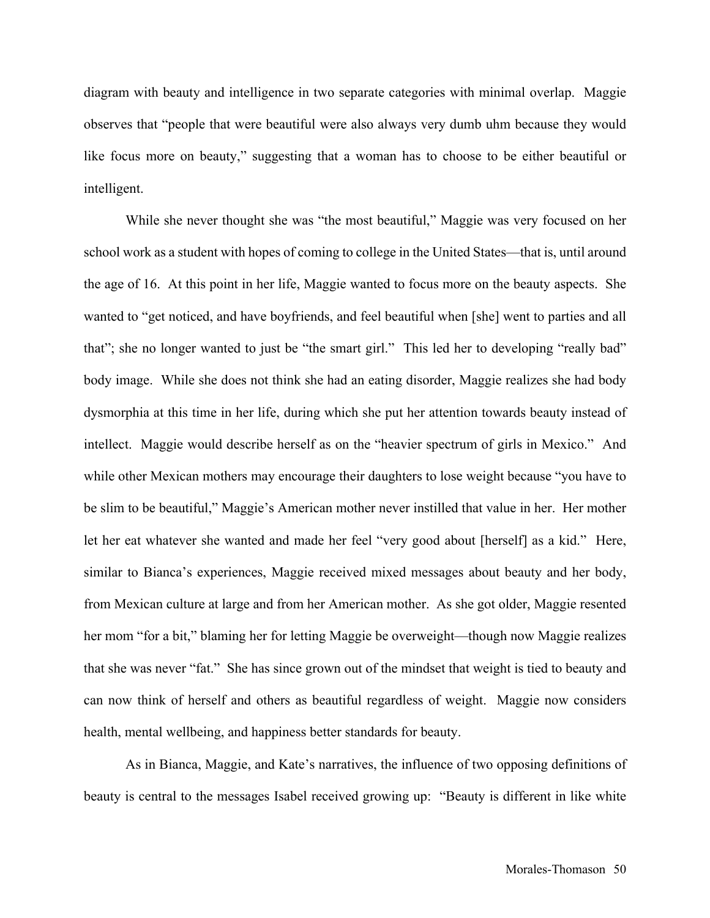diagram with beauty and intelligence in two separate categories with minimal overlap. Maggie observes that "people that were beautiful were also always very dumb uhm because they would like focus more on beauty," suggesting that a woman has to choose to be either beautiful or intelligent.

While she never thought she was "the most beautiful," Maggie was very focused on her school work as a student with hopes of coming to college in the United States—that is, until around the age of 16. At this point in her life, Maggie wanted to focus more on the beauty aspects. She wanted to "get noticed, and have boyfriends, and feel beautiful when [she] went to parties and all that"; she no longer wanted to just be "the smart girl." This led her to developing "really bad" body image. While she does not think she had an eating disorder, Maggie realizes she had body dysmorphia at this time in her life, during which she put her attention towards beauty instead of intellect. Maggie would describe herself as on the "heavier spectrum of girls in Mexico." And while other Mexican mothers may encourage their daughters to lose weight because "you have to be slim to be beautiful," Maggie's American mother never instilled that value in her. Her mother let her eat whatever she wanted and made her feel "very good about [herself] as a kid." Here, similar to Bianca's experiences, Maggie received mixed messages about beauty and her body, from Mexican culture at large and from her American mother. As she got older, Maggie resented her mom "for a bit," blaming her for letting Maggie be overweight—though now Maggie realizes that she was never "fat." She has since grown out of the mindset that weight is tied to beauty and can now think of herself and others as beautiful regardless of weight. Maggie now considers health, mental wellbeing, and happiness better standards for beauty.

As in Bianca, Maggie, and Kate's narratives, the influence of two opposing definitions of beauty is central to the messages Isabel received growing up: "Beauty is different in like white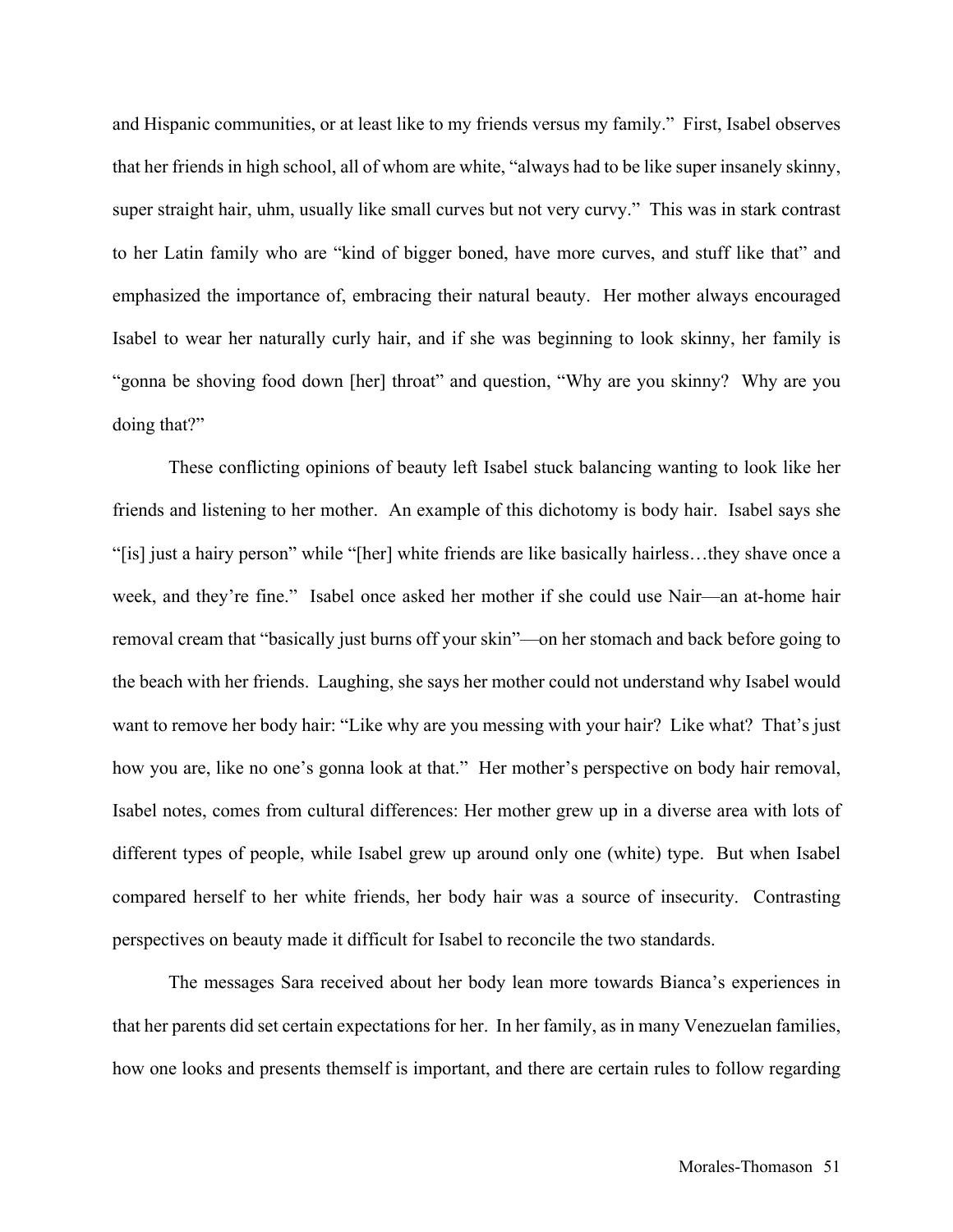and Hispanic communities, or at least like to my friends versus my family." First, Isabel observes that her friends in high school, all of whom are white, "always had to be like super insanely skinny, super straight hair, uhm, usually like small curves but not very curvy." This was in stark contrast to her Latin family who are "kind of bigger boned, have more curves, and stuff like that" and emphasized the importance of, embracing their natural beauty. Her mother always encouraged Isabel to wear her naturally curly hair, and if she was beginning to look skinny, her family is "gonna be shoving food down [her] throat" and question, "Why are you skinny? Why are you doing that?"

These conflicting opinions of beauty left Isabel stuck balancing wanting to look like her friends and listening to her mother. An example of this dichotomy is body hair. Isabel says she "[is] just a hairy person" while "[her] white friends are like basically hairless…they shave once a week, and they're fine." Isabel once asked her mother if she could use Nair—an at-home hair removal cream that "basically just burns off your skin"—on her stomach and back before going to the beach with her friends. Laughing, she says her mother could not understand why Isabel would want to remove her body hair: "Like why are you messing with your hair? Like what? That's just how you are, like no one's gonna look at that." Her mother's perspective on body hair removal, Isabel notes, comes from cultural differences: Her mother grew up in a diverse area with lots of different types of people, while Isabel grew up around only one (white) type. But when Isabel compared herself to her white friends, her body hair was a source of insecurity. Contrasting perspectives on beauty made it difficult for Isabel to reconcile the two standards.

The messages Sara received about her body lean more towards Bianca's experiences in that her parents did set certain expectations for her. In her family, as in many Venezuelan families, how one looks and presents themself is important, and there are certain rules to follow regarding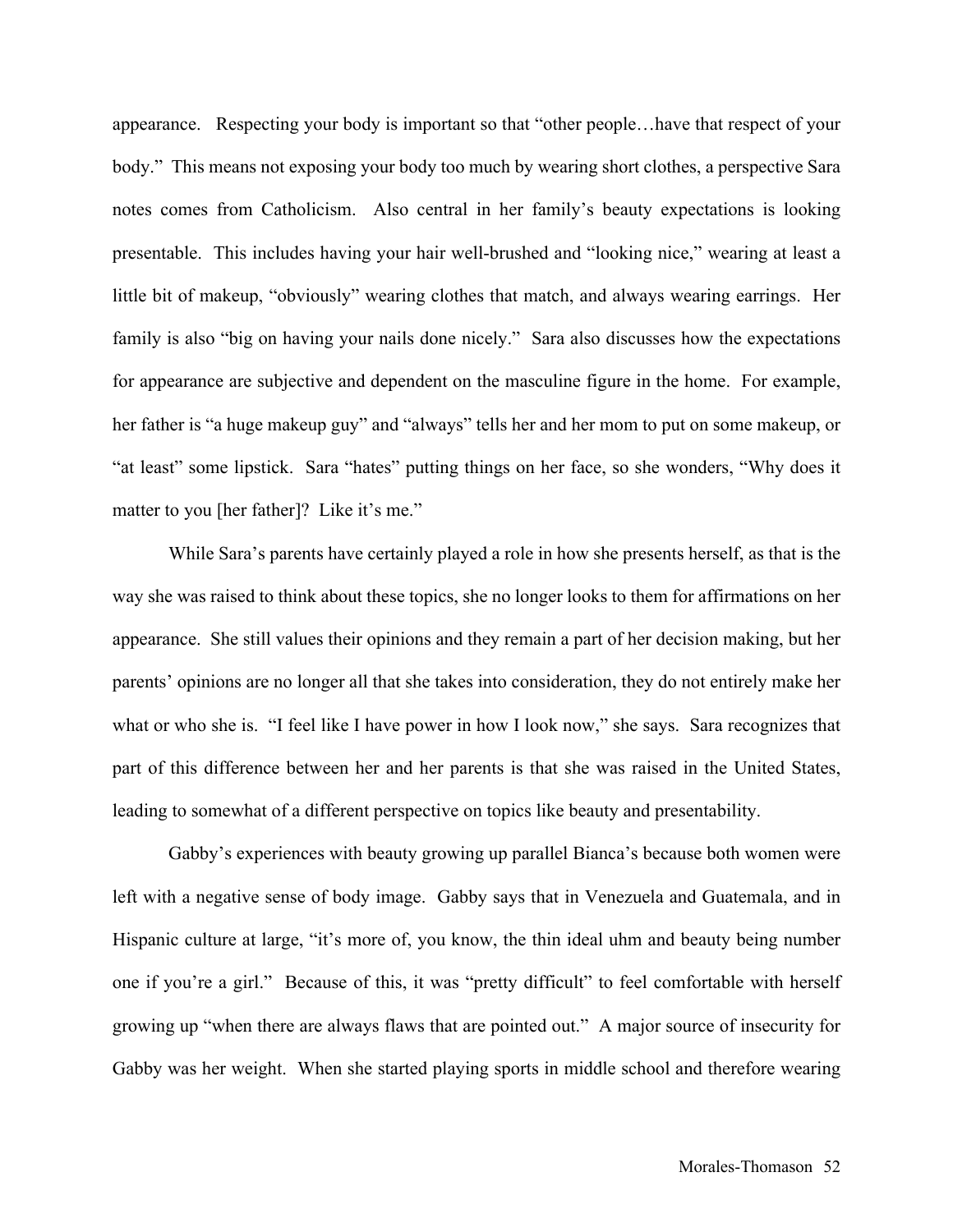appearance. Respecting your body is important so that "other people…have that respect of your body." This means not exposing your body too much by wearing short clothes, a perspective Sara notes comes from Catholicism. Also central in her family's beauty expectations is looking presentable. This includes having your hair well-brushed and "looking nice," wearing at least a little bit of makeup, "obviously" wearing clothes that match, and always wearing earrings. Her family is also "big on having your nails done nicely." Sara also discusses how the expectations for appearance are subjective and dependent on the masculine figure in the home. For example, her father is "a huge makeup guy" and "always" tells her and her mom to put on some makeup, or "at least" some lipstick. Sara "hates" putting things on her face, so she wonders, "Why does it matter to you [her father]? Like it's me."

While Sara's parents have certainly played a role in how she presents herself, as that is the way she was raised to think about these topics, she no longer looks to them for affirmations on her appearance. She still values their opinions and they remain a part of her decision making, but her parents' opinions are no longer all that she takes into consideration, they do not entirely make her what or who she is. "I feel like I have power in how I look now," she says. Sara recognizes that part of this difference between her and her parents is that she was raised in the United States, leading to somewhat of a different perspective on topics like beauty and presentability.

Gabby's experiences with beauty growing up parallel Bianca's because both women were left with a negative sense of body image. Gabby says that in Venezuela and Guatemala, and in Hispanic culture at large, "it's more of, you know, the thin ideal uhm and beauty being number one if you're a girl." Because of this, it was "pretty difficult" to feel comfortable with herself growing up "when there are always flaws that are pointed out." A major source of insecurity for Gabby was her weight. When she started playing sports in middle school and therefore wearing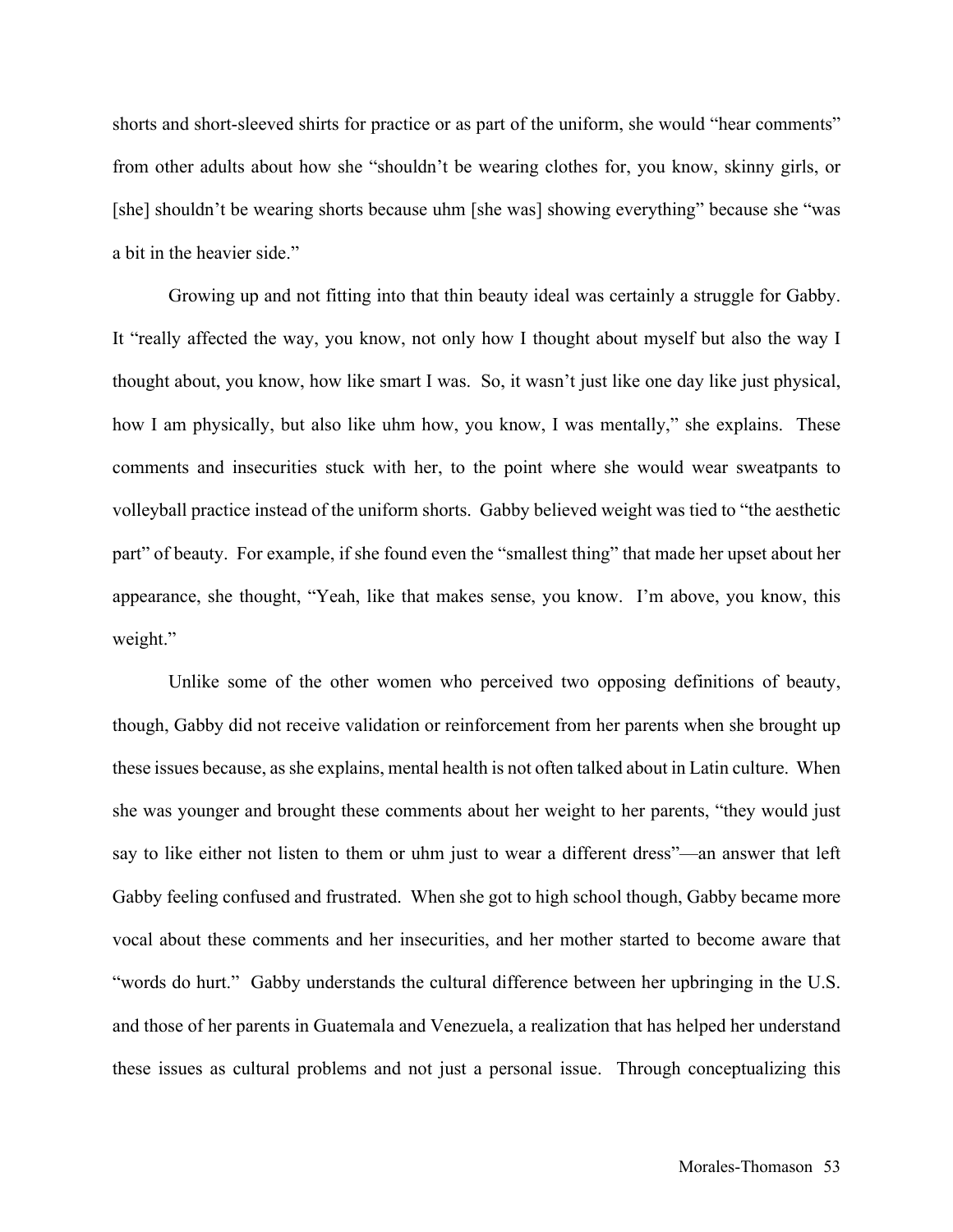shorts and short-sleeved shirts for practice or as part of the uniform, she would "hear comments" from other adults about how she "shouldn't be wearing clothes for, you know, skinny girls, or [she] shouldn't be wearing shorts because uhm [she was] showing everything" because she "was a bit in the heavier side."

Growing up and not fitting into that thin beauty ideal was certainly a struggle for Gabby. It "really affected the way, you know, not only how I thought about myself but also the way I thought about, you know, how like smart I was. So, it wasn't just like one day like just physical, how I am physically, but also like uhm how, you know, I was mentally," she explains. These comments and insecurities stuck with her, to the point where she would wear sweatpants to volleyball practice instead of the uniform shorts. Gabby believed weight was tied to "the aesthetic part" of beauty. For example, if she found even the "smallest thing" that made her upset about her appearance, she thought, "Yeah, like that makes sense, you know. I'm above, you know, this weight."

Unlike some of the other women who perceived two opposing definitions of beauty, though, Gabby did not receive validation or reinforcement from her parents when she brought up these issues because, as she explains, mental health is not often talked about in Latin culture. When she was younger and brought these comments about her weight to her parents, "they would just say to like either not listen to them or uhm just to wear a different dress"—an answer that left Gabby feeling confused and frustrated. When she got to high school though, Gabby became more vocal about these comments and her insecurities, and her mother started to become aware that "words do hurt." Gabby understands the cultural difference between her upbringing in the U.S. and those of her parents in Guatemala and Venezuela, a realization that has helped her understand these issues as cultural problems and not just a personal issue. Through conceptualizing this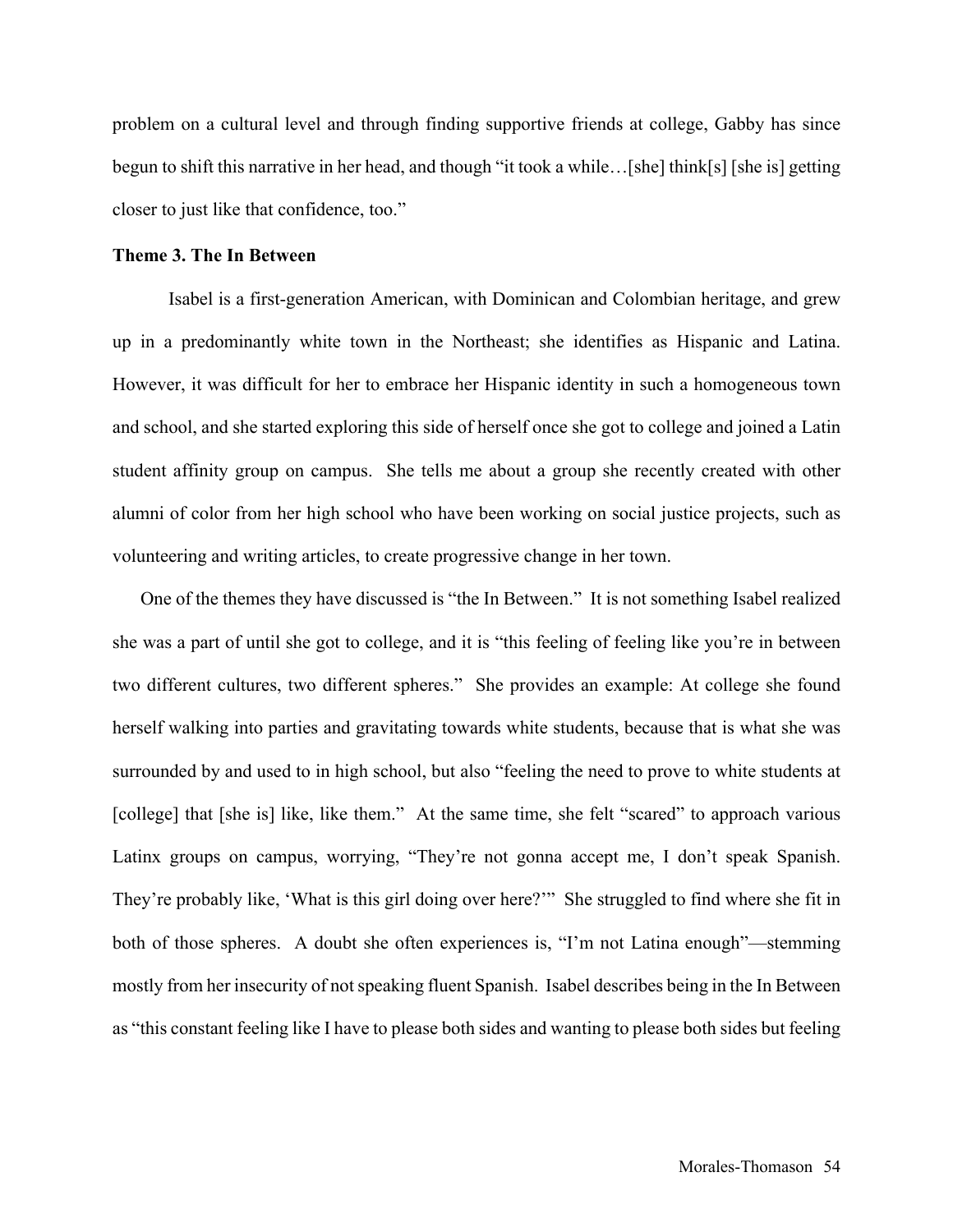problem on a cultural level and through finding supportive friends at college, Gabby has since begun to shift this narrative in her head, and though "it took a while…[she] think[s] [she is] getting closer to just like that confidence, too."

**Theme 3. The In Between**

Isabel is a first-generation American, with Dominican and Colombian heritage, and grew up in a predominantly white town in the Northeast; she identifies as Hispanic and Latina. However, it was difficult for her to embrace her Hispanic identity in such a homogeneous town and school, and she started exploring this side of herself once she got to college and joined a Latin student affinity group on campus. She tells me about a group she recently created with other alumni of color from her high school who have been working on social justice projects, such as volunteering and writing articles, to create progressive change in her town.

One of the themes they have discussed is "the In Between." It is not something Isabel realized she was a part of until she got to college, and it is "this feeling of feeling like you're in between two different cultures, two different spheres." She provides an example: At college she found herself walking into parties and gravitating towards white students, because that is what she was surrounded by and used to in high school, but also "feeling the need to prove to white students at [college] that [she is] like, like them." At the same time, she felt "scared" to approach various Latinx groups on campus, worrying, "They're not gonna accept me, I don't speak Spanish. They're probably like, 'What is this girl doing over here?'" She struggled to find where she fit in both of those spheres. A doubt she often experiences is, "I'm not Latina enough"—stemming mostly from her insecurity of not speaking fluent Spanish. Isabel describes being in the In Between as "this constant feeling like I have to please both sides and wanting to please both sides but feeling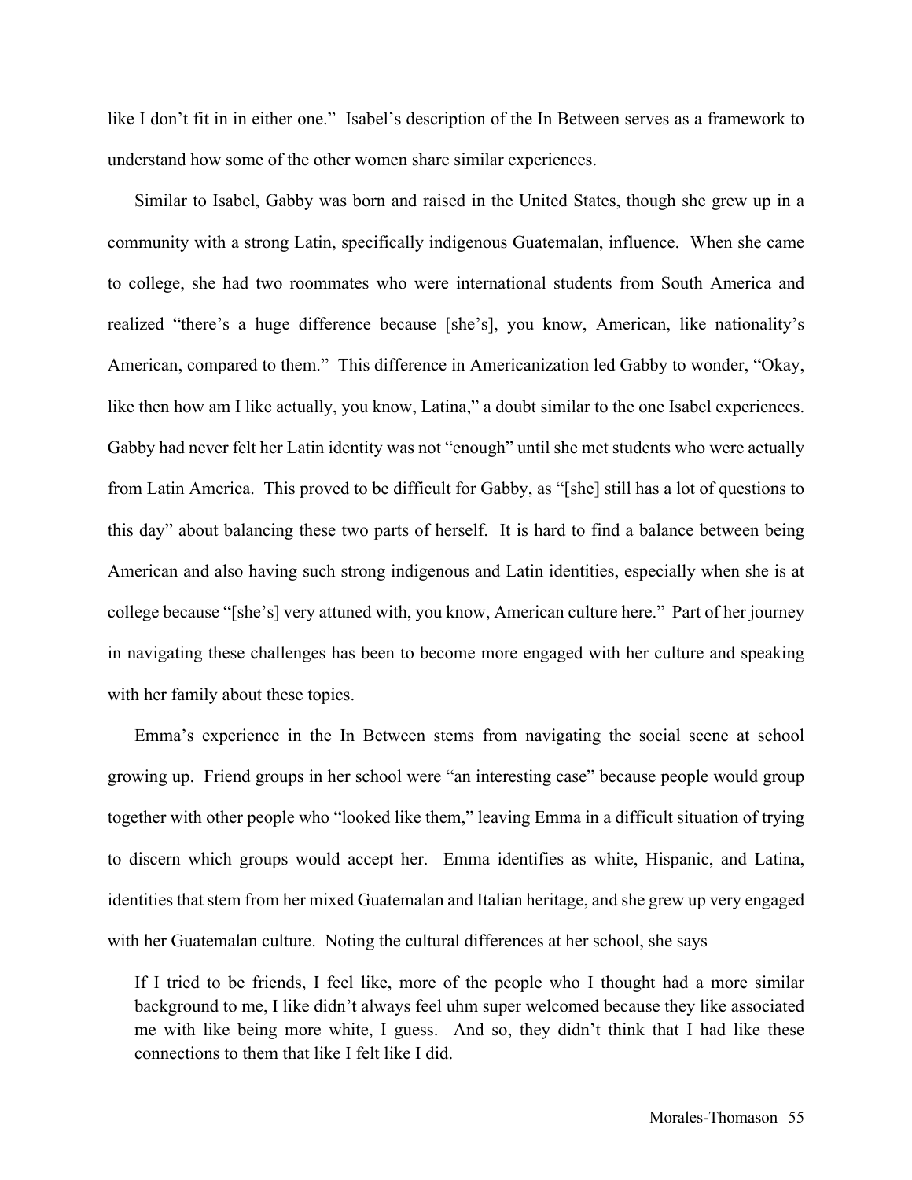like I don't fit in in either one." Isabel's description of the In Between serves as a framework to understand how some of the other women share similar experiences.

Similar to Isabel, Gabby was born and raised in the United States, though she grew up in a community with a strong Latin, specifically indigenous Guatemalan, influence. When she came to college, she had two roommates who were international students from South America and realized "there's a huge difference because [she's], you know, American, like nationality's American, compared to them." This difference in Americanization led Gabby to wonder, "Okay, like then how am I like actually, you know, Latina," a doubt similar to the one Isabel experiences. Gabby had never felt her Latin identity was not "enough" until she met students who were actually from Latin America. This proved to be difficult for Gabby, as "[she] still has a lot of questions to this day" about balancing these two parts of herself. It is hard to find a balance between being American and also having such strong indigenous and Latin identities, especially when she is at college because "[she's] very attuned with, you know, American culture here." Part of her journey in navigating these challenges has been to become more engaged with her culture and speaking with her family about these topics.

Emma's experience in the In Between stems from navigating the social scene at school growing up. Friend groups in her school were "an interesting case" because people would group together with other people who "looked like them," leaving Emma in a difficult situation of trying to discern which groups would accept her. Emma identifies as white, Hispanic, and Latina, identities that stem from her mixed Guatemalan and Italian heritage, and she grew up very engaged with her Guatemalan culture. Noting the cultural differences at her school, she says

> If I tried to be friends, I feel like, more of the people who I thought had a more similar background to me, I like didn't always feel uhm super welcomed because they like associated me with like being more white, I guess. And so, they didn't think that I had like these connections to them that like I felt like I did.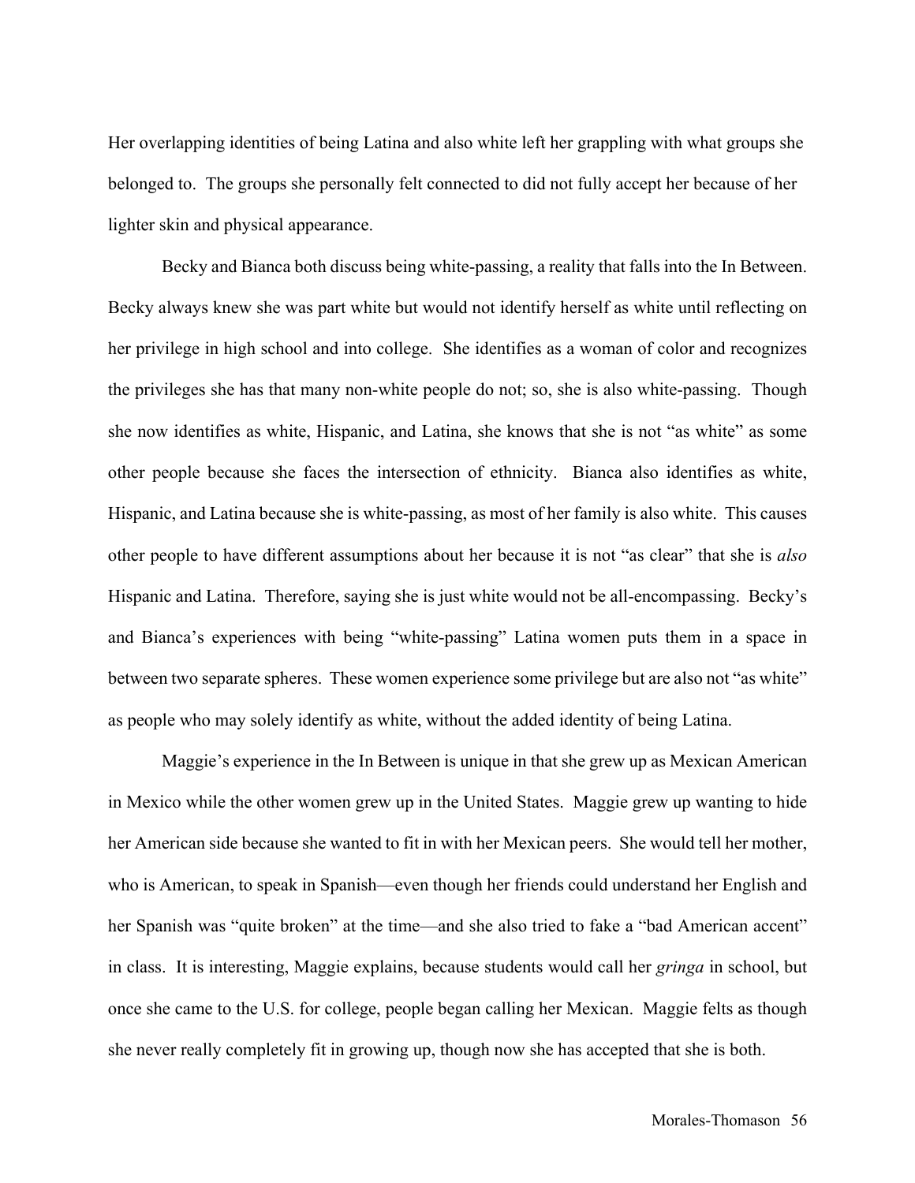Her overlapping identities of being Latina and also white left her grappling with what groups she belonged to. The groups she personally felt connected to did not fully accept her because of her lighter skin and physical appearance.

Becky and Bianca both discuss being white-passing, a reality that falls into the In Between. Becky always knew she was part white but would not identify herself as white until reflecting on her privilege in high school and into college. She identifies as a woman of color and recognizes the privileges she has that many non-white people do not; so, she is also white-passing. Though she now identifies as white, Hispanic, and Latina, she knows that she is not "as white" as some other people because she faces the intersection of ethnicity. Bianca also identifies as white, Hispanic, and Latina because she is white-passing, as most of her family is also white. This causes other people to have different assumptions about her because it is not "as clear" that she is *also* Hispanic and Latina. Therefore, saying she is just white would not be all-encompassing. Becky's and Bianca's experiences with being "white-passing" Latina women puts them in a space in between two separate spheres. These women experience some privilege but are also not "as white" as people who may solely identify as white, without the added identity of being Latina.

Maggie's experience in the In Between is unique in that she grew up as Mexican American in Mexico while the other women grew up in the United States. Maggie grew up wanting to hide her American side because she wanted to fit in with her Mexican peers. She would tell her mother, who is American, to speak in Spanish—even though her friends could understand her English and her Spanish was "quite broken" at the time—and she also tried to fake a "bad American accent" in class. It is interesting, Maggie explains, because students would call her *gringa* in school, but once she came to the U.S. for college, people began calling her Mexican. Maggie felts as though she never really completely fit in growing up, though now she has accepted that she is both.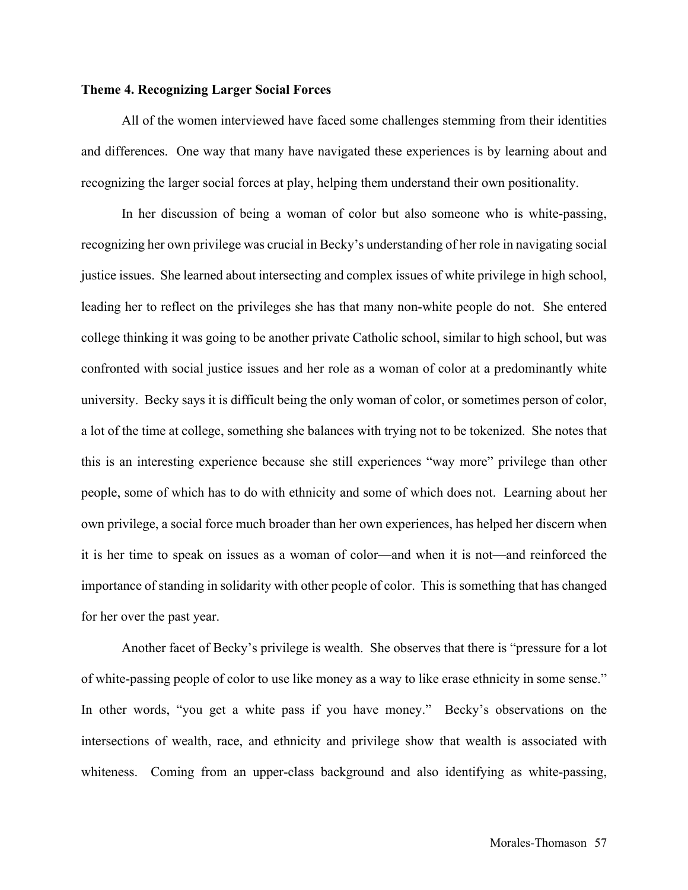**Theme 4. Recognizing Larger Social Forces**

All of the women interviewed have faced some challenges stemming from their identities and differences. One way that many have navigated these experiences is by learning about and recognizing the larger social forces at play, helping them understand their own positionality.

In her discussion of being a woman of color but also someone who is white-passing, recognizing her own privilege was crucial in Becky's understanding of her role in navigating social justice issues. She learned about intersecting and complex issues of white privilege in high school, leading her to reflect on the privileges she has that many non-white people do not. She entered college thinking it was going to be another private Catholic school, similar to high school, but was confronted with social justice issues and her role as a woman of color at a predominantly white university. Becky says it is difficult being the only woman of color, or sometimes person of color, a lot of the time at college, something she balances with trying not to be tokenized. She notes that this is an interesting experience because she still experiences "way more" privilege than other people, some of which has to do with ethnicity and some of which does not. Learning about her own privilege, a social force much broader than her own experiences, has helped her discern when it is her time to speak on issues as a woman of color—and when it is not—and reinforced the importance of standing in solidarity with other people of color. This is something that has changed for her over the past year.

Another facet of Becky's privilege is wealth. She observes that there is "pressure for a lot of white-passing people of color to use like money as a way to like erase ethnicity in some sense." In other words, "you get a white pass if you have money." Becky's observations on the intersections of wealth, race, and ethnicity and privilege show that wealth is associated with whiteness. Coming from an upper-class background and also identifying as white-passing,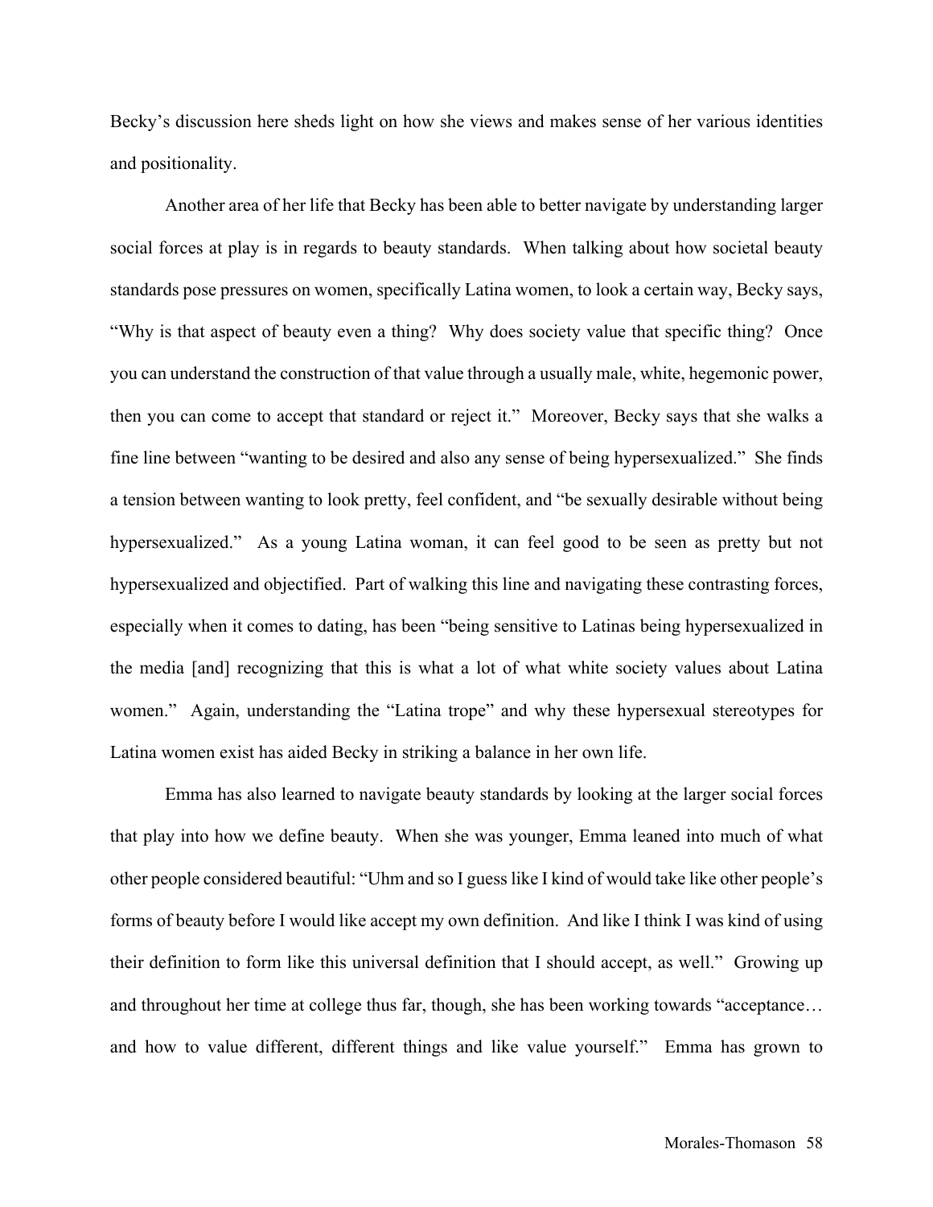Becky's discussion here sheds light on how she views and makes sense of her various identities and positionality.

Another area of her life that Becky has been able to better navigate by understanding larger social forces at play is in regards to beauty standards. When talking about how societal beauty standards pose pressures on women, specifically Latina women, to look a certain way, Becky says, "Why is that aspect of beauty even a thing? Why does society value that specific thing? Once you can understand the construction of that value through a usually male, white, hegemonic power, then you can come to accept that standard or reject it." Moreover, Becky says that she walks a fine line between "wanting to be desired and also any sense of being hypersexualized." She finds a tension between wanting to look pretty, feel confident, and "be sexually desirable without being hypersexualized." As a young Latina woman, it can feel good to be seen as pretty but not hypersexualized and objectified. Part of walking this line and navigating these contrasting forces, especially when it comes to dating, has been "being sensitive to Latinas being hypersexualized in the media [and] recognizing that this is what a lot of what white society values about Latina women." Again, understanding the "Latina trope" and why these hypersexual stereotypes for Latina women exist has aided Becky in striking a balance in her own life.

Emma has also learned to navigate beauty standards by looking at the larger social forces that play into how we define beauty. When she was younger, Emma leaned into much of what other people considered beautiful: "Uhm and so I guess like I kind of would take like other people's forms of beauty before I would like accept my own definition. And like I think I was kind of using their definition to form like this universal definition that I should accept, as well." Growing up and throughout her time at college thus far, though, she has been working towards "acceptance… and how to value different, different things and like value yourself." Emma has grown to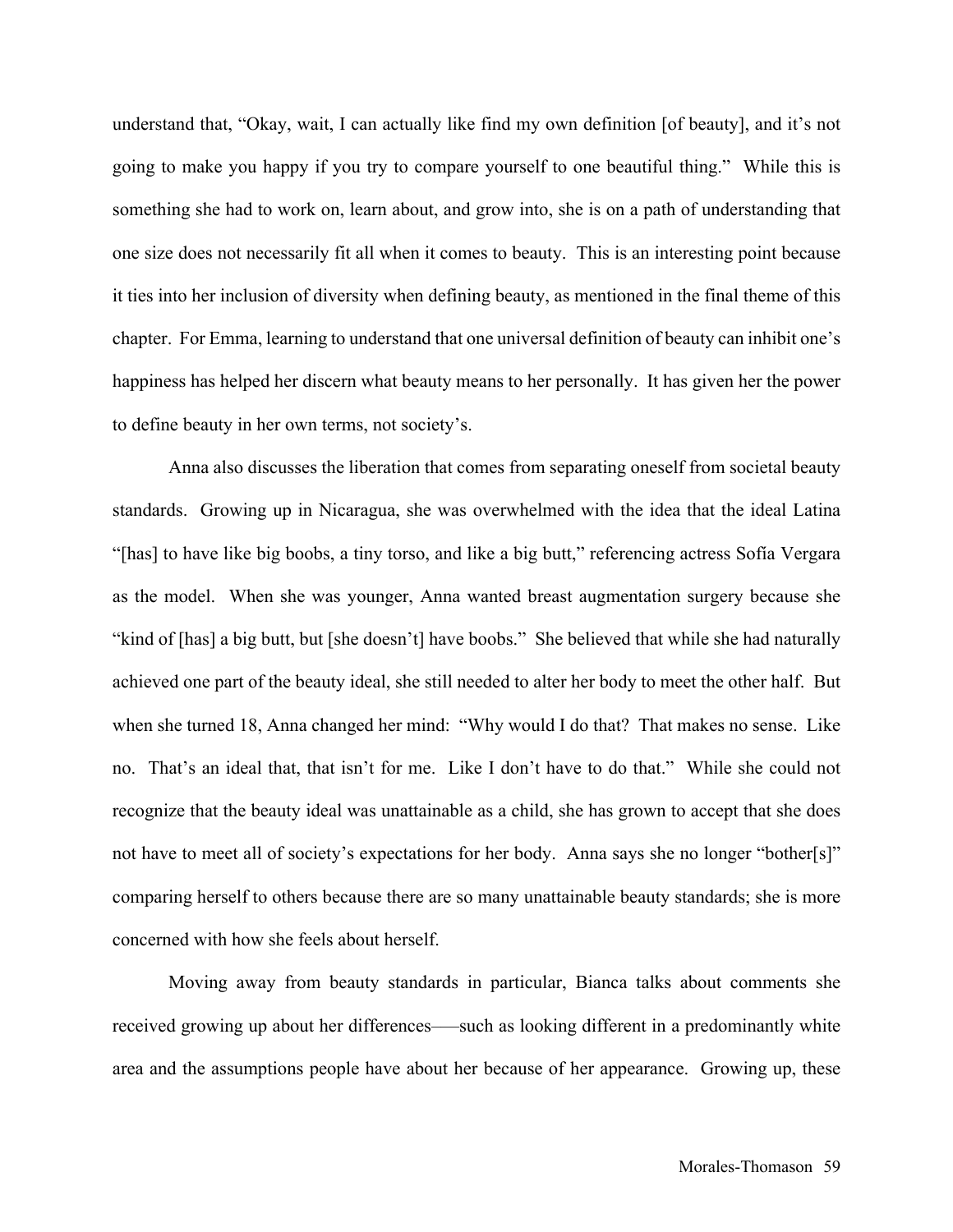understand that, "Okay, wait, I can actually like find my own definition [of beauty], and it's not going to make you happy if you try to compare yourself to one beautiful thing." While this is something she had to work on, learn about, and grow into, she is on a path of understanding that one size does not necessarily fit all when it comes to beauty. This is an interesting point because it ties into her inclusion of diversity when defining beauty, as mentioned in the final theme of this chapter. For Emma, learning to understand that one universal definition of beauty can inhibit one's happiness has helped her discern what beauty means to her personally. It has given her the power to define beauty in her own terms, not society's.

Anna also discusses the liberation that comes from separating oneself from societal beauty standards. Growing up in Nicaragua, she was overwhelmed with the idea that the ideal Latina "[has] to have like big boobs, a tiny torso, and like a big butt," referencing actress Sofía Vergara as the model. When she was younger, Anna wanted breast augmentation surgery because she "kind of [has] a big butt, but [she doesn't] have boobs." She believed that while she had naturally achieved one part of the beauty ideal, she still needed to alter her body to meet the other half. But when she turned 18, Anna changed her mind: "Why would I do that? That makes no sense. Like no. That's an ideal that, that isn't for me. Like I don't have to do that." While she could not recognize that the beauty ideal was unattainable as a child, she has grown to accept that she does not have to meet all of society's expectations for her body. Anna says she no longer "bother[s]" comparing herself to others because there are so many unattainable beauty standards; she is more concerned with how she feels about herself.

Moving away from beauty standards in particular, Bianca talks about comments she received growing up about her differences—–such as looking different in a predominantly white area and the assumptions people have about her because of her appearance. Growing up, these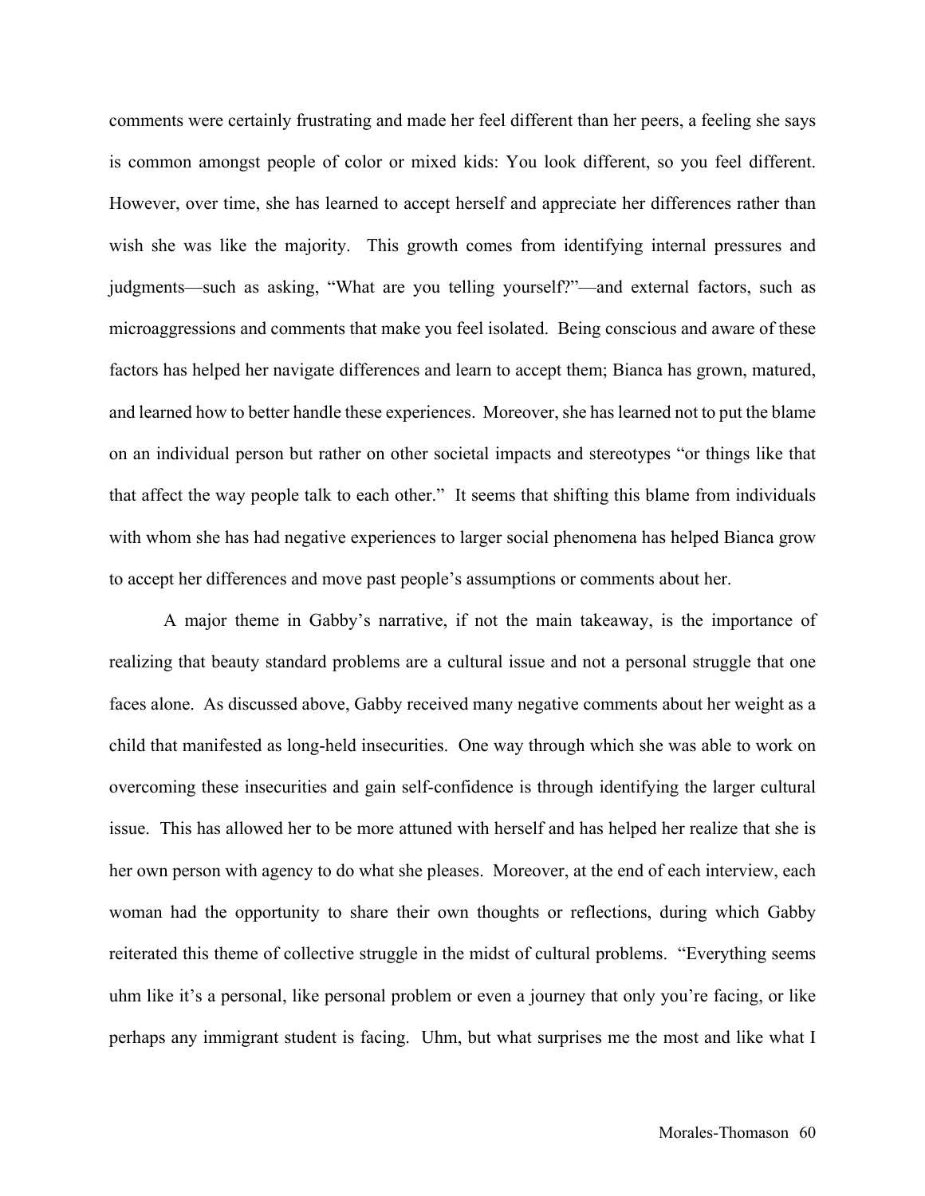comments were certainly frustrating and made her feel different than her peers, a feeling she says is common amongst people of color or mixed kids: You look different, so you feel different. However, over time, she has learned to accept herself and appreciate her differences rather than wish she was like the majority. This growth comes from identifying internal pressures and judgments—such as asking, "What are you telling yourself?"—and external factors, such as microaggressions and comments that make you feel isolated. Being conscious and aware of these factors has helped her navigate differences and learn to accept them; Bianca has grown, matured, and learned how to better handle these experiences. Moreover, she has learned not to put the blame on an individual person but rather on other societal impacts and stereotypes "or things like that that affect the way people talk to each other." It seems that shifting this blame from individuals with whom she has had negative experiences to larger social phenomena has helped Bianca grow to accept her differences and move past people's assumptions or comments about her.

A major theme in Gabby's narrative, if not the main takeaway, is the importance of realizing that beauty standard problems are a cultural issue and not a personal struggle that one faces alone. As discussed above, Gabby received many negative comments about her weight as a child that manifested as long-held insecurities. One way through which she was able to work on overcoming these insecurities and gain self-confidence is through identifying the larger cultural issue. This has allowed her to be more attuned with herself and has helped her realize that she is her own person with agency to do what she pleases. Moreover, at the end of each interview, each woman had the opportunity to share their own thoughts or reflections, during which Gabby reiterated this theme of collective struggle in the midst of cultural problems. "Everything seems uhm like it's a personal, like personal problem or even a journey that only you're facing, or like perhaps any immigrant student is facing. Uhm, but what surprises me the most and like what I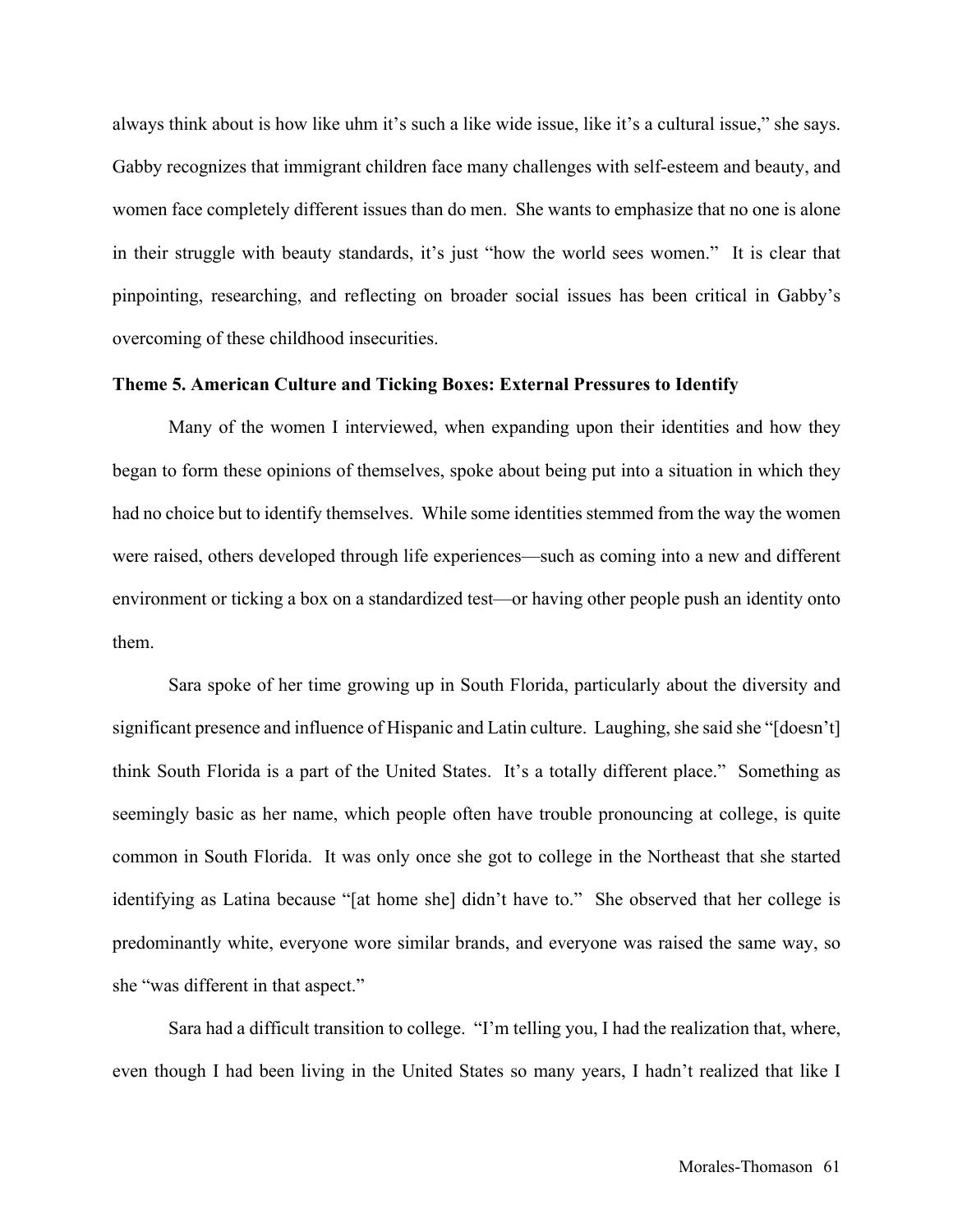always think about is how like uhm it's such a like wide issue, like it's a cultural issue," she says. Gabby recognizes that immigrant children face many challenges with self-esteem and beauty, and women face completely different issues than do men. She wants to emphasize that no one is alone in their struggle with beauty standards, it's just "how the world sees women." It is clear that pinpointing, researching, and reflecting on broader social issues has been critical in Gabby's overcoming of these childhood insecurities.

**Theme 5. American Culture and Ticking Boxes: External Pressures to Identify**

Many of the women I interviewed, when expanding upon their identities and how they began to form these opinions of themselves, spoke about being put into a situation in which they had no choice but to identify themselves. While some identities stemmed from the way the women were raised, others developed through life experiences—such as coming into a new and different environment or ticking a box on a standardized test—or having other people push an identity onto them.

Sara spoke of her time growing up in South Florida, particularly about the diversity and significant presence and influence of Hispanic and Latin culture. Laughing, she said she "[doesn't] think South Florida is a part of the United States. It's a totally different place." Something as seemingly basic as her name, which people often have trouble pronouncing at college, is quite common in South Florida. It was only once she got to college in the Northeast that she started identifying as Latina because "[at home she] didn't have to." She observed that her college is predominantly white, everyone wore similar brands, and everyone was raised the same way, so she "was different in that aspect."

Sara had a difficult transition to college. "I'm telling you, I had the realization that, where, even though I had been living in the United States so many years, I hadn't realized that like I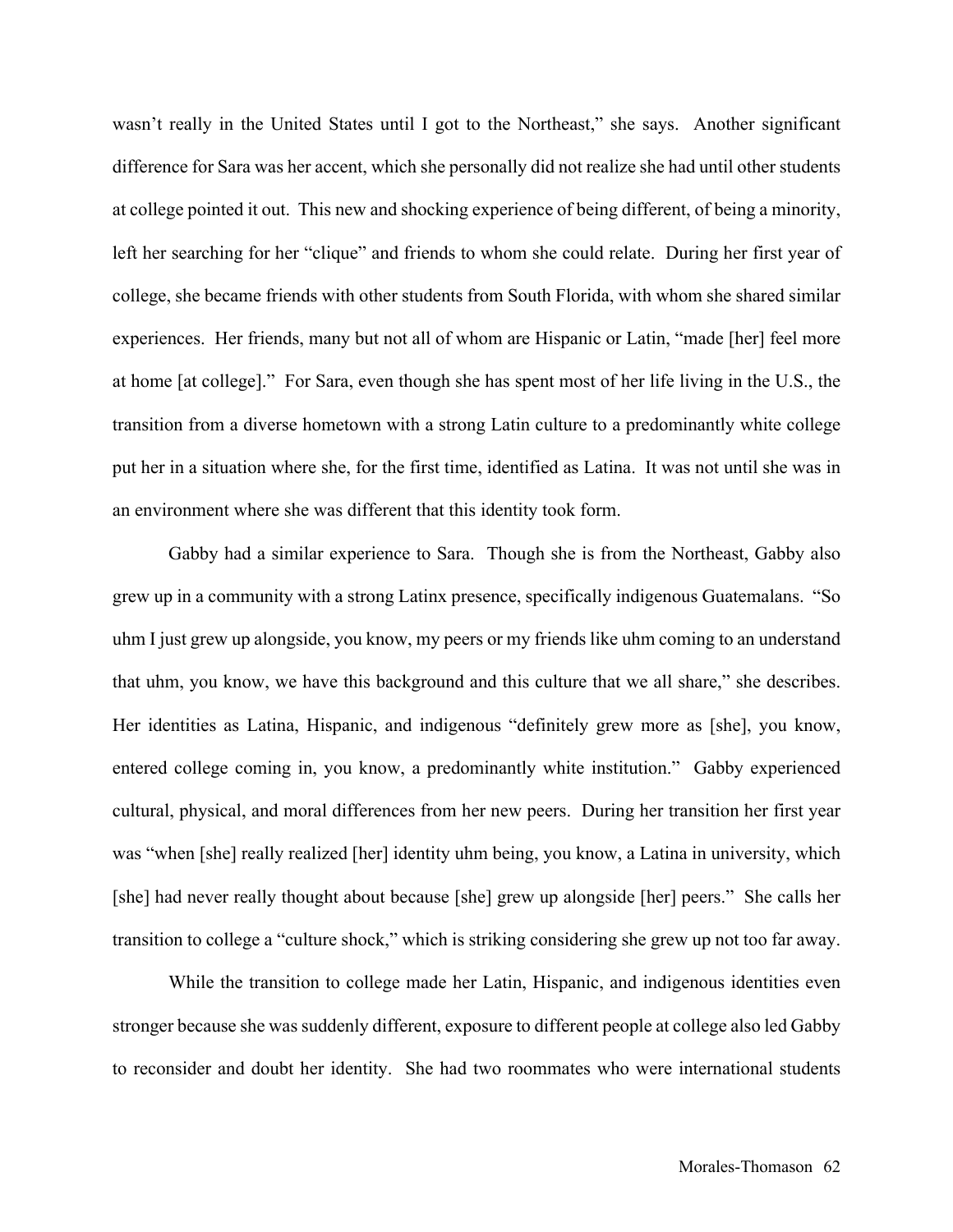wasn't really in the United States until I got to the Northeast," she says. Another significant difference for Sara was her accent, which she personally did not realize she had until other students at college pointed it out. This new and shocking experience of being different, of being a minority, left her searching for her "clique" and friends to whom she could relate. During her first year of college, she became friends with other students from South Florida, with whom she shared similar experiences. Her friends, many but not all of whom are Hispanic or Latin, "made [her] feel more at home [at college]." For Sara, even though she has spent most of her life living in the U.S., the transition from a diverse hometown with a strong Latin culture to a predominantly white college put her in a situation where she, for the first time, identified as Latina. It was not until she was in an environment where she was different that this identity took form.

Gabby had a similar experience to Sara. Though she is from the Northeast, Gabby also grew up in a community with a strong Latinx presence, specifically indigenous Guatemalans. "So uhm I just grew up alongside, you know, my peers or my friends like uhm coming to an understand that uhm, you know, we have this background and this culture that we all share," she describes. Her identities as Latina, Hispanic, and indigenous "definitely grew more as [she], you know, entered college coming in, you know, a predominantly white institution." Gabby experienced cultural, physical, and moral differences from her new peers. During her transition her first year was "when [she] really realized [her] identity uhm being, you know, a Latina in university, which [she] had never really thought about because [she] grew up alongside [her] peers." She calls her transition to college a "culture shock," which is striking considering she grew up not too far away.

While the transition to college made her Latin, Hispanic, and indigenous identities even stronger because she was suddenly different, exposure to different people at college also led Gabby to reconsider and doubt her identity. She had two roommates who were international students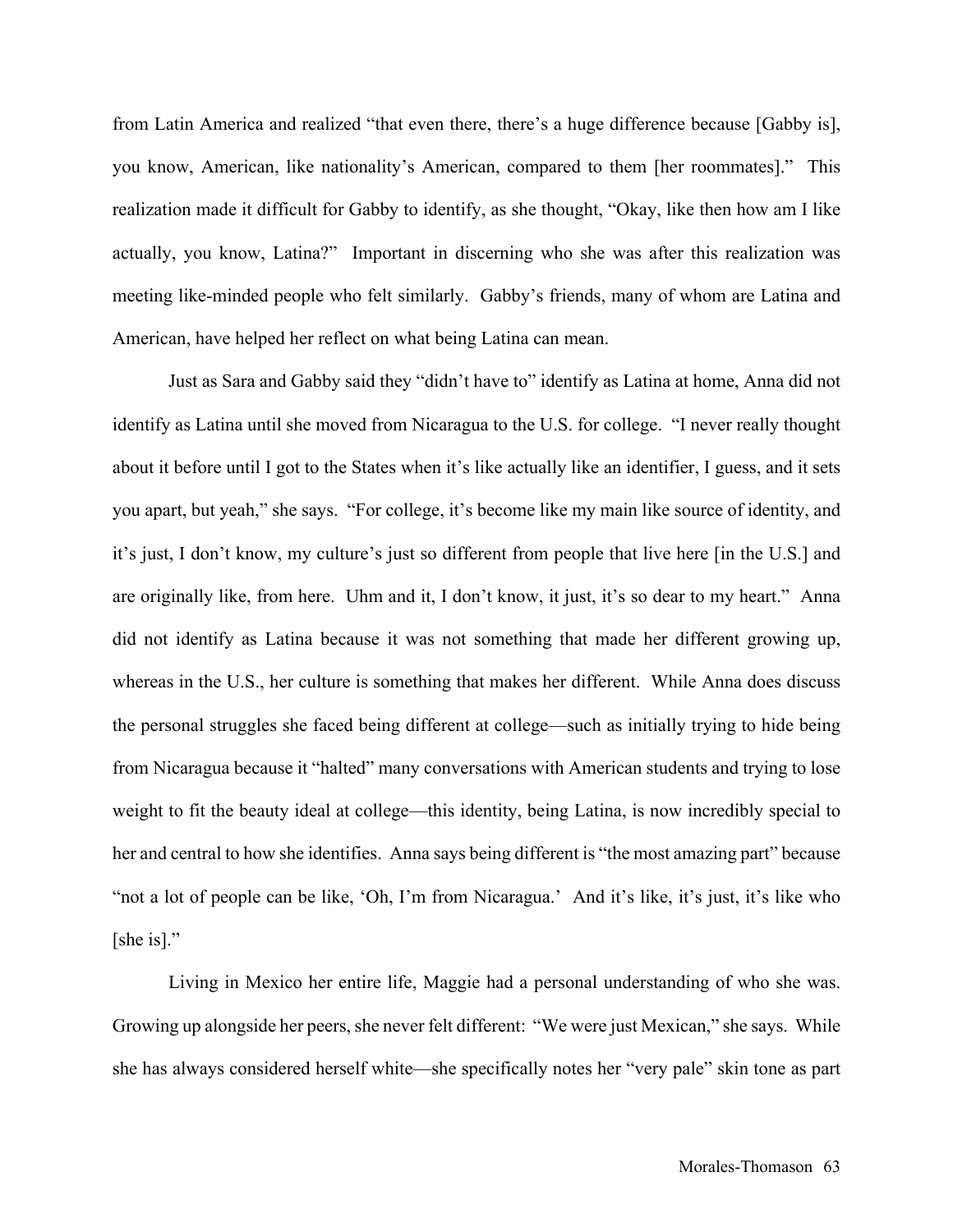from Latin America and realized "that even there, there's a huge difference because [Gabby is], you know, American, like nationality's American, compared to them [her roommates]." This realization made it difficult for Gabby to identify, as she thought, "Okay, like then how am I like actually, you know, Latina?" Important in discerning who she was after this realization was meeting like-minded people who felt similarly. Gabby's friends, many of whom are Latina and American, have helped her reflect on what being Latina can mean.

Just as Sara and Gabby said they "didn't have to" identify as Latina at home, Anna did not identify as Latina until she moved from Nicaragua to the U.S. for college. "I never really thought about it before until I got to the States when it's like actually like an identifier, I guess, and it sets you apart, but yeah," she says. "For college, it's become like my main like source of identity, and it's just, I don't know, my culture's just so different from people that live here [in the U.S.] and are originally like, from here. Uhm and it, I don't know, it just, it's so dear to my heart." Anna did not identify as Latina because it was not something that made her different growing up, whereas in the U.S., her culture is something that makes her different. While Anna does discuss the personal struggles she faced being different at college—such as initially trying to hide being from Nicaragua because it "halted" many conversations with American students and trying to lose weight to fit the beauty ideal at college—this identity, being Latina, is now incredibly special to her and central to how she identifies. Anna says being different is "the most amazing part" because "not a lot of people can be like, 'Oh, I'm from Nicaragua.' And it's like, it's just, it's like who [she is]."

Living in Mexico her entire life, Maggie had a personal understanding of who she was. Growing up alongside her peers, she never felt different: "We were just Mexican," she says. While she has always considered herself white—she specifically notes her "very pale" skin tone as part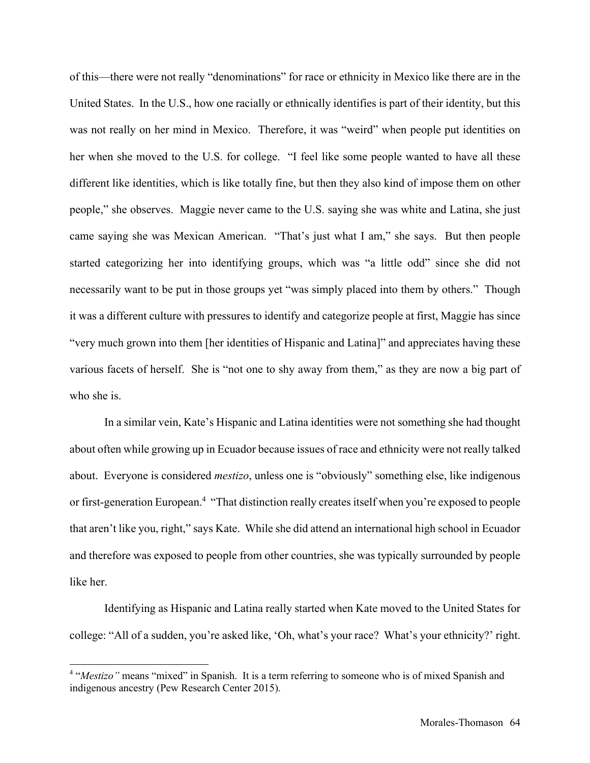of this—there were not really "denominations" for race or ethnicity in Mexico like there are in the United States. In the U.S., how one racially or ethnically identifies is part of their identity, but this was not really on her mind in Mexico. Therefore, it was "weird" when people put identities on her when she moved to the U.S. for college. "I feel like some people wanted to have all these different like identities, which is like totally fine, but then they also kind of impose them on other people," she observes. Maggie never came to the U.S. saying she was white and Latina, she just came saying she was Mexican American. "That's just what I am," she says. But then people started categorizing her into identifying groups, which was "a little odd" since she did not necessarily want to be put in those groups yet "was simply placed into them by others." Though it was a different culture with pressures to identify and categorize people at first, Maggie has since "very much grown into them [her identities of Hispanic and Latina]" and appreciates having these various facets of herself. She is "not one to shy away from them," as they are now a big part of who she is.

In a similar vein, Kate's Hispanic and Latina identities were not something she had thought about often while growing up in Ecuador because issues of race and ethnicity were not really talked about. Everyone is considered *mestizo*, unless one is "obviously" something else, like indigenous or first-generation European.[4] "That distinction really creates itself when you're exposed to people that aren't like you, right," says Kate. While she did attend an international high school in Ecuador and therefore was exposed to people from other countries, she was typically surrounded by people like her.

Identifying as Hispanic and Latina really started when Kate moved to the United States for college: "All of a sudden, you're asked like, 'Oh, what's your race? What's your ethnicity?' right.

[4] "*Mestizo"* means "mixed" in Spanish. It is a term referring to someone who is of mixed Spanish and indigenous ancestry (Pew Research Center 2015).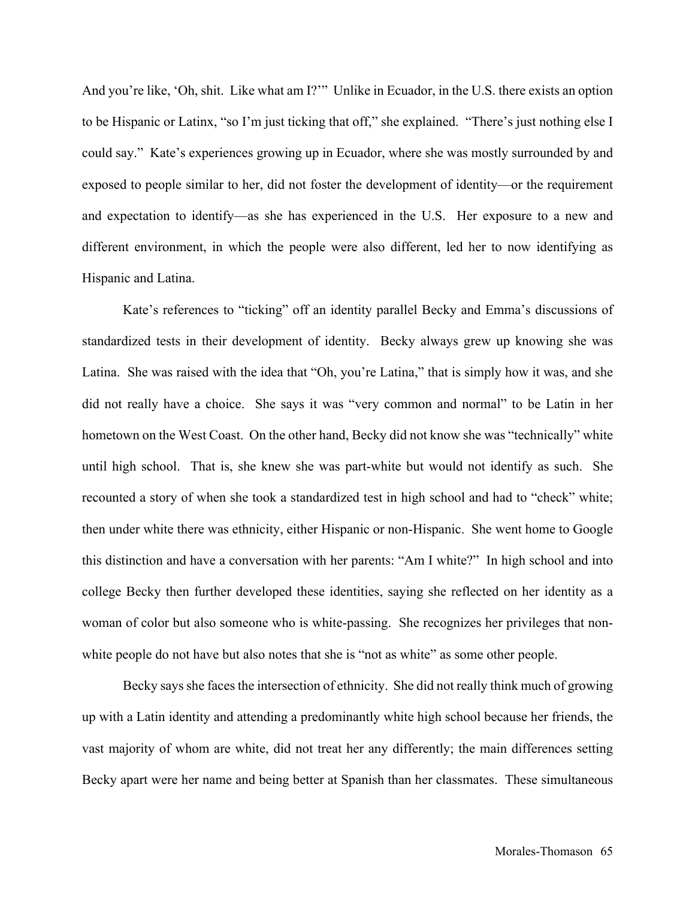And you're like, 'Oh, shit. Like what am I?'" Unlike in Ecuador, in the U.S. there exists an option to be Hispanic or Latinx, "so I'm just ticking that off," she explained. "There's just nothing else I could say." Kate's experiences growing up in Ecuador, where she was mostly surrounded by and exposed to people similar to her, did not foster the development of identity—or the requirement and expectation to identify—as she has experienced in the U.S. Her exposure to a new and different environment, in which the people were also different, led her to now identifying as Hispanic and Latina.

Kate's references to "ticking" off an identity parallel Becky and Emma's discussions of standardized tests in their development of identity. Becky always grew up knowing she was Latina. She was raised with the idea that "Oh, you're Latina," that is simply how it was, and she did not really have a choice. She says it was "very common and normal" to be Latin in her hometown on the West Coast. On the other hand, Becky did not know she was "technically" white until high school. That is, she knew she was part-white but would not identify as such. She recounted a story of when she took a standardized test in high school and had to "check" white; then under white there was ethnicity, either Hispanic or non-Hispanic. She went home to Google this distinction and have a conversation with her parents: "Am I white?" In high school and into college Becky then further developed these identities, saying she reflected on her identity as a woman of color but also someone who is white-passing. She recognizes her privileges that non-white people do not have but also notes that she is "not as white" as some other people.

Becky says she faces the intersection of ethnicity. She did not really think much of growing up with a Latin identity and attending a predominantly white high school because her friends, the vast majority of whom are white, did not treat her any differently; the main differences setting Becky apart were her name and being better at Spanish than her classmates. These simultaneous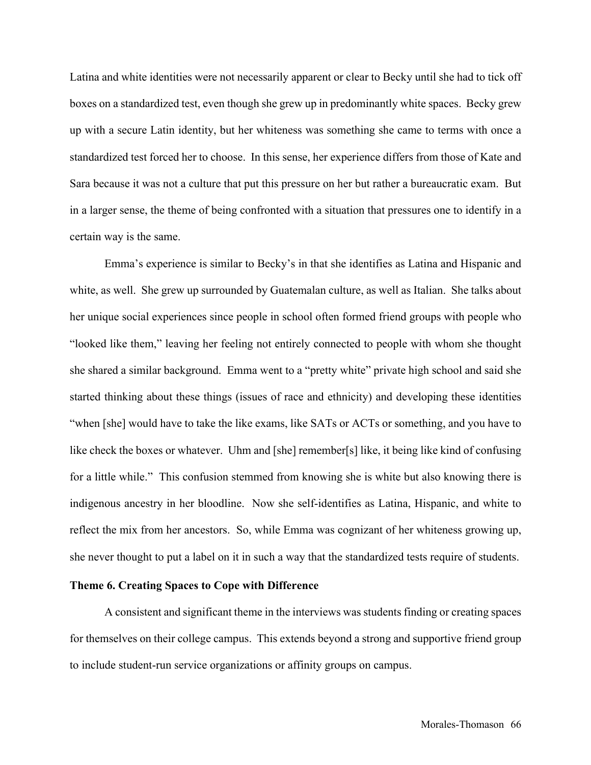Latina and white identities were not necessarily apparent or clear to Becky until she had to tick off boxes on a standardized test, even though she grew up in predominantly white spaces. Becky grew up with a secure Latin identity, but her whiteness was something she came to terms with once a standardized test forced her to choose. In this sense, her experience differs from those of Kate and Sara because it was not a culture that put this pressure on her but rather a bureaucratic exam. But in a larger sense, the theme of being confronted with a situation that pressures one to identify in a certain way is the same.

Emma's experience is similar to Becky's in that she identifies as Latina and Hispanic and white, as well. She grew up surrounded by Guatemalan culture, as well as Italian. She talks about her unique social experiences since people in school often formed friend groups with people who "looked like them," leaving her feeling not entirely connected to people with whom she thought she shared a similar background. Emma went to a "pretty white" private high school and said she started thinking about these things (issues of race and ethnicity) and developing these identities "when [she] would have to take the like exams, like SATs or ACTs or something, and you have to like check the boxes or whatever. Uhm and [she] remember[s] like, it being like kind of confusing for a little while." This confusion stemmed from knowing she is white but also knowing there is indigenous ancestry in her bloodline. Now she self-identifies as Latina, Hispanic, and white to reflect the mix from her ancestors. So, while Emma was cognizant of her whiteness growing up, she never thought to put a label on it in such a way that the standardized tests require of students.

**Theme 6. Creating Spaces to Cope with Difference**

A consistent and significant theme in the interviews was students finding or creating spaces for themselves on their college campus. This extends beyond a strong and supportive friend group to include student-run service organizations or affinity groups on campus.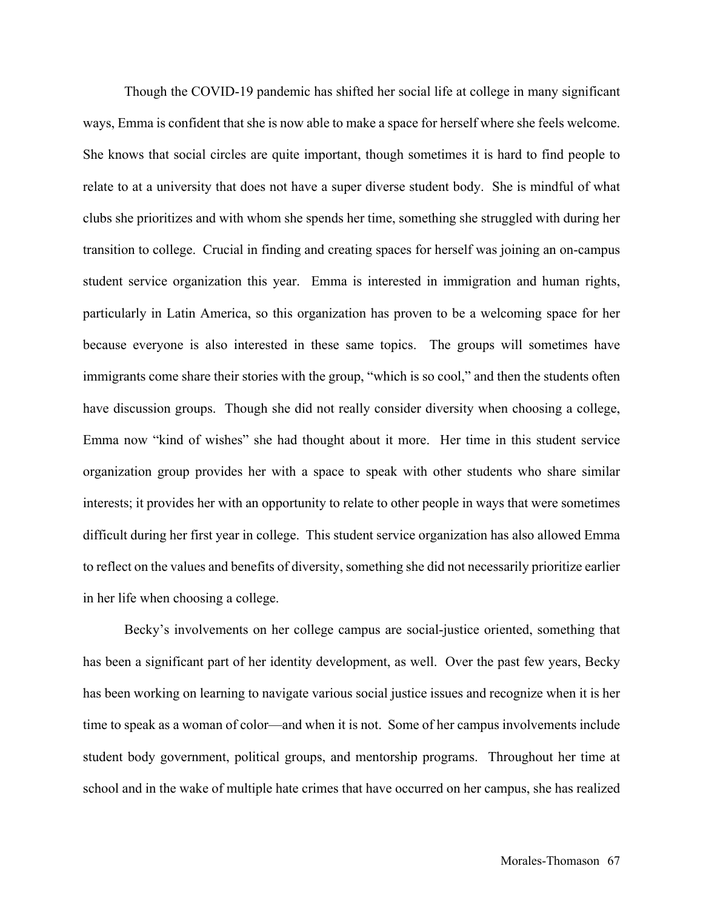Though the COVID-19 pandemic has shifted her social life at college in many significant ways, Emma is confident that she is now able to make a space for herself where she feels welcome. She knows that social circles are quite important, though sometimes it is hard to find people to relate to at a university that does not have a super diverse student body. She is mindful of what clubs she prioritizes and with whom she spends her time, something she struggled with during her transition to college. Crucial in finding and creating spaces for herself was joining an on-campus student service organization this year. Emma is interested in immigration and human rights, particularly in Latin America, so this organization has proven to be a welcoming space for her because everyone is also interested in these same topics. The groups will sometimes have immigrants come share their stories with the group, "which is so cool," and then the students often have discussion groups. Though she did not really consider diversity when choosing a college, Emma now "kind of wishes" she had thought about it more. Her time in this student service organization group provides her with a space to speak with other students who share similar interests; it provides her with an opportunity to relate to other people in ways that were sometimes difficult during her first year in college. This student service organization has also allowed Emma to reflect on the values and benefits of diversity, something she did not necessarily prioritize earlier in her life when choosing a college.

Becky's involvements on her college campus are social-justice oriented, something that has been a significant part of her identity development, as well. Over the past few years, Becky has been working on learning to navigate various social justice issues and recognize when it is her time to speak as a woman of color—and when it is not. Some of her campus involvements include student body government, political groups, and mentorship programs. Throughout her time at school and in the wake of multiple hate crimes that have occurred on her campus, she has realized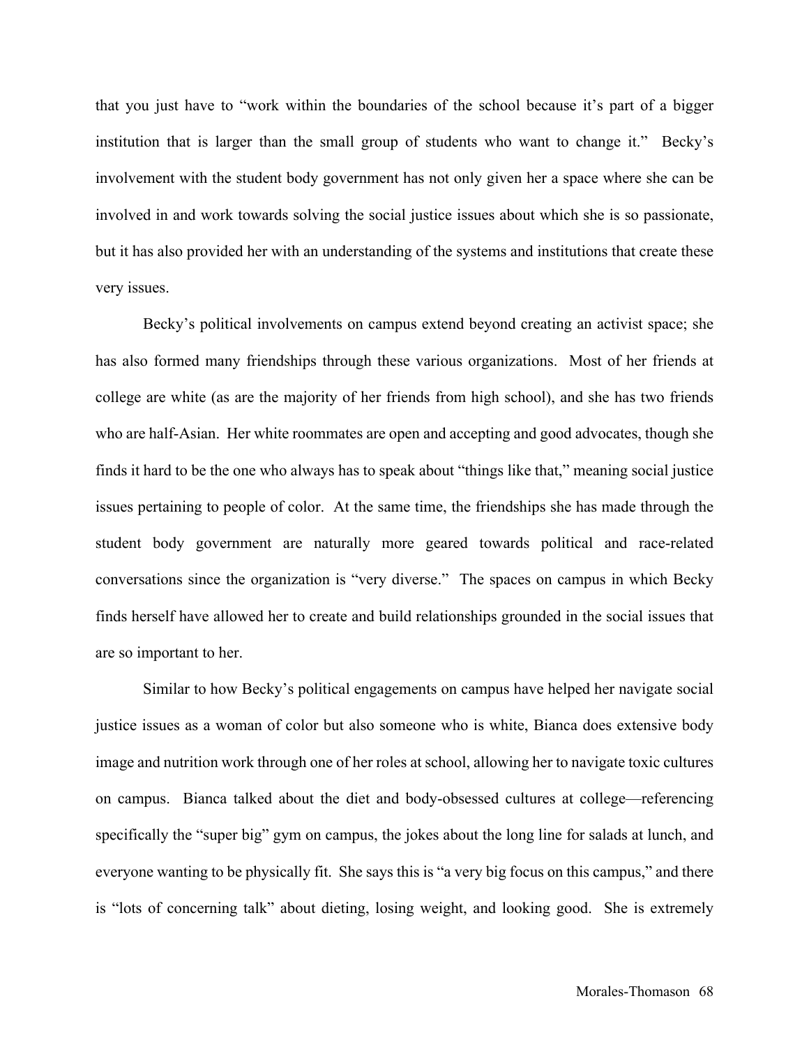that you just have to "work within the boundaries of the school because it's part of a bigger institution that is larger than the small group of students who want to change it." Becky's involvement with the student body government has not only given her a space where she can be involved in and work towards solving the social justice issues about which she is so passionate, but it has also provided her with an understanding of the systems and institutions that create these very issues.

Becky's political involvements on campus extend beyond creating an activist space; she has also formed many friendships through these various organizations. Most of her friends at college are white (as are the majority of her friends from high school), and she has two friends who are half-Asian. Her white roommates are open and accepting and good advocates, though she finds it hard to be the one who always has to speak about "things like that," meaning social justice issues pertaining to people of color. At the same time, the friendships she has made through the student body government are naturally more geared towards political and race-related conversations since the organization is "very diverse." The spaces on campus in which Becky finds herself have allowed her to create and build relationships grounded in the social issues that are so important to her.

Similar to how Becky's political engagements on campus have helped her navigate social justice issues as a woman of color but also someone who is white, Bianca does extensive body image and nutrition work through one of her roles at school, allowing her to navigate toxic cultures on campus. Bianca talked about the diet and body-obsessed cultures at college—referencing specifically the "super big" gym on campus, the jokes about the long line for salads at lunch, and everyone wanting to be physically fit. She says this is "a very big focus on this campus," and there is "lots of concerning talk" about dieting, losing weight, and looking good. She is extremely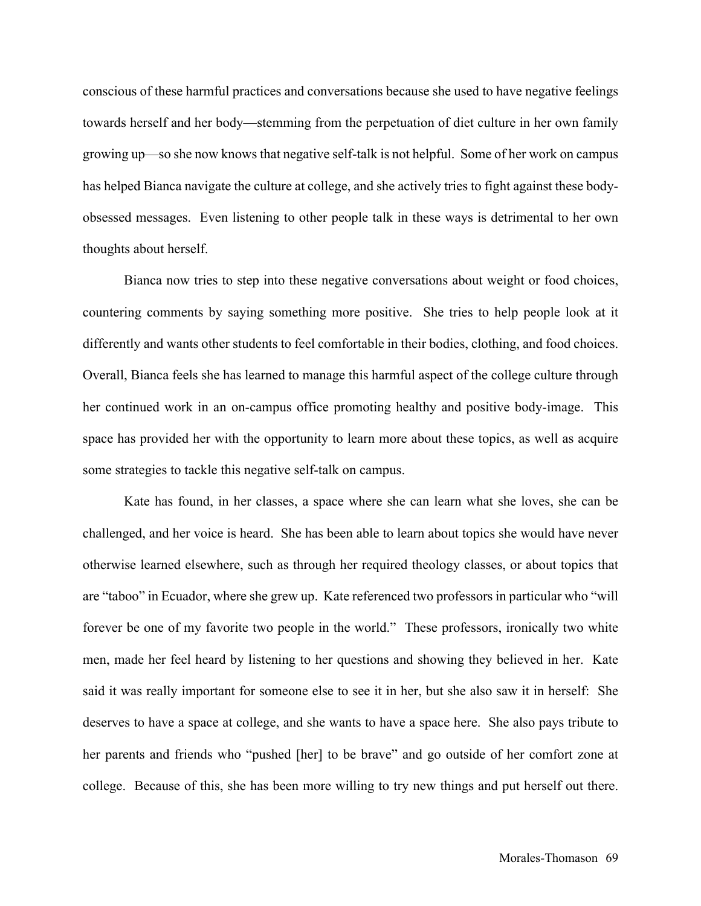conscious of these harmful practices and conversations because she used to have negative feelings towards herself and her body—stemming from the perpetuation of diet culture in her own family growing up—so she now knows that negative self-talk is not helpful. Some of her work on campus has helped Bianca navigate the culture at college, and she actively tries to fight against these body-obsessed messages. Even listening to other people talk in these ways is detrimental to her own thoughts about herself.

Bianca now tries to step into these negative conversations about weight or food choices, countering comments by saying something more positive. She tries to help people look at it differently and wants other students to feel comfortable in their bodies, clothing, and food choices. Overall, Bianca feels she has learned to manage this harmful aspect of the college culture through her continued work in an on-campus office promoting healthy and positive body-image. This space has provided her with the opportunity to learn more about these topics, as well as acquire some strategies to tackle this negative self-talk on campus.

Kate has found, in her classes, a space where she can learn what she loves, she can be challenged, and her voice is heard. She has been able to learn about topics she would have never otherwise learned elsewhere, such as through her required theology classes, or about topics that are "taboo" in Ecuador, where she grew up. Kate referenced two professors in particular who "will forever be one of my favorite two people in the world." These professors, ironically two white men, made her feel heard by listening to her questions and showing they believed in her. Kate said it was really important for someone else to see it in her, but she also saw it in herself: She deserves to have a space at college, and she wants to have a space here. She also pays tribute to her parents and friends who "pushed [her] to be brave" and go outside of her comfort zone at college. Because of this, she has been more willing to try new things and put herself out there.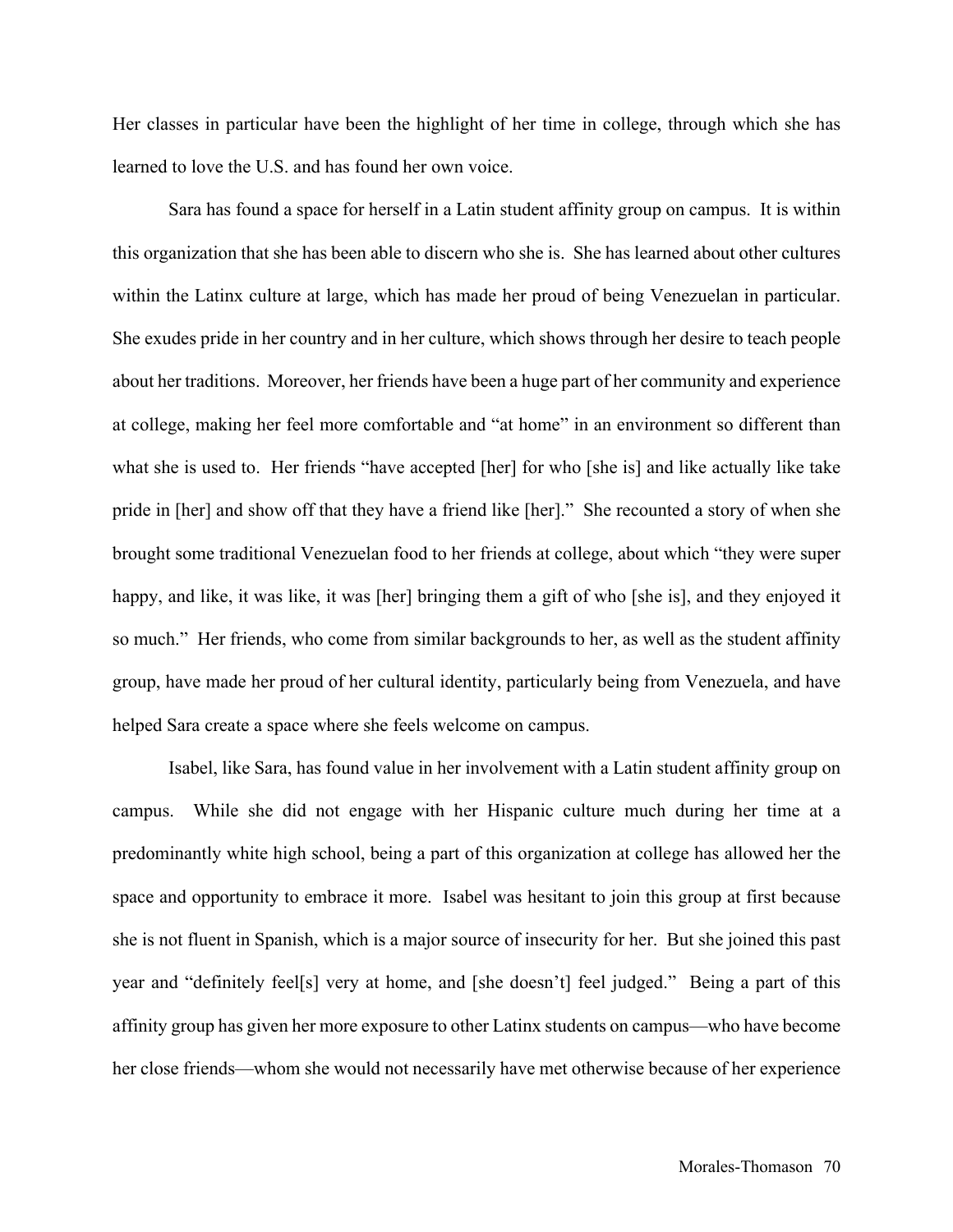Her classes in particular have been the highlight of her time in college, through which she has learned to love the U.S. and has found her own voice.

Sara has found a space for herself in a Latin student affinity group on campus. It is within this organization that she has been able to discern who she is. She has learned about other cultures within the Latinx culture at large, which has made her proud of being Venezuelan in particular. She exudes pride in her country and in her culture, which shows through her desire to teach people about her traditions. Moreover, her friends have been a huge part of her community and experience at college, making her feel more comfortable and "at home" in an environment so different than what she is used to. Her friends "have accepted [her] for who [she is] and like actually like take pride in [her] and show off that they have a friend like [her]." She recounted a story of when she brought some traditional Venezuelan food to her friends at college, about which "they were super happy, and like, it was like, it was [her] bringing them a gift of who [she is], and they enjoyed it so much." Her friends, who come from similar backgrounds to her, as well as the student affinity group, have made her proud of her cultural identity, particularly being from Venezuela, and have helped Sara create a space where she feels welcome on campus.

Isabel, like Sara, has found value in her involvement with a Latin student affinity group on campus. While she did not engage with her Hispanic culture much during her time at a predominantly white high school, being a part of this organization at college has allowed her the space and opportunity to embrace it more. Isabel was hesitant to join this group at first because she is not fluent in Spanish, which is a major source of insecurity for her. But she joined this past year and "definitely feel[s] very at home, and [she doesn't] feel judged." Being a part of this affinity group has given her more exposure to other Latinx students on campus—who have become her close friends—whom she would not necessarily have met otherwise because of her experience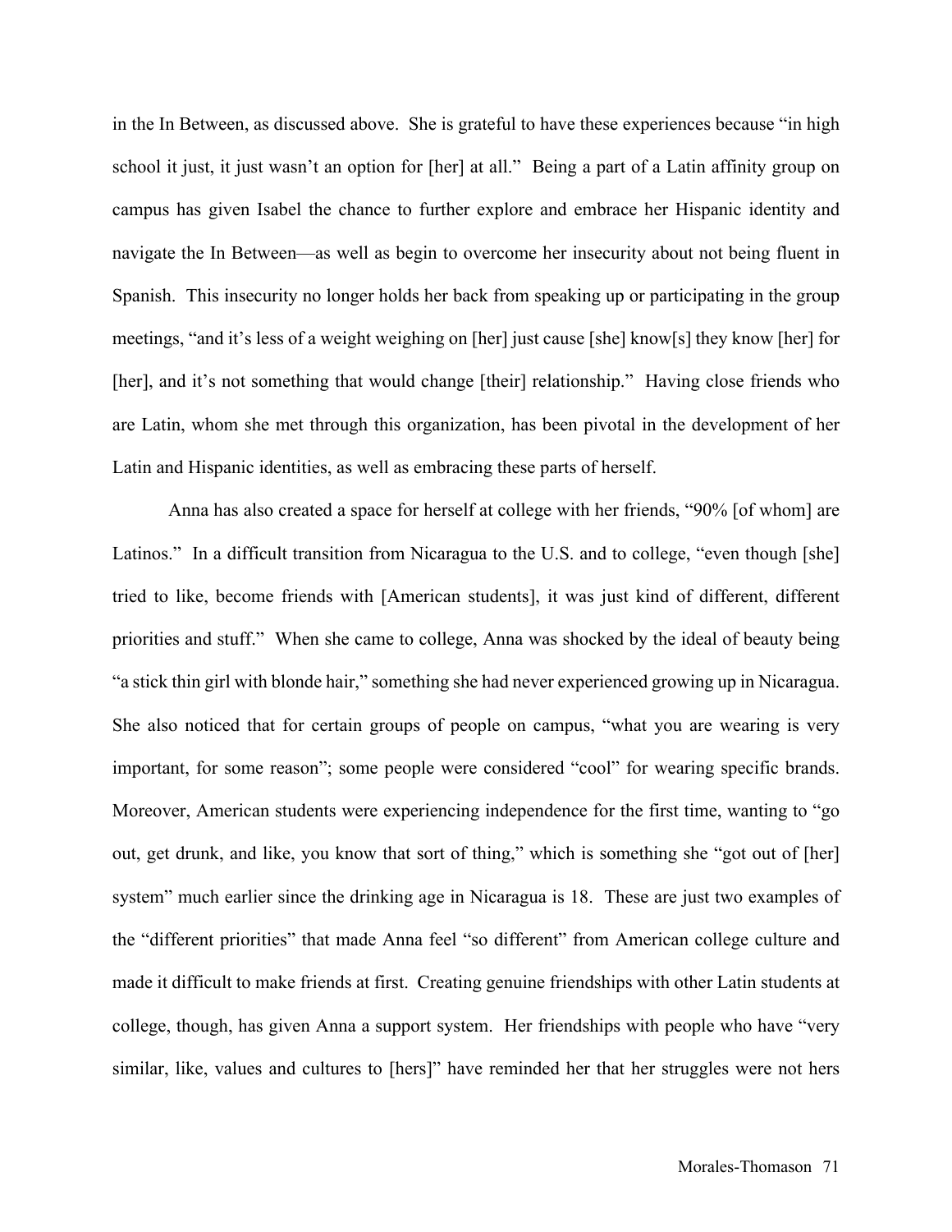in the In Between, as discussed above. She is grateful to have these experiences because "in high school it just, it just wasn't an option for [her] at all." Being a part of a Latin affinity group on campus has given Isabel the chance to further explore and embrace her Hispanic identity and navigate the In Between—as well as begin to overcome her insecurity about not being fluent in Spanish. This insecurity no longer holds her back from speaking up or participating in the group meetings, "and it's less of a weight weighing on [her] just cause [she] know[s] they know [her] for [her], and it's not something that would change [their] relationship." Having close friends who are Latin, whom she met through this organization, has been pivotal in the development of her Latin and Hispanic identities, as well as embracing these parts of herself.

Anna has also created a space for herself at college with her friends, "90% [of whom] are Latinos." In a difficult transition from Nicaragua to the U.S. and to college, "even though [she] tried to like, become friends with [American students], it was just kind of different, different priorities and stuff." When she came to college, Anna was shocked by the ideal of beauty being "a stick thin girl with blonde hair," something she had never experienced growing up in Nicaragua. She also noticed that for certain groups of people on campus, "what you are wearing is very important, for some reason"; some people were considered "cool" for wearing specific brands. Moreover, American students were experiencing independence for the first time, wanting to "go out, get drunk, and like, you know that sort of thing," which is something she "got out of [her] system" much earlier since the drinking age in Nicaragua is 18. These are just two examples of the "different priorities" that made Anna feel "so different" from American college culture and made it difficult to make friends at first. Creating genuine friendships with other Latin students at college, though, has given Anna a support system. Her friendships with people who have "very similar, like, values and cultures to [hers]" have reminded her that her struggles were not hers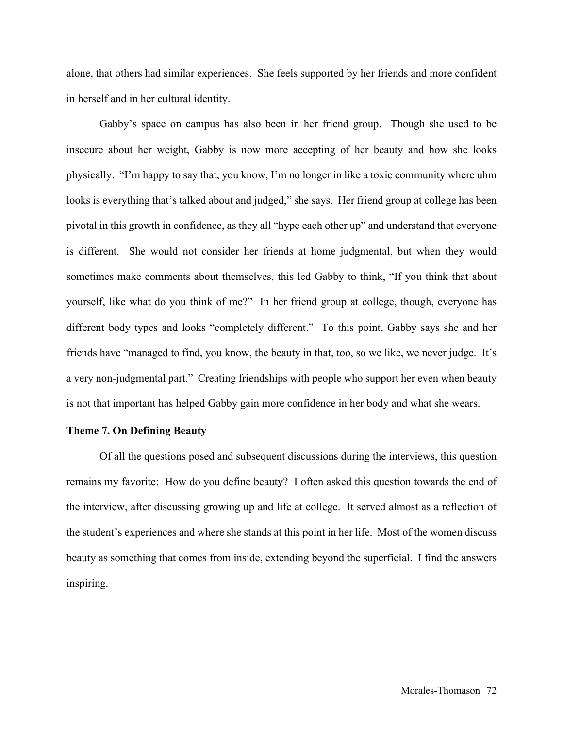alone, that others had similar experiences. She feels supported by her friends and more confident in herself and in her cultural identity.

Gabby's space on campus has also been in her friend group. Though she used to be insecure about her weight, Gabby is now more accepting of her beauty and how she looks physically. "I'm happy to say that, you know, I'm no longer in like a toxic community where uhm looks is everything that's talked about and judged," she says. Her friend group at college has been pivotal in this growth in confidence, as they all "hype each other up" and understand that everyone is different. She would not consider her friends at home judgmental, but when they would sometimes make comments about themselves, this led Gabby to think, "If you think that about yourself, like what do you think of me?" In her friend group at college, though, everyone has different body types and looks "completely different." To this point, Gabby says she and her friends have "managed to find, you know, the beauty in that, too, so we like, we never judge. It's a very non-judgmental part." Creating friendships with people who support her even when beauty is not that important has helped Gabby gain more confidence in her body and what she wears.

**Theme 7. On Defining Beauty**

Of all the questions posed and subsequent discussions during the interviews, this question remains my favorite: How do you define beauty? I often asked this question towards the end of the interview, after discussing growing up and life at college. It served almost as a reflection of the student's experiences and where she stands at this point in her life. Most of the women discuss beauty as something that comes from inside, extending beyond the superficial. I find the answers inspiring.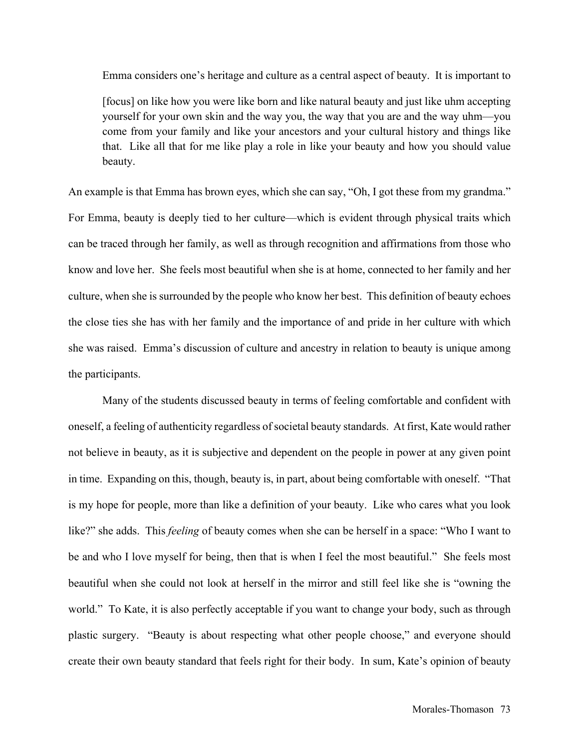Emma considers one's heritage and culture as a central aspect of beauty. It is important to

> [focus] on like how you were like born and like natural beauty and just like uhm accepting yourself for your own skin and the way you, the way that you are and the way uhm—you come from your family and like your ancestors and your cultural history and things like that. Like all that for me like play a role in like your beauty and how you should value beauty.

An example is that Emma has brown eyes, which she can say, "Oh, I got these from my grandma." For Emma, beauty is deeply tied to her culture—which is evident through physical traits which can be traced through her family, as well as through recognition and affirmations from those who know and love her. She feels most beautiful when she is at home, connected to her family and her culture, when she is surrounded by the people who know her best. This definition of beauty echoes the close ties she has with her family and the importance of and pride in her culture with which she was raised. Emma's discussion of culture and ancestry in relation to beauty is unique among the participants.

Many of the students discussed beauty in terms of feeling comfortable and confident with oneself, a feeling of authenticity regardless of societal beauty standards. At first, Kate would rather not believe in beauty, as it is subjective and dependent on the people in power at any given point in time. Expanding on this, though, beauty is, in part, about being comfortable with oneself. "That is my hope for people, more than like a definition of your beauty. Like who cares what you look like?" she adds. This *feeling* of beauty comes when she can be herself in a space: "Who I want to be and who I love myself for being, then that is when I feel the most beautiful." She feels most beautiful when she could not look at herself in the mirror and still feel like she is "owning the world." To Kate, it is also perfectly acceptable if you want to change your body, such as through plastic surgery. "Beauty is about respecting what other people choose," and everyone should create their own beauty standard that feels right for their body. In sum, Kate's opinion of beauty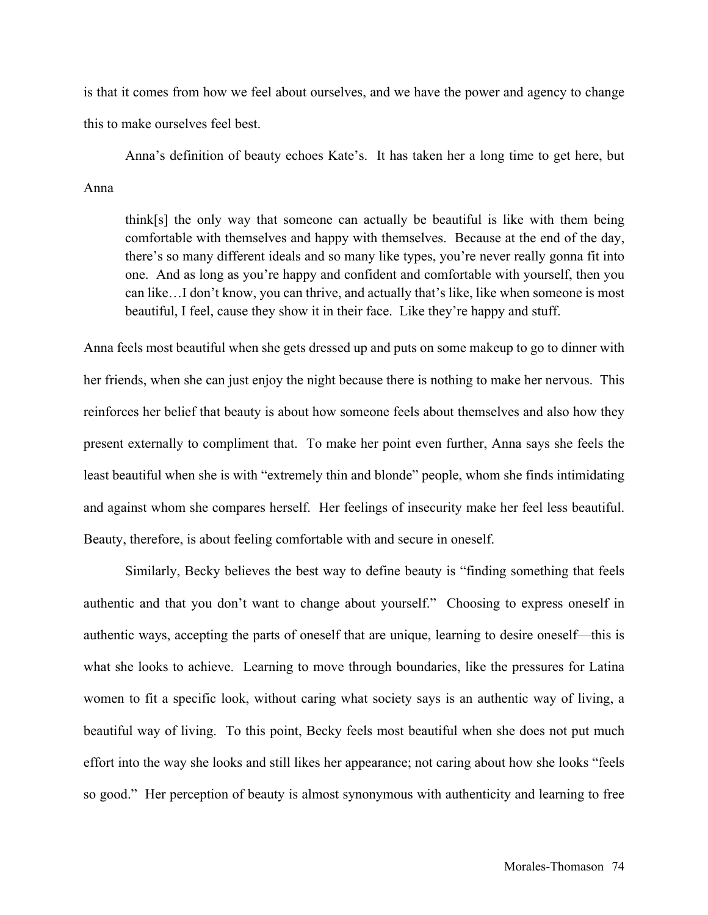is that it comes from how we feel about ourselves, and we have the power and agency to change this to make ourselves feel best.

Anna's definition of beauty echoes Kate's. It has taken her a long time to get here, but Anna

> think[s] the only way that someone can actually be beautiful is like with them being comfortable with themselves and happy with themselves. Because at the end of the day, there's so many different ideals and so many like types, you're never really gonna fit into one. And as long as you're happy and confident and comfortable with yourself, then you can like…I don't know, you can thrive, and actually that's like, like when someone is most beautiful, I feel, cause they show it in their face. Like they're happy and stuff.

Anna feels most beautiful when she gets dressed up and puts on some makeup to go to dinner with her friends, when she can just enjoy the night because there is nothing to make her nervous. This reinforces her belief that beauty is about how someone feels about themselves and also how they present externally to compliment that. To make her point even further, Anna says she feels the least beautiful when she is with "extremely thin and blonde" people, whom she finds intimidating and against whom she compares herself. Her feelings of insecurity make her feel less beautiful. Beauty, therefore, is about feeling comfortable with and secure in oneself.

Similarly, Becky believes the best way to define beauty is "finding something that feels authentic and that you don't want to change about yourself." Choosing to express oneself in authentic ways, accepting the parts of oneself that are unique, learning to desire oneself—this is what she looks to achieve. Learning to move through boundaries, like the pressures for Latina women to fit a specific look, without caring what society says is an authentic way of living, a beautiful way of living. To this point, Becky feels most beautiful when she does not put much effort into the way she looks and still likes her appearance; not caring about how she looks "feels so good." Her perception of beauty is almost synonymous with authenticity and learning to free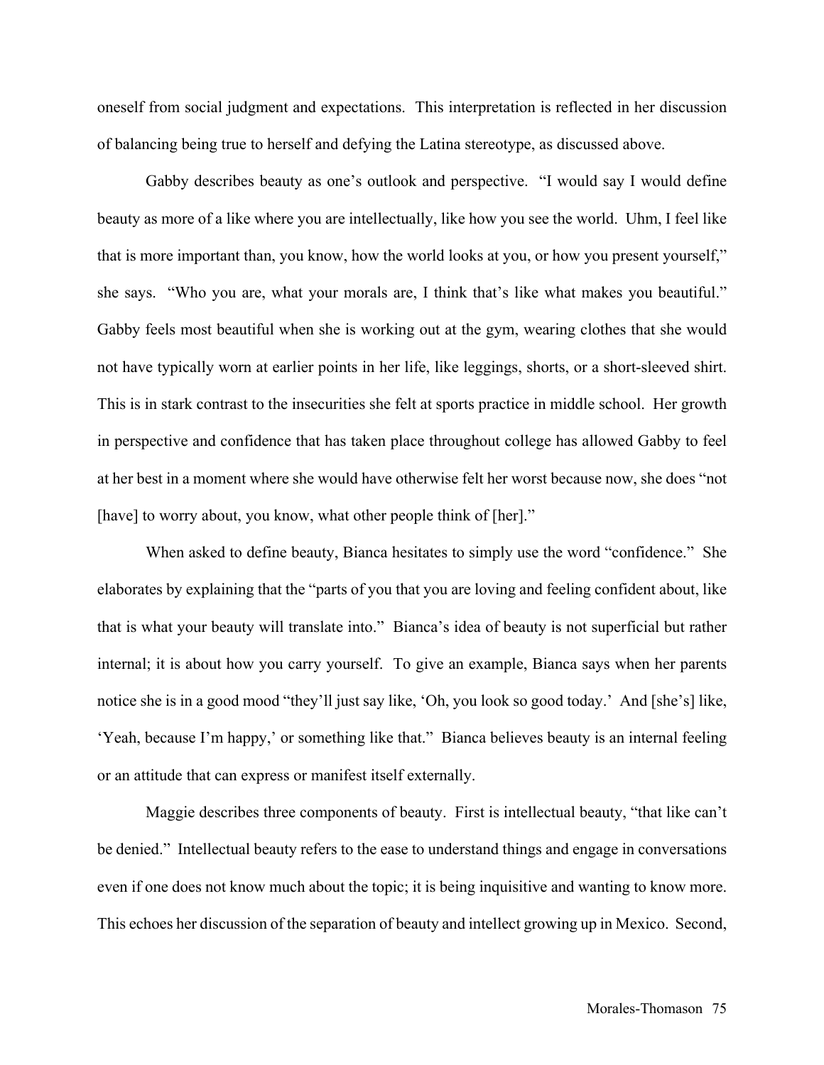oneself from social judgment and expectations. This interpretation is reflected in her discussion of balancing being true to herself and defying the Latina stereotype, as discussed above.

Gabby describes beauty as one's outlook and perspective. "I would say I would define beauty as more of a like where you are intellectually, like how you see the world. Uhm, I feel like that is more important than, you know, how the world looks at you, or how you present yourself," she says. "Who you are, what your morals are, I think that's like what makes you beautiful." Gabby feels most beautiful when she is working out at the gym, wearing clothes that she would not have typically worn at earlier points in her life, like leggings, shorts, or a short-sleeved shirt. This is in stark contrast to the insecurities she felt at sports practice in middle school. Her growth in perspective and confidence that has taken place throughout college has allowed Gabby to feel at her best in a moment where she would have otherwise felt her worst because now, she does "not [have] to worry about, you know, what other people think of [her]."

When asked to define beauty, Bianca hesitates to simply use the word "confidence." She elaborates by explaining that the "parts of you that you are loving and feeling confident about, like that is what your beauty will translate into." Bianca's idea of beauty is not superficial but rather internal; it is about how you carry yourself. To give an example, Bianca says when her parents notice she is in a good mood "they'll just say like, 'Oh, you look so good today.' And [she's] like, 'Yeah, because I'm happy,' or something like that." Bianca believes beauty is an internal feeling or an attitude that can express or manifest itself externally.

Maggie describes three components of beauty. First is intellectual beauty, "that like can't be denied." Intellectual beauty refers to the ease to understand things and engage in conversations even if one does not know much about the topic; it is being inquisitive and wanting to know more. This echoes her discussion of the separation of beauty and intellect growing up in Mexico. Second,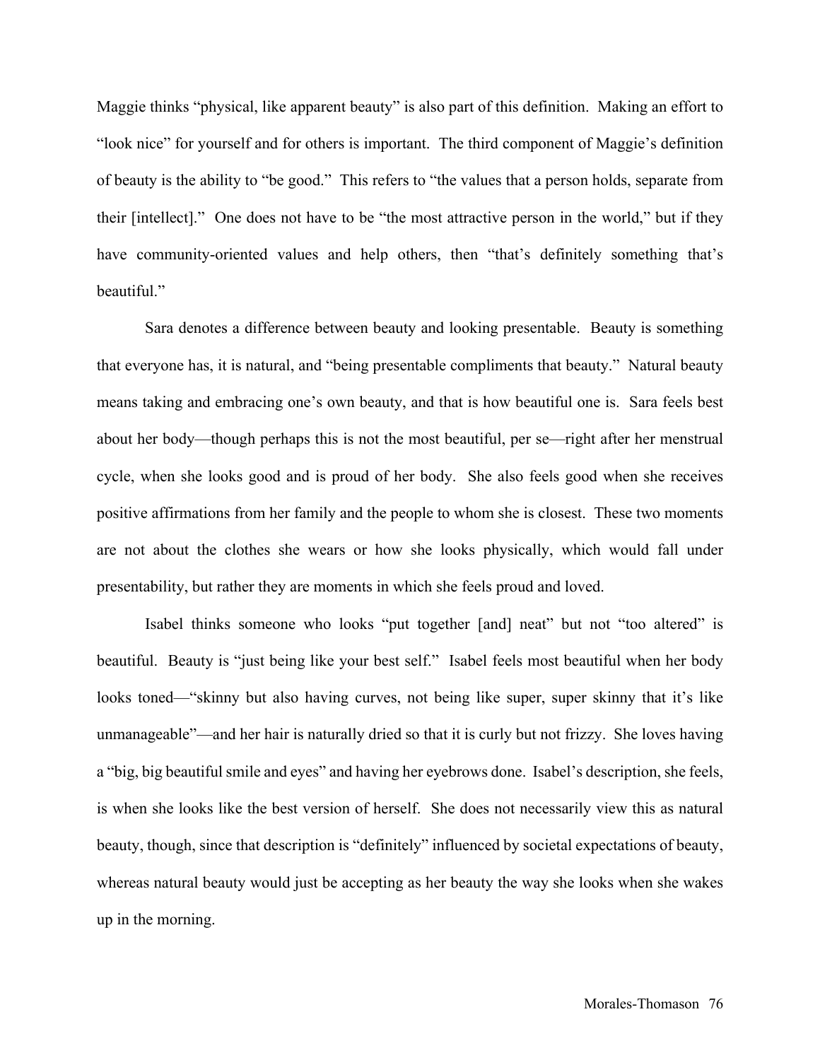Maggie thinks "physical, like apparent beauty" is also part of this definition. Making an effort to "look nice" for yourself and for others is important. The third component of Maggie's definition of beauty is the ability to "be good." This refers to "the values that a person holds, separate from their [intellect]." One does not have to be "the most attractive person in the world," but if they have community-oriented values and help others, then "that's definitely something that's beautiful."

Sara denotes a difference between beauty and looking presentable. Beauty is something that everyone has, it is natural, and "being presentable compliments that beauty." Natural beauty means taking and embracing one's own beauty, and that is how beautiful one is. Sara feels best about her body—though perhaps this is not the most beautiful, per se—right after her menstrual cycle, when she looks good and is proud of her body. She also feels good when she receives positive affirmations from her family and the people to whom she is closest. These two moments are not about the clothes she wears or how she looks physically, which would fall under presentability, but rather they are moments in which she feels proud and loved.

Isabel thinks someone who looks "put together [and] neat" but not "too altered" is beautiful. Beauty is "just being like your best self." Isabel feels most beautiful when her body looks toned—"skinny but also having curves, not being like super, super skinny that it's like unmanageable"—and her hair is naturally dried so that it is curly but not frizzy. She loves having a "big, big beautiful smile and eyes" and having her eyebrows done. Isabel's description, she feels, is when she looks like the best version of herself. She does not necessarily view this as natural beauty, though, since that description is "definitely" influenced by societal expectations of beauty, whereas natural beauty would just be accepting as her beauty the way she looks when she wakes up in the morning.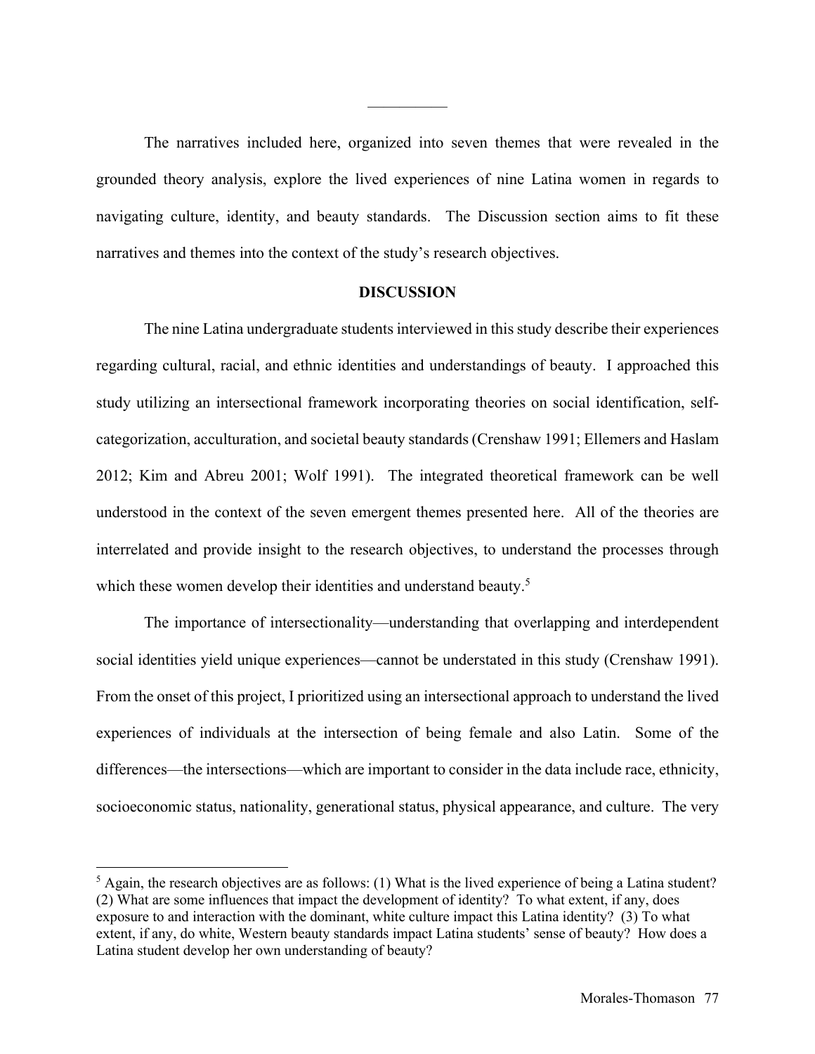---

The narratives included here, organized into seven themes that were revealed in the grounded theory analysis, explore the lived experiences of nine Latina women in regards to navigating culture, identity, and beauty standards. The Discussion section aims to fit these narratives and themes into the context of the study's research objectives.

## DISCUSSION

The nine Latina undergraduate students interviewed in this study describe their experiences regarding cultural, racial, and ethnic identities and understandings of beauty. I approached this study utilizing an intersectional framework incorporating theories on social identification, self-categorization, acculturation, and societal beauty standards (Crenshaw 1991; Ellemers and Haslam 2012; Kim and Abreu 2001; Wolf 1991). The integrated theoretical framework can be well understood in the context of the seven emergent themes presented here. All of the theories are interrelated and provide insight to the research objectives, to understand the processes through which these women develop their identities and understand beauty.[5]

The importance of intersectionality—understanding that overlapping and interdependent social identities yield unique experiences—cannot be understated in this study (Crenshaw 1991). From the onset of this project, I prioritized using an intersectional approach to understand the lived experiences of individuals at the intersection of being female and also Latin. Some of the differences—the intersections—which are important to consider in the data include race, ethnicity, socioeconomic status, nationality, generational status, physical appearance, and culture. The very

[5] Again, the research objectives are as follows: (1) What is the lived experience of being a Latina student? (2) What are some influences that impact the development of identity? To what extent, if any, does exposure to and interaction with the dominant, white culture impact this Latina identity? (3) To what extent, if any, do white, Western beauty standards impact Latina students' sense of beauty? How does a Latina student develop her own understanding of beauty?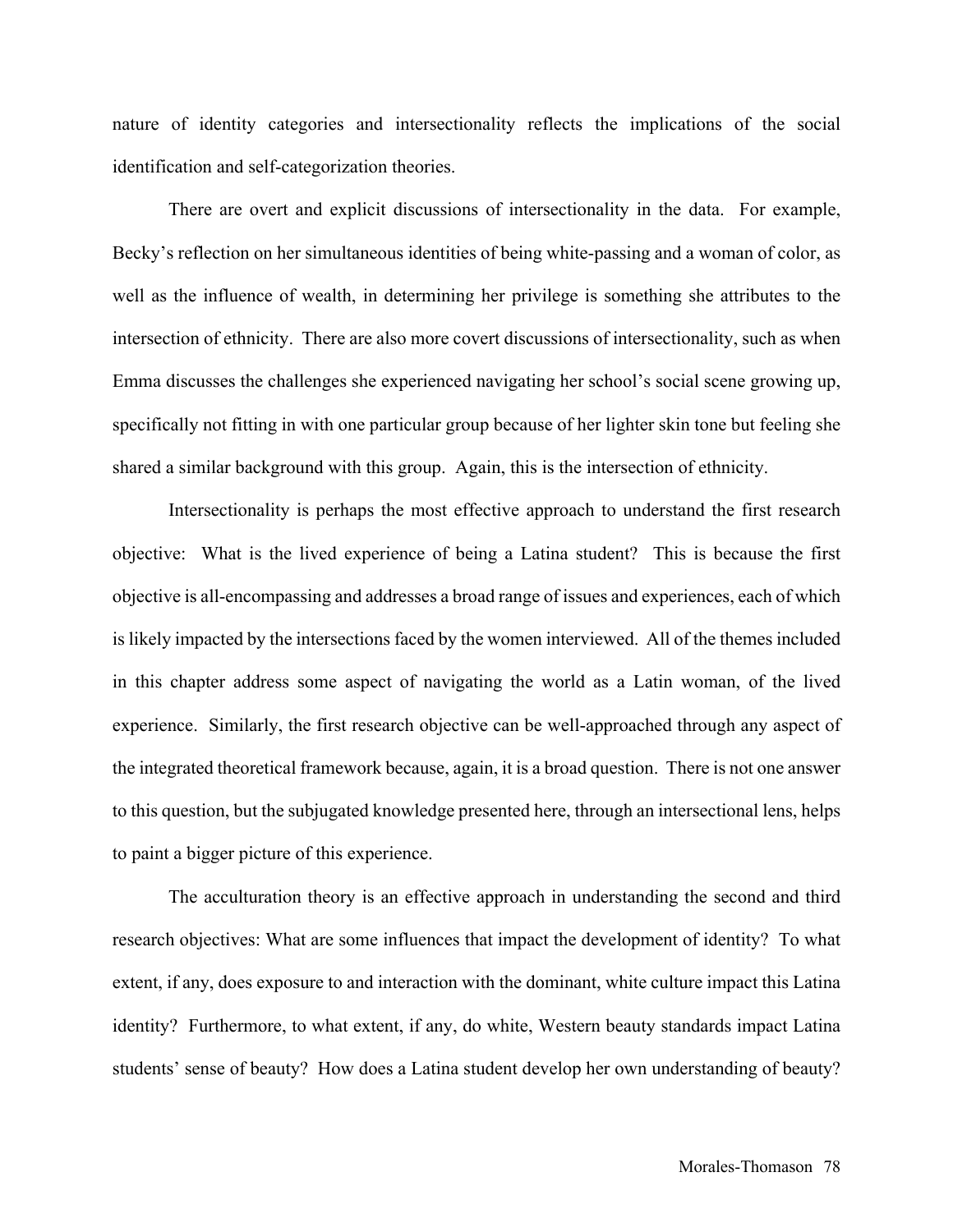nature of identity categories and intersectionality reflects the implications of the social identification and self-categorization theories.

There are overt and explicit discussions of intersectionality in the data. For example, Becky's reflection on her simultaneous identities of being white-passing and a woman of color, as well as the influence of wealth, in determining her privilege is something she attributes to the intersection of ethnicity. There are also more covert discussions of intersectionality, such as when Emma discusses the challenges she experienced navigating her school's social scene growing up, specifically not fitting in with one particular group because of her lighter skin tone but feeling she shared a similar background with this group. Again, this is the intersection of ethnicity.

Intersectionality is perhaps the most effective approach to understand the first research objective: What is the lived experience of being a Latina student? This is because the first objective is all-encompassing and addresses a broad range of issues and experiences, each of which is likely impacted by the intersections faced by the women interviewed. All of the themes included in this chapter address some aspect of navigating the world as a Latin woman, of the lived experience. Similarly, the first research objective can be well-approached through any aspect of the integrated theoretical framework because, again, it is a broad question. There is not one answer to this question, but the subjugated knowledge presented here, through an intersectional lens, helps to paint a bigger picture of this experience.

The acculturation theory is an effective approach in understanding the second and third research objectives: What are some influences that impact the development of identity? To what extent, if any, does exposure to and interaction with the dominant, white culture impact this Latina identity? Furthermore, to what extent, if any, do white, Western beauty standards impact Latina students' sense of beauty? How does a Latina student develop her own understanding of beauty?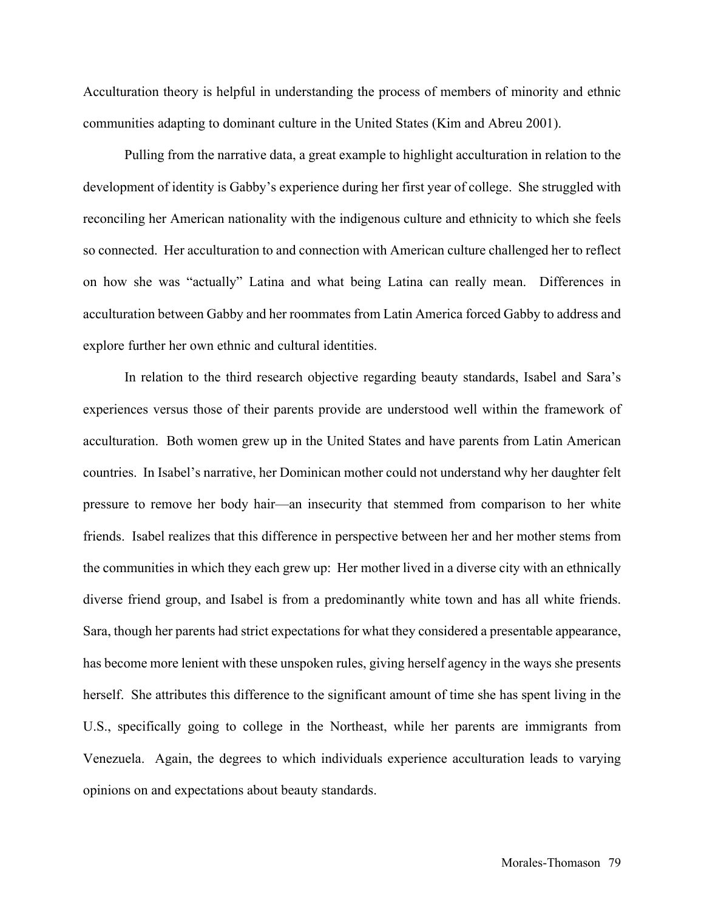Acculturation theory is helpful in understanding the process of members of minority and ethnic communities adapting to dominant culture in the United States (Kim and Abreu 2001).

Pulling from the narrative data, a great example to highlight acculturation in relation to the development of identity is Gabby's experience during her first year of college. She struggled with reconciling her American nationality with the indigenous culture and ethnicity to which she feels so connected. Her acculturation to and connection with American culture challenged her to reflect on how she was "actually" Latina and what being Latina can really mean. Differences in acculturation between Gabby and her roommates from Latin America forced Gabby to address and explore further her own ethnic and cultural identities.

In relation to the third research objective regarding beauty standards, Isabel and Sara's experiences versus those of their parents provide are understood well within the framework of acculturation. Both women grew up in the United States and have parents from Latin American countries. In Isabel's narrative, her Dominican mother could not understand why her daughter felt pressure to remove her body hair—an insecurity that stemmed from comparison to her white friends. Isabel realizes that this difference in perspective between her and her mother stems from the communities in which they each grew up: Her mother lived in a diverse city with an ethnically diverse friend group, and Isabel is from a predominantly white town and has all white friends. Sara, though her parents had strict expectations for what they considered a presentable appearance, has become more lenient with these unspoken rules, giving herself agency in the ways she presents herself. She attributes this difference to the significant amount of time she has spent living in the U.S., specifically going to college in the Northeast, while her parents are immigrants from Venezuela. Again, the degrees to which individuals experience acculturation leads to varying opinions on and expectations about beauty standards.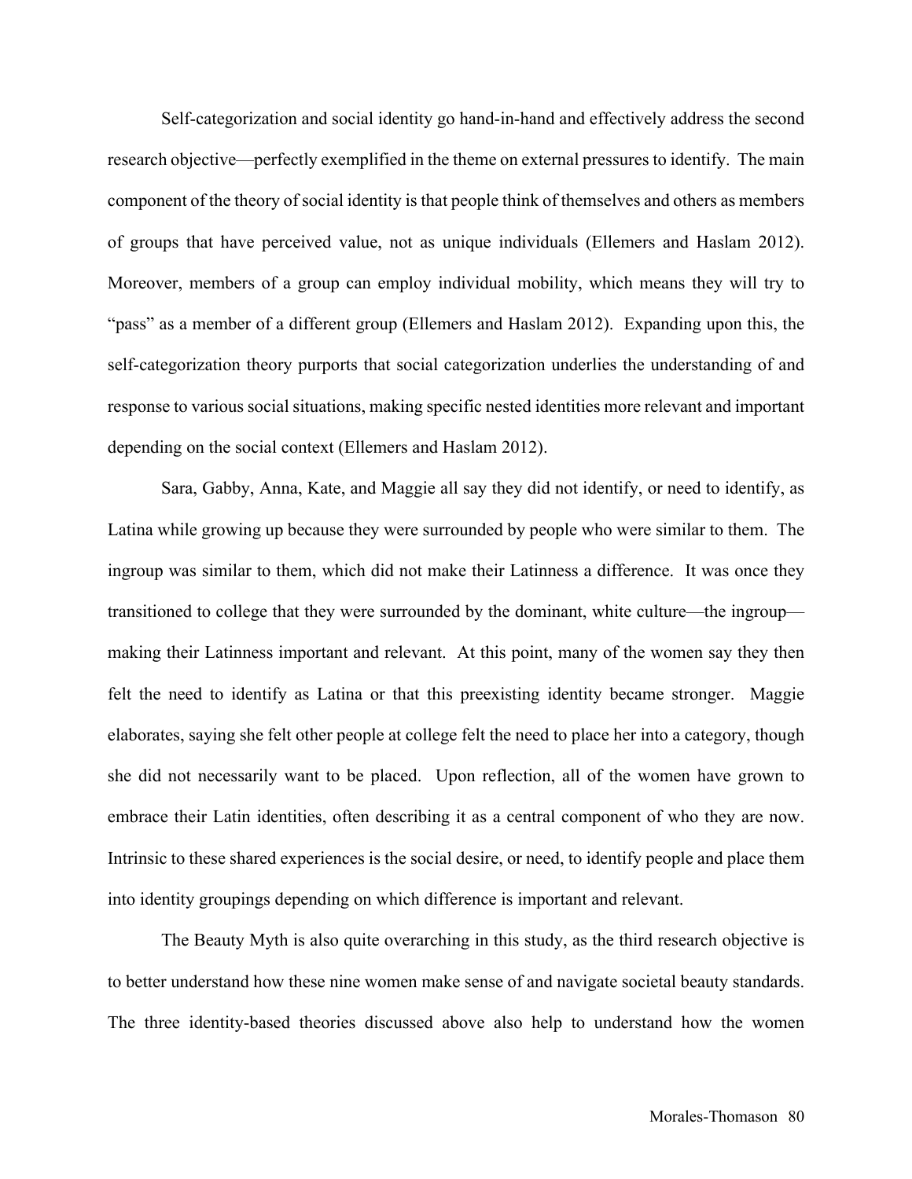Self-categorization and social identity go hand-in-hand and effectively address the second research objective—perfectly exemplified in the theme on external pressures to identify. The main component of the theory of social identity is that people think of themselves and others as members of groups that have perceived value, not as unique individuals (Ellemers and Haslam 2012). Moreover, members of a group can employ individual mobility, which means they will try to "pass" as a member of a different group (Ellemers and Haslam 2012). Expanding upon this, the self-categorization theory purports that social categorization underlies the understanding of and response to various social situations, making specific nested identities more relevant and important depending on the social context (Ellemers and Haslam 2012).

Sara, Gabby, Anna, Kate, and Maggie all say they did not identify, or need to identify, as Latina while growing up because they were surrounded by people who were similar to them. The ingroup was similar to them, which did not make their Latinness a difference. It was once they transitioned to college that they were surrounded by the dominant, white culture—the ingroup—making their Latinness important and relevant. At this point, many of the women say they then felt the need to identify as Latina or that this preexisting identity became stronger. Maggie elaborates, saying she felt other people at college felt the need to place her into a category, though she did not necessarily want to be placed. Upon reflection, all of the women have grown to embrace their Latin identities, often describing it as a central component of who they are now. Intrinsic to these shared experiences is the social desire, or need, to identify people and place them into identity groupings depending on which difference is important and relevant.

The Beauty Myth is also quite overarching in this study, as the third research objective is to better understand how these nine women make sense of and navigate societal beauty standards. The three identity-based theories discussed above also help to understand how the women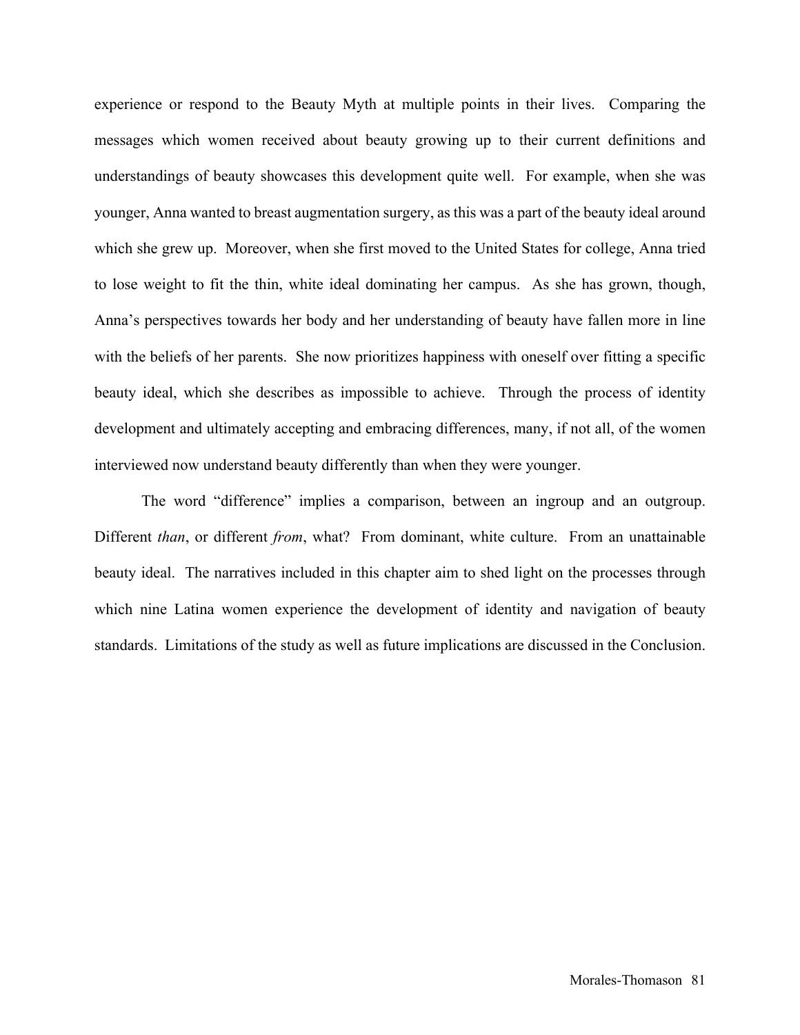experience or respond to the Beauty Myth at multiple points in their lives. Comparing the messages which women received about beauty growing up to their current definitions and understandings of beauty showcases this development quite well. For example, when she was younger, Anna wanted to breast augmentation surgery, as this was a part of the beauty ideal around which she grew up. Moreover, when she first moved to the United States for college, Anna tried to lose weight to fit the thin, white ideal dominating her campus. As she has grown, though, Anna's perspectives towards her body and her understanding of beauty have fallen more in line with the beliefs of her parents. She now prioritizes happiness with oneself over fitting a specific beauty ideal, which she describes as impossible to achieve. Through the process of identity development and ultimately accepting and embracing differences, many, if not all, of the women interviewed now understand beauty differently than when they were younger.

The word "difference" implies a comparison, between an ingroup and an outgroup. Different *than*, or different *from*, what? From dominant, white culture. From an unattainable beauty ideal. The narratives included in this chapter aim to shed light on the processes through which nine Latina women experience the development of identity and navigation of beauty standards. Limitations of the study as well as future implications are discussed in the Conclusion.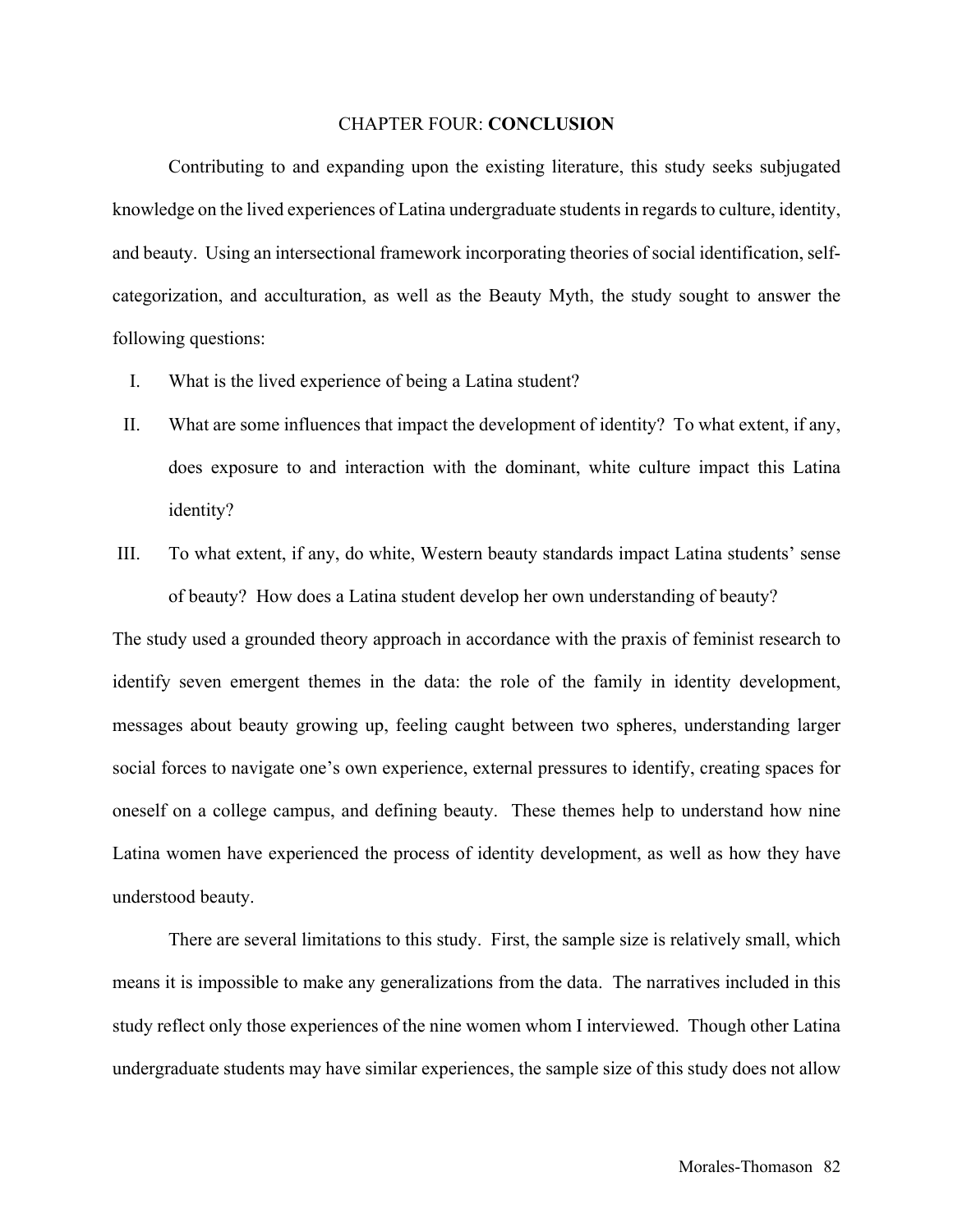# CHAPTER FOUR: **CONCLUSION**

Contributing to and expanding upon the existing literature, this study seeks subjugated knowledge on the lived experiences of Latina undergraduate students in regards to culture, identity, and beauty. Using an intersectional framework incorporating theories of social identification, self-categorization, and acculturation, as well as the Beauty Myth, the study sought to answer the following questions:

I. What is the lived experience of being a Latina student?

II. What are some influences that impact the development of identity? To what extent, if any, does exposure to and interaction with the dominant, white culture impact this Latina identity?

III. To what extent, if any, do white, Western beauty standards impact Latina students' sense of beauty? How does a Latina student develop her own understanding of beauty?

The study used a grounded theory approach in accordance with the praxis of feminist research to identify seven emergent themes in the data: the role of the family in identity development, messages about beauty growing up, feeling caught between two spheres, understanding larger social forces to navigate one's own experience, external pressures to identify, creating spaces for oneself on a college campus, and defining beauty. These themes help to understand how nine Latina women have experienced the process of identity development, as well as how they have understood beauty.

There are several limitations to this study. First, the sample size is relatively small, which means it is impossible to make any generalizations from the data. The narratives included in this study reflect only those experiences of the nine women whom I interviewed. Though other Latina undergraduate students may have similar experiences, the sample size of this study does not allow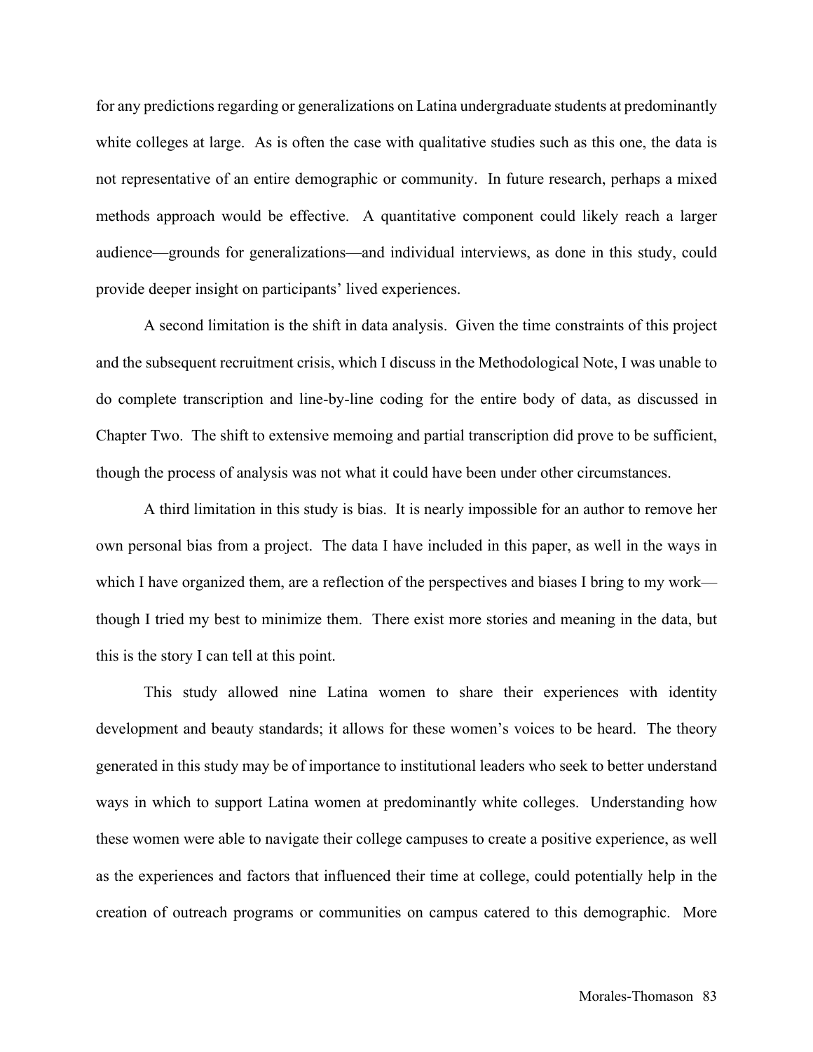for any predictions regarding or generalizations on Latina undergraduate students at predominantly white colleges at large. As is often the case with qualitative studies such as this one, the data is not representative of an entire demographic or community. In future research, perhaps a mixed methods approach would be effective. A quantitative component could likely reach a larger audience—grounds for generalizations—and individual interviews, as done in this study, could provide deeper insight on participants' lived experiences.

A second limitation is the shift in data analysis. Given the time constraints of this project and the subsequent recruitment crisis, which I discuss in the Methodological Note, I was unable to do complete transcription and line-by-line coding for the entire body of data, as discussed in Chapter Two. The shift to extensive memoing and partial transcription did prove to be sufficient, though the process of analysis was not what it could have been under other circumstances.

A third limitation in this study is bias. It is nearly impossible for an author to remove her own personal bias from a project. The data I have included in this paper, as well in the ways in which I have organized them, are a reflection of the perspectives and biases I bring to my work—though I tried my best to minimize them. There exist more stories and meaning in the data, but this is the story I can tell at this point.

This study allowed nine Latina women to share their experiences with identity development and beauty standards; it allows for these women's voices to be heard. The theory generated in this study may be of importance to institutional leaders who seek to better understand ways in which to support Latina women at predominantly white colleges. Understanding how these women were able to navigate their college campuses to create a positive experience, as well as the experiences and factors that influenced their time at college, could potentially help in the creation of outreach programs or communities on campus catered to this demographic. More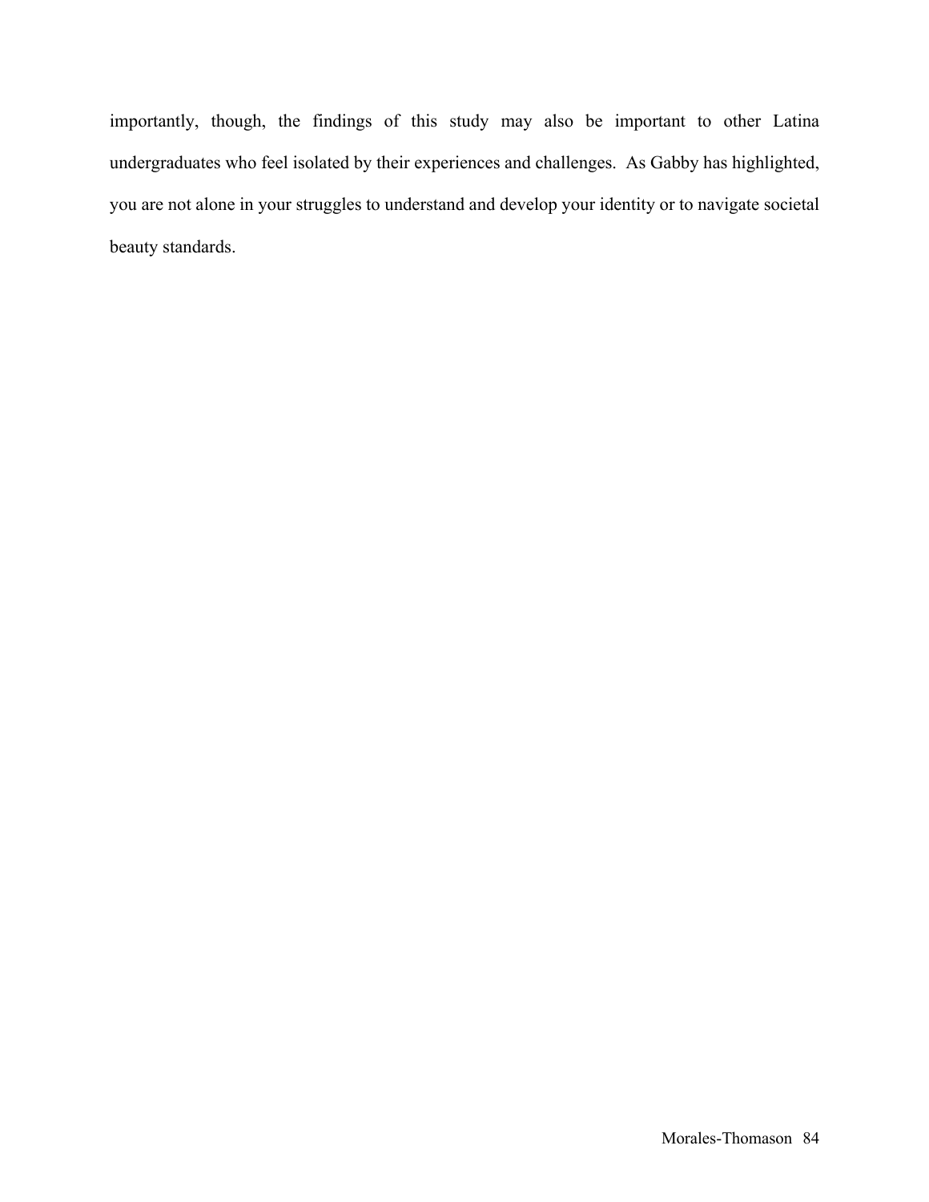importantly, though, the findings of this study may also be important to other Latina undergraduates who feel isolated by their experiences and challenges. As Gabby has highlighted, you are not alone in your struggles to understand and develop your identity or to navigate societal beauty standards.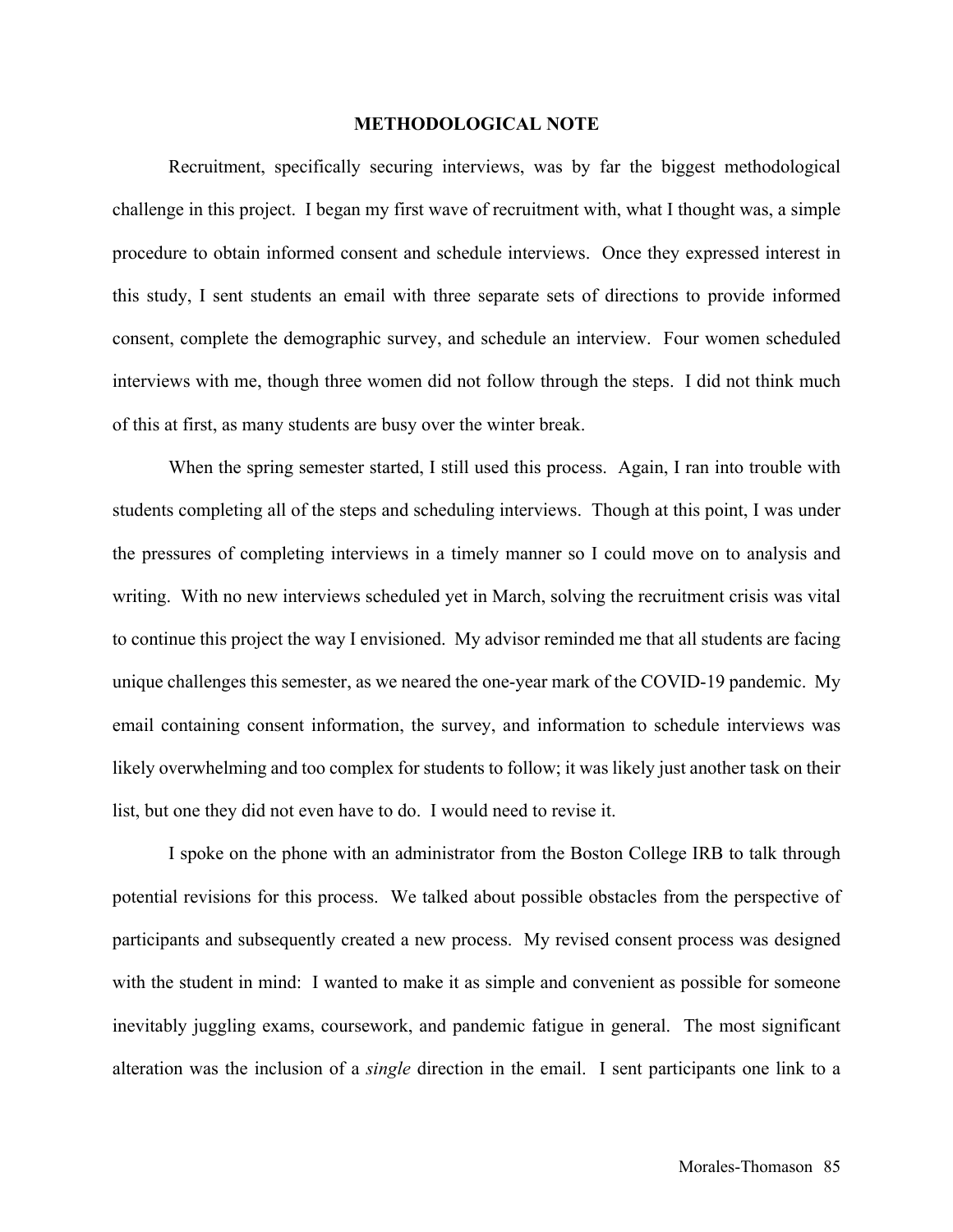## METHODOLOGICAL NOTE

Recruitment, specifically securing interviews, was by far the biggest methodological challenge in this project. I began my first wave of recruitment with, what I thought was, a simple procedure to obtain informed consent and schedule interviews. Once they expressed interest in this study, I sent students an email with three separate sets of directions to provide informed consent, complete the demographic survey, and schedule an interview. Four women scheduled interviews with me, though three women did not follow through the steps. I did not think much of this at first, as many students are busy over the winter break.

When the spring semester started, I still used this process. Again, I ran into trouble with students completing all of the steps and scheduling interviews. Though at this point, I was under the pressures of completing interviews in a timely manner so I could move on to analysis and writing. With no new interviews scheduled yet in March, solving the recruitment crisis was vital to continue this project the way I envisioned. My advisor reminded me that all students are facing unique challenges this semester, as we neared the one-year mark of the COVID-19 pandemic. My email containing consent information, the survey, and information to schedule interviews was likely overwhelming and too complex for students to follow; it was likely just another task on their list, but one they did not even have to do. I would need to revise it.

I spoke on the phone with an administrator from the Boston College IRB to talk through potential revisions for this process. We talked about possible obstacles from the perspective of participants and subsequently created a new process. My revised consent process was designed with the student in mind: I wanted to make it as simple and convenient as possible for someone inevitably juggling exams, coursework, and pandemic fatigue in general. The most significant alteration was the inclusion of a *single* direction in the email. I sent participants one link to a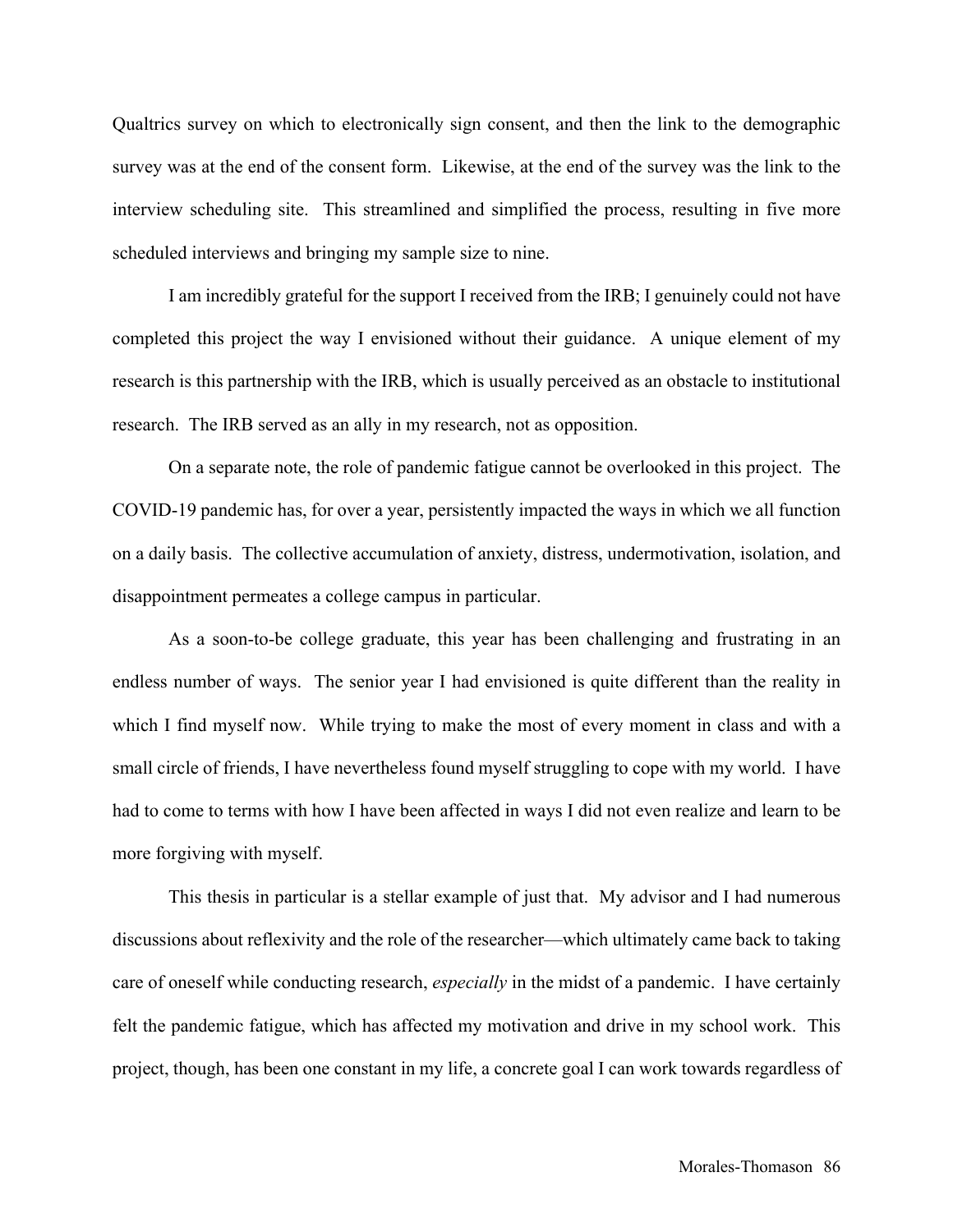Qualtrics survey on which to electronically sign consent, and then the link to the demographic survey was at the end of the consent form. Likewise, at the end of the survey was the link to the interview scheduling site. This streamlined and simplified the process, resulting in five more scheduled interviews and bringing my sample size to nine.

I am incredibly grateful for the support I received from the IRB; I genuinely could not have completed this project the way I envisioned without their guidance. A unique element of my research is this partnership with the IRB, which is usually perceived as an obstacle to institutional research. The IRB served as an ally in my research, not as opposition.

On a separate note, the role of pandemic fatigue cannot be overlooked in this project. The COVID-19 pandemic has, for over a year, persistently impacted the ways in which we all function on a daily basis. The collective accumulation of anxiety, distress, undermotivation, isolation, and disappointment permeates a college campus in particular.

As a soon-to-be college graduate, this year has been challenging and frustrating in an endless number of ways. The senior year I had envisioned is quite different than the reality in which I find myself now. While trying to make the most of every moment in class and with a small circle of friends, I have nevertheless found myself struggling to cope with my world. I have had to come to terms with how I have been affected in ways I did not even realize and learn to be more forgiving with myself.

This thesis in particular is a stellar example of just that. My advisor and I had numerous discussions about reflexivity and the role of the researcher—which ultimately came back to taking care of oneself while conducting research, *especially* in the midst of a pandemic. I have certainly felt the pandemic fatigue, which has affected my motivation and drive in my school work. This project, though, has been one constant in my life, a concrete goal I can work towards regardless of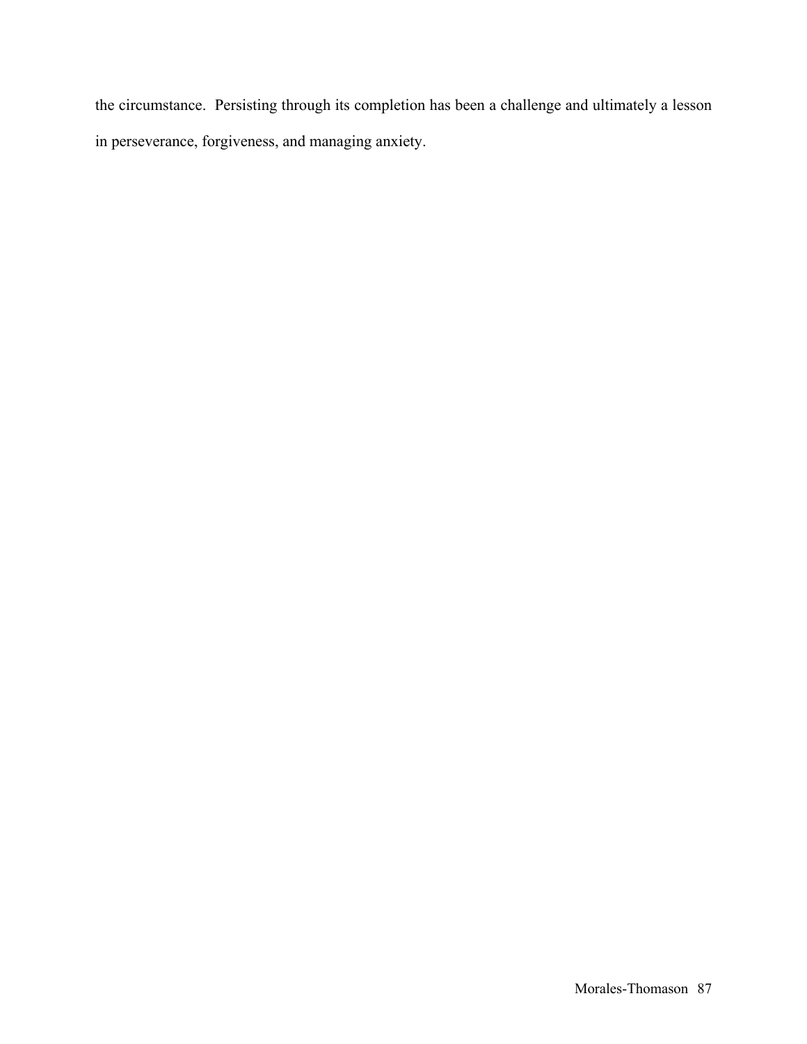the circumstance.  Persisting through its completion has been a challenge and ultimately a lesson in perseverance, forgiveness, and managing anxiety.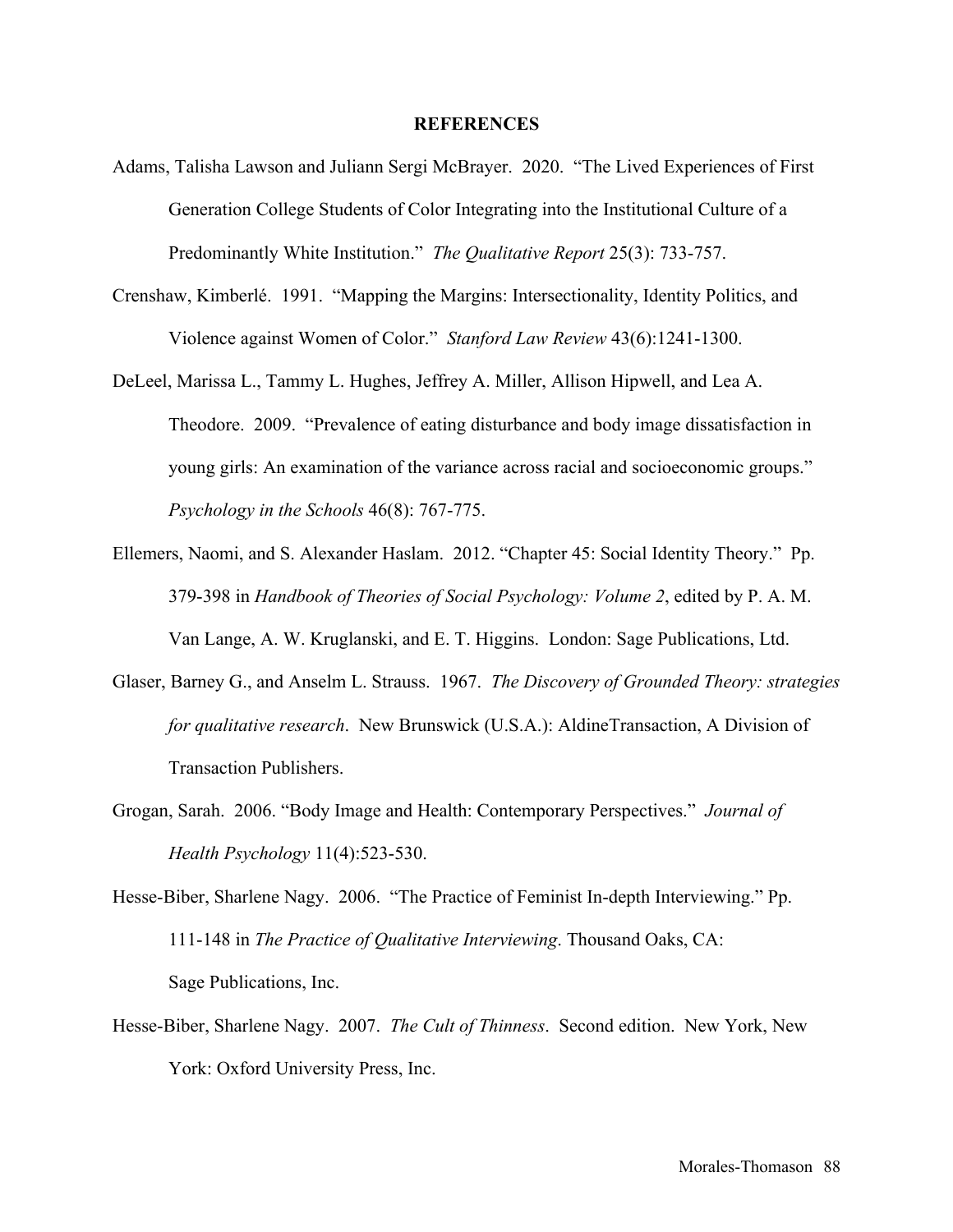## REFERENCES

Adams, Talisha Lawson and Juliann Sergi McBrayer. 2020. "The Lived Experiences of First Generation College Students of Color Integrating into the Institutional Culture of a Predominantly White Institution." *The Qualitative Report* 25(3): 733-757.

Crenshaw, Kimberlé. 1991. "Mapping the Margins: Intersectionality, Identity Politics, and Violence against Women of Color." *Stanford Law Review* 43(6):1241-1300.

DeLeel, Marissa L., Tammy L. Hughes, Jeffrey A. Miller, Allison Hipwell, and Lea A. Theodore. 2009. "Prevalence of eating disturbance and body image dissatisfaction in young girls: An examination of the variance across racial and socioeconomic groups." *Psychology in the Schools* 46(8): 767-775.

Ellemers, Naomi, and S. Alexander Haslam. 2012. "Chapter 45: Social Identity Theory." Pp. 379-398 in *Handbook of Theories of Social Psychology: Volume 2*, edited by P. A. M. Van Lange, A. W. Kruglanski, and E. T. Higgins. London: Sage Publications, Ltd.

Glaser, Barney G., and Anselm L. Strauss. 1967. *The Discovery of Grounded Theory: strategies for qualitative research*. New Brunswick (U.S.A.): AldineTransaction, A Division of Transaction Publishers.

Grogan, Sarah. 2006. "Body Image and Health: Contemporary Perspectives." *Journal of Health Psychology* 11(4):523-530.

Hesse-Biber, Sharlene Nagy. 2006. "The Practice of Feminist In-depth Interviewing." Pp. 111-148 in *The Practice of Qualitative Interviewing*. Thousand Oaks, CA: Sage Publications, Inc.

Hesse-Biber, Sharlene Nagy. 2007. *The Cult of Thinness*. Second edition. New York, New York: Oxford University Press, Inc.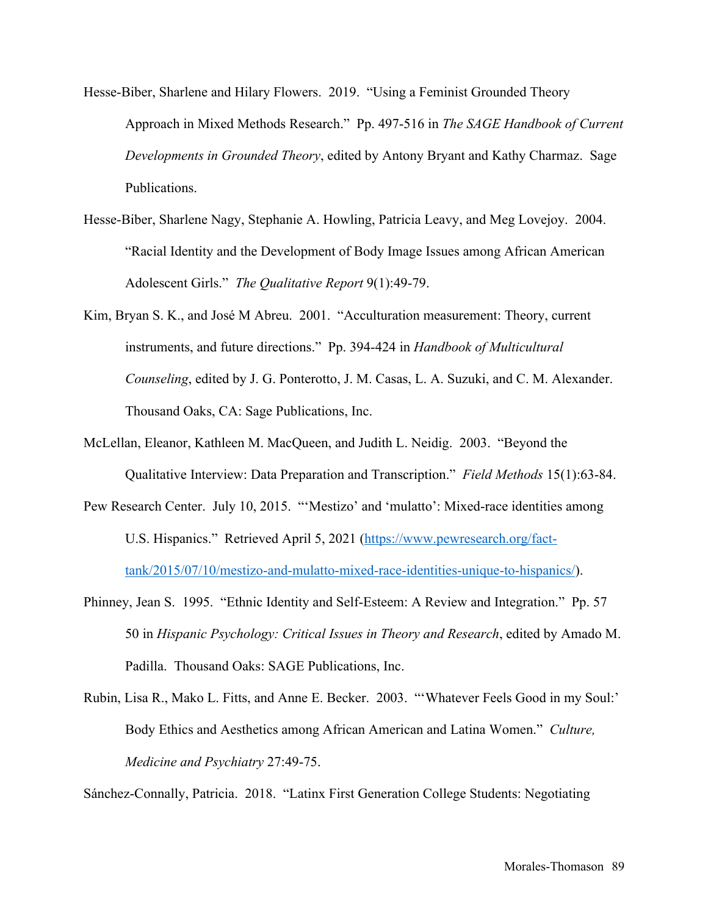Hesse-Biber, Sharlene and Hilary Flowers. 2019. "Using a Feminist Grounded Theory Approach in Mixed Methods Research." Pp. 497-516 in *The SAGE Handbook of Current Developments in Grounded Theory*, edited by Antony Bryant and Kathy Charmaz. Sage Publications.

Hesse-Biber, Sharlene Nagy, Stephanie A. Howling, Patricia Leavy, and Meg Lovejoy. 2004. "Racial Identity and the Development of Body Image Issues among African American Adolescent Girls." *The Qualitative Report* 9(1):49-79.

Kim, Bryan S. K., and José M Abreu. 2001. "Acculturation measurement: Theory, current instruments, and future directions." Pp. 394-424 in *Handbook of Multicultural Counseling*, edited by J. G. Ponterotto, J. M. Casas, L. A. Suzuki, and C. M. Alexander. Thousand Oaks, CA: Sage Publications, Inc.

McLellan, Eleanor, Kathleen M. MacQueen, and Judith L. Neidig. 2003. "Beyond the Qualitative Interview: Data Preparation and Transcription." *Field Methods* 15(1):63-84.

Pew Research Center. July 10, 2015. "'Mestizo' and 'mulatto': Mixed-race identities among U.S. Hispanics." Retrieved April 5, 2021 ([https://www.pewresearch.org/fact-tank/2015/07/10/mestizo-and-mulatto-mixed-race-identities-unique-to-hispanics/](https://www.pewresearch.org/fact-tank/2015/07/10/mestizo-and-mulatto-mixed-race-identities-unique-to-hispanics/)).

Phinney, Jean S. 1995. "Ethnic Identity and Self-Esteem: A Review and Integration." Pp. 57 50 in *Hispanic Psychology: Critical Issues in Theory and Research*, edited by Amado M. Padilla. Thousand Oaks: SAGE Publications, Inc.

Rubin, Lisa R., Mako L. Fitts, and Anne E. Becker. 2003. "'Whatever Feels Good in my Soul:' Body Ethics and Aesthetics among African American and Latina Women." *Culture, Medicine and Psychiatry* 27:49-75.

Sánchez-Connally, Patricia. 2018. "Latinx First Generation College Students: Negotiating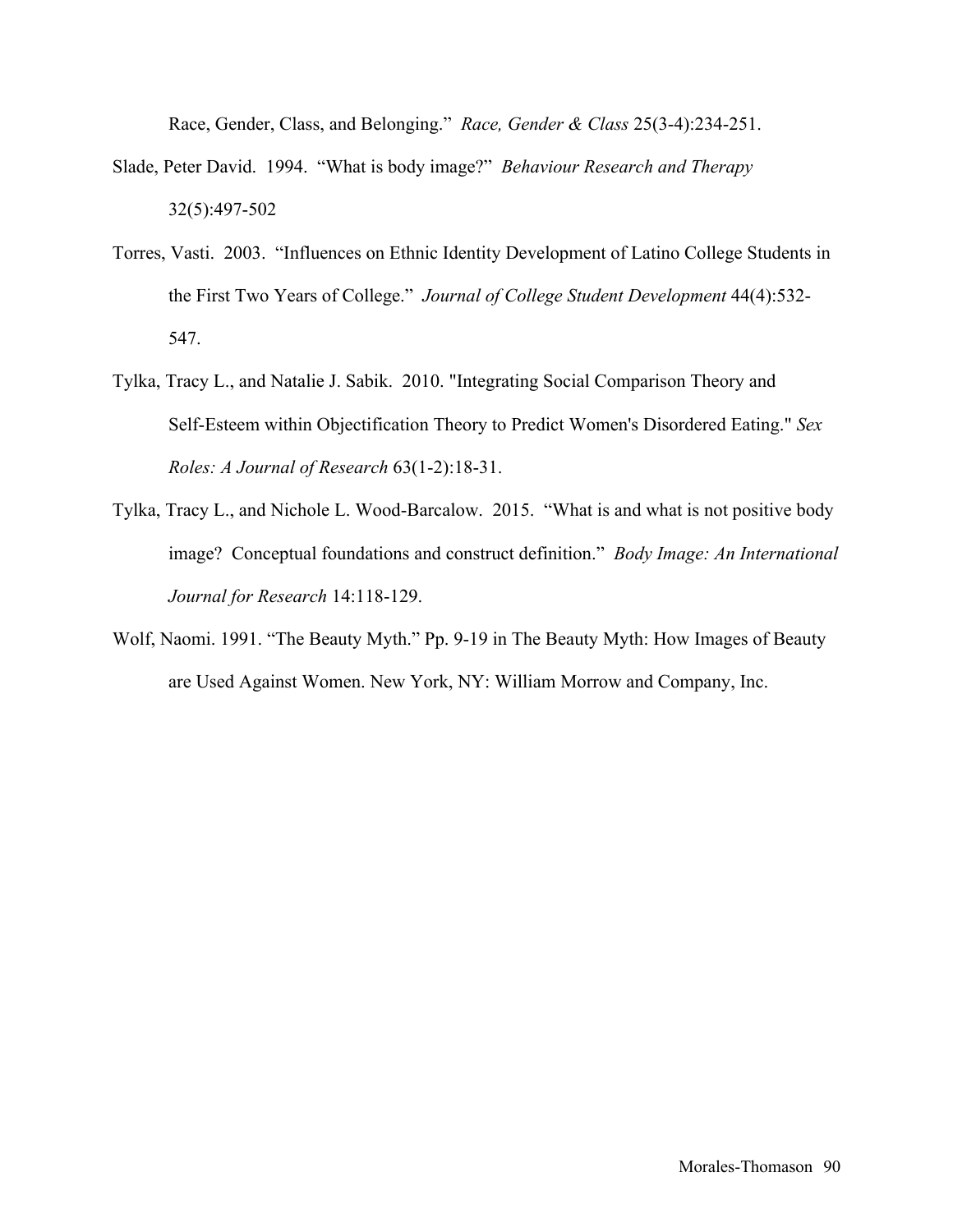Race, Gender, Class, and Belonging." *Race, Gender & Class* 25(3-4):234-251.

Slade, Peter David. 1994. "What is body image?" *Behaviour Research and Therapy* 32(5):497-502

Torres, Vasti. 2003. "Influences on Ethnic Identity Development of Latino College Students in the First Two Years of College." *Journal of College Student Development* 44(4):532-547.

Tylka, Tracy L., and Natalie J. Sabik. 2010. "Integrating Social Comparison Theory and Self-Esteem within Objectification Theory to Predict Women's Disordered Eating." *Sex Roles: A Journal of Research* 63(1-2):18-31.

Tylka, Tracy L., and Nichole L. Wood-Barcalow. 2015. "What is and what is not positive body image? Conceptual foundations and construct definition." *Body Image: An International Journal for Research* 14:118-129.

Wolf, Naomi. 1991. "The Beauty Myth." Pp. 9-19 in The Beauty Myth: How Images of Beauty are Used Against Women. New York, NY: William Morrow and Company, Inc.